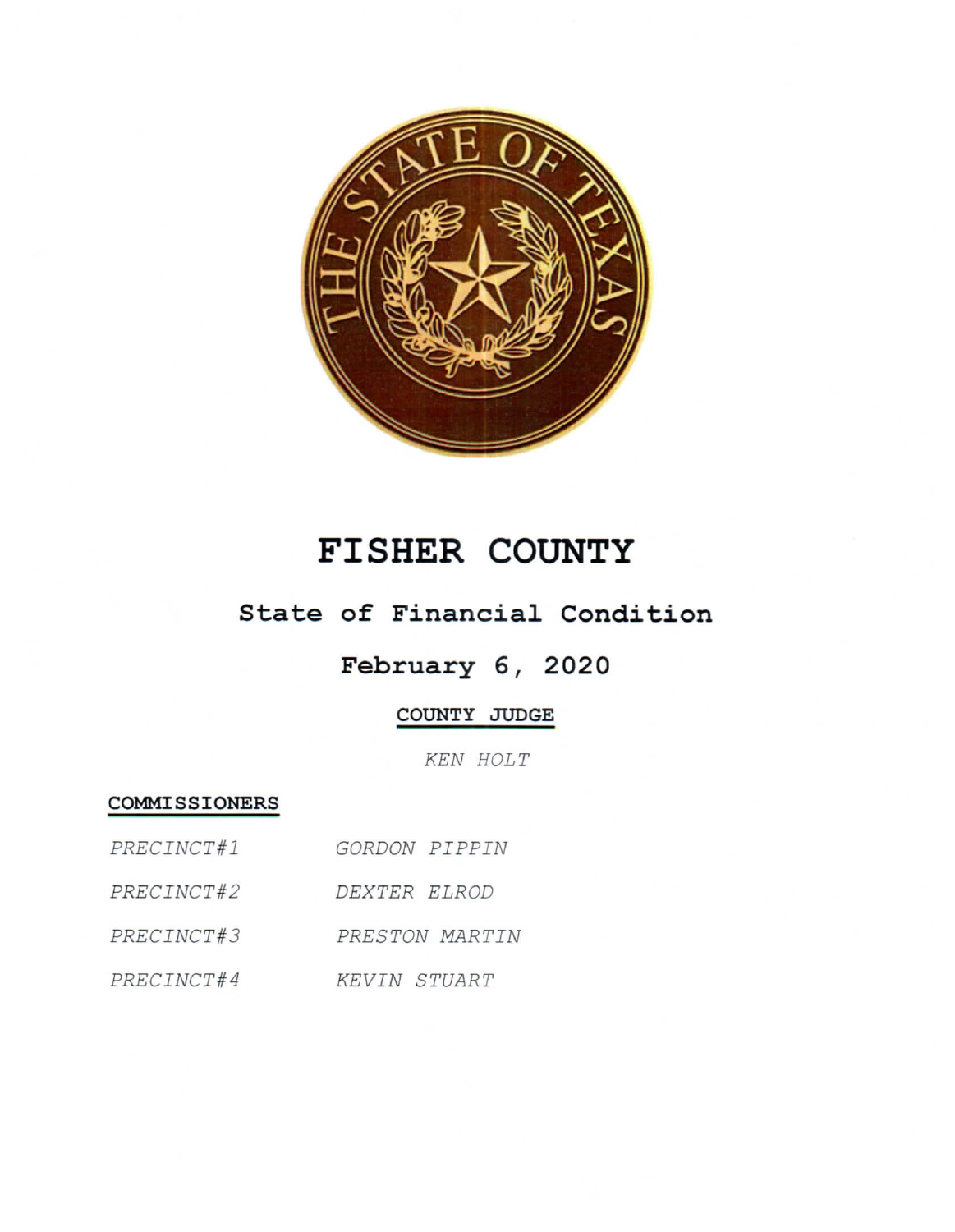# FISHER COUNTY

## State of Financial Condition

## February 6, 2020

**COUNTY JUDGE**

*KEN HOLT*

**COMMISSIONERS**

| | |
|---|---|
| *PRECINCT#1* | *GORDON PIPPIN* |
| *PRECINCT#2* | *DEXTER ELROD* |
| *PRECINCT#3* | *PRESTON MARTIN* |
| *PRECINCT#4* | *KEVIN STUART* |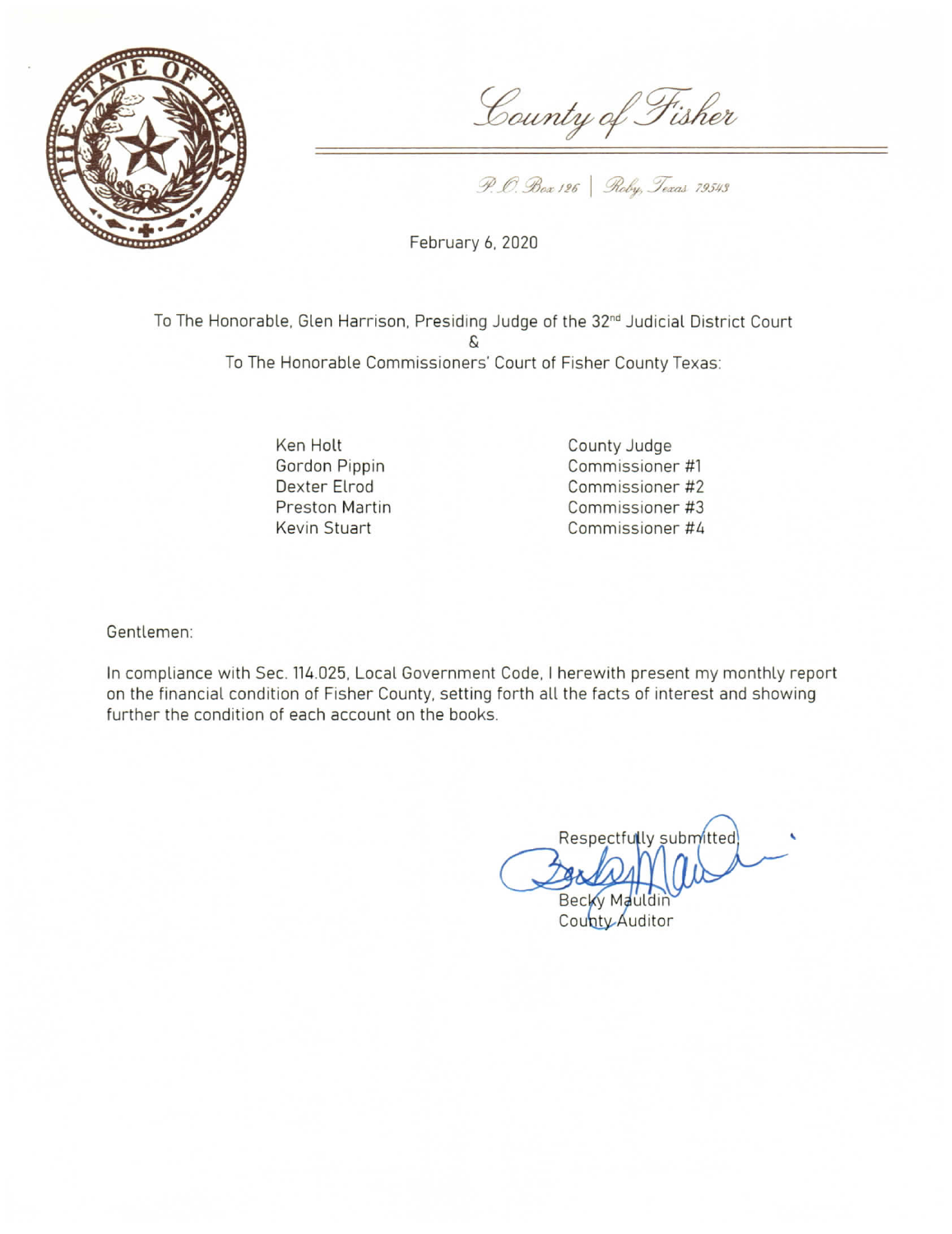# County of Fisher

P.O. Box 126 | Roby, Texas 79543

February 6, 2020

To The Honorable, Glen Harrison, Presiding Judge of the 32nd Judicial District Court

&

To The Honorable Commissioners' Court of Fisher County Texas:

| | |
|---|---|
| Ken Holt | County Judge |
| Gordon Pippin | Commissioner #1 |
| Dexter Elrod | Commissioner #2 |
| Preston Martin | Commissioner #3 |
| Kevin Stuart | Commissioner #4 |

Gentlemen:

In compliance with Sec. 114.025, Local Government Code, I herewith present my monthly report on the financial condition of Fisher County, setting forth all the facts of interest and showing further the condition of each account on the books.

Respectfully submitted,

Becky Mauldin
County Auditor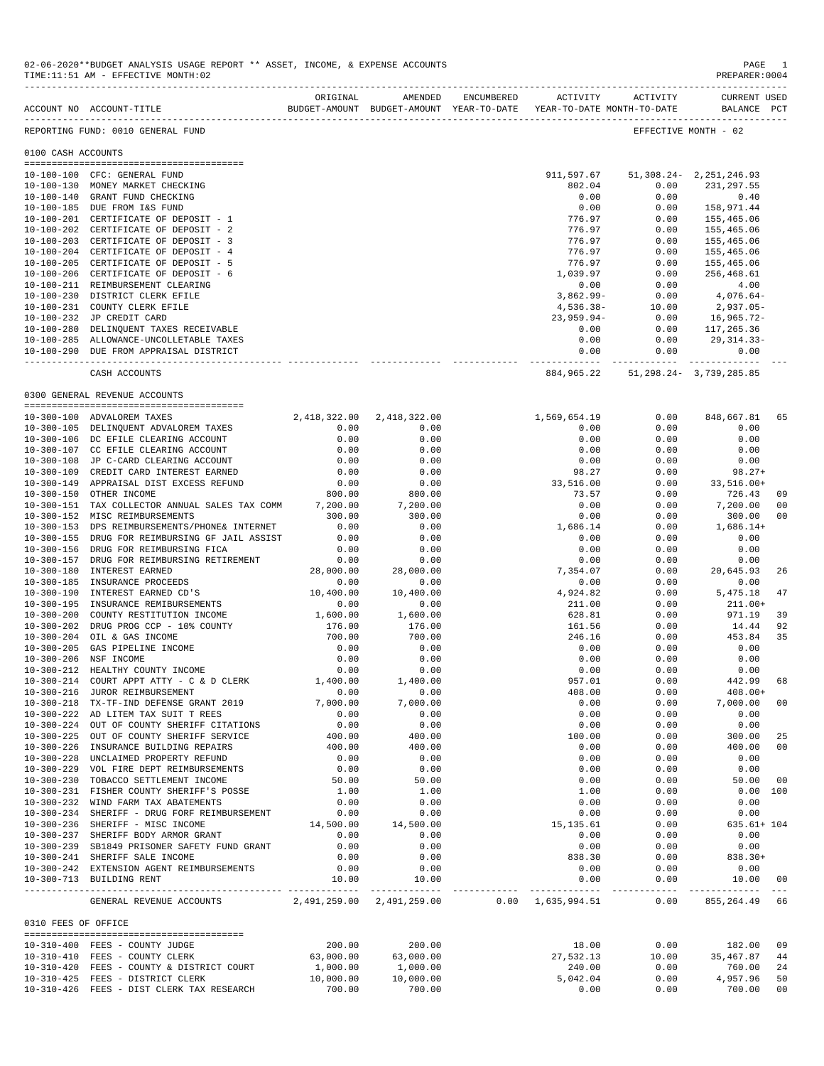02-06-2020**BUDGET ANALYSIS USAGE REPORT ** ASSET, INCOME, & EXPENSE ACCOUNTS

TIME:11:51 AM - EFFECTIVE MONTH:02

PREPARER:0004

REPORTING FUND: 0010 GENERAL FUND — EFFECTIVE MONTH - 02

## 0100 CASH ACCOUNTS

| ACCOUNT NO | ACCOUNT-TITLE | ORIGINAL BUDGET-AMOUNT | AMENDED BUDGET-AMOUNT | ENCUMBERED YEAR-TO-DATE | ACTIVITY YEAR-TO-DATE | ACTIVITY MONTH-TO-DATE | CURRENT USED BALANCE | PCT |
|---|---|---|---|---|---|---|---|---|
| 10-100-100 | CFC: GENERAL FUND | | | | 911,597.67 | 51,308.24- | 2,251,246.93 | |
| 10-100-130 | MONEY MARKET CHECKING | | | | 802.04 | 0.00 | 231,297.55 | |
| 10-100-140 | GRANT FUND CHECKING | | | | 0.00 | 0.00 | 0.40 | |
| 10-100-185 | DUE FROM I&S FUND | | | | 0.00 | 0.00 | 158,971.44 | |
| 10-100-201 | CERTIFICATE OF DEPOSIT - 1 | | | | 776.97 | 0.00 | 155,465.06 | |
| 10-100-202 | CERTIFICATE OF DEPOSIT - 2 | | | | 776.97 | 0.00 | 155,465.06 | |
| 10-100-203 | CERTIFICATE OF DEPOSIT - 3 | | | | 776.97 | 0.00 | 155,465.06 | |
| 10-100-204 | CERTIFICATE OF DEPOSIT - 4 | | | | 776.97 | 0.00 | 155,465.06 | |
| 10-100-205 | CERTIFICATE OF DEPOSIT - 5 | | | | 776.97 | 0.00 | 155,465.06 | |
| 10-100-206 | CERTIFICATE OF DEPOSIT - 6 | | | | 1,039.97 | 0.00 | 256,468.61 | |
| 10-100-211 | REIMBURSEMENT CLEARING | | | | 0.00 | 0.00 | 4.00 | |
| 10-100-230 | DISTRICT CLERK EFILE | | | | 3,862.99- | 0.00 | 4,076.64- | |
| 10-100-231 | COUNTY CLERK EFILE | | | | 4,536.38- | 10.00 | 2,937.05- | |
| 10-100-232 | JP CREDIT CARD | | | | 23,959.94- | 0.00 | 16,965.72- | |
| 10-100-280 | DELINQUENT TAXES RECEIVABLE | | | | 0.00 | 0.00 | 117,265.36 | |
| 10-100-285 | ALLOWANCE-UNCOLLETABLE TAXES | | | | 0.00 | 0.00 | 29,314.33- | |
| 10-100-290 | DUE FROM APPRAISAL DISTRICT | | | | 0.00 | 0.00 | 0.00 | |
| | CASH ACCOUNTS | | | | 884,965.22 | 51,298.24- | 3,739,285.85 | |

## 0300 GENERAL REVENUE ACCOUNTS

| ACCOUNT NO | ACCOUNT-TITLE | ORIGINAL BUDGET-AMOUNT | AMENDED BUDGET-AMOUNT | ENCUMBERED YEAR-TO-DATE | ACTIVITY YEAR-TO-DATE | ACTIVITY MONTH-TO-DATE | CURRENT USED BALANCE | PCT |
|---|---|---|---|---|---|---|---|---|
| 10-300-100 | ADVALOREM TAXES | 2,418,322.00 | 2,418,322.00 | | 1,569,654.19 | 0.00 | 848,667.81 | 65 |
| 10-300-105 | DELINQUENT ADVALOREM TAXES | 0.00 | 0.00 | | 0.00 | 0.00 | 0.00 | |
| 10-300-106 | DC EFILE CLEARING ACCOUNT | 0.00 | 0.00 | | 0.00 | 0.00 | 0.00 | |
| 10-300-107 | CC EFILE CLEARING ACCOUNT | 0.00 | 0.00 | | 0.00 | 0.00 | 0.00 | |
| 10-300-108 | JP C-CARD CLEARING ACCOUNT | 0.00 | 0.00 | | 0.00 | 0.00 | 0.00 | |
| 10-300-109 | CREDIT CARD INTEREST EARNED | 0.00 | 0.00 | | 98.27 | 0.00 | 98.27+ | |
| 10-300-149 | APPRAISAL DIST EXCESS REFUND | 0.00 | 0.00 | | 33,516.00 | 0.00 | 33,516.00+ | |
| 10-300-150 | OTHER INCOME | 800.00 | 800.00 | | 73.57 | 0.00 | 726.43 | 09 |
| 10-300-151 | TAX COLLECTOR ANNUAL SALES TAX COMM | 7,200.00 | 7,200.00 | | 0.00 | 0.00 | 7,200.00 | 00 |
| 10-300-152 | MISC REIMBURSEMENTS | 300.00 | 300.00 | | 0.00 | 0.00 | 300.00 | 00 |
| 10-300-153 | DPS REIMBURSEMENTS/PHONE& INTERNET | 0.00 | 0.00 | | 1,686.14 | 0.00 | 1,686.14+ | |
| 10-300-155 | DRUG FOR REIMBURSING GF JAIL ASSIST | 0.00 | 0.00 | | 0.00 | 0.00 | 0.00 | |
| 10-300-156 | DRUG FOR REIMBURSING FICA | 0.00 | 0.00 | | 0.00 | 0.00 | 0.00 | |
| 10-300-157 | DRUG FOR REIMBURSING RETIREMENT | 0.00 | 0.00 | | 0.00 | 0.00 | 0.00 | |
| 10-300-180 | INTEREST EARNED | 28,000.00 | 28,000.00 | | 7,354.07 | 0.00 | 20,645.93 | 26 |
| 10-300-185 | INSURANCE PROCEEDS | 0.00 | 0.00 | | 0.00 | 0.00 | 0.00 | |
| 10-300-190 | INTEREST EARNED CD'S | 10,400.00 | 10,400.00 | | 4,924.82 | 0.00 | 5,475.18 | 47 |
| 10-300-195 | INSURANCE REIMBURSEMENTS | 0.00 | 0.00 | | 211.00 | 0.00 | 211.00+ | |
| 10-300-200 | COUNTY RESTITUTION INCOME | 1,600.00 | 1,600.00 | | 628.81 | 0.00 | 971.19 | 39 |
| 10-300-202 | DRUG PROG CCP - 10% COUNTY | 176.00 | 176.00 | | 161.56 | 0.00 | 14.44 | 92 |
| 10-300-204 | OIL & GAS INCOME | 700.00 | 700.00 | | 246.16 | 0.00 | 453.84 | 35 |
| 10-300-205 | GAS PIPELINE INCOME | 0.00 | 0.00 | | 0.00 | 0.00 | 0.00 | |
| 10-300-206 | NSF INCOME | 0.00 | 0.00 | | 0.00 | 0.00 | 0.00 | |
| 10-300-212 | HEALTHY COUNTY INCOME | 0.00 | 0.00 | | 0.00 | 0.00 | 0.00 | |
| 10-300-214 | COURT APPT ATTY - C & D CLERK | 1,400.00 | 1,400.00 | | 957.01 | 0.00 | 442.99 | 68 |
| 10-300-216 | JUROR REIMBURSEMENT | 0.00 | 0.00 | | 408.00 | 0.00 | 408.00+ | |
| 10-300-218 | TX-TF-IND DEFENSE GRANT 2019 | 7,000.00 | 7,000.00 | | 0.00 | 0.00 | 7,000.00 | 00 |
| 10-300-222 | AD LITEM TAX SUIT T REES | 0.00 | 0.00 | | 0.00 | 0.00 | 0.00 | |
| 10-300-224 | OUT OF COUNTY SHERIFF CITATIONS | 0.00 | 0.00 | | 0.00 | 0.00 | 0.00 | |
| 10-300-225 | OUT OF COUNTY SHERIFF SERVICE | 400.00 | 400.00 | | 100.00 | 0.00 | 300.00 | 25 |
| 10-300-226 | INSURANCE BUILDING REPAIRS | 400.00 | 400.00 | | 0.00 | 0.00 | 400.00 | 00 |
| 10-300-228 | UNCLAIMED PROPERTY REFUND | 0.00 | 0.00 | | 0.00 | 0.00 | 0.00 | |
| 10-300-229 | VOL FIRE DEPT REIMBURSEMENTS | 0.00 | 0.00 | | 0.00 | 0.00 | 0.00 | |
| 10-300-230 | TOBACCO SETTLEMENT INCOME | 50.00 | 50.00 | | 0.00 | 0.00 | 50.00 | 00 |
| 10-300-231 | FISHER COUNTY SHERIFF'S POSSE | 1.00 | 1.00 | | 1.00 | 0.00 | 0.00 | 100 |
| 10-300-232 | WIND FARM TAX ABATEMENTS | 0.00 | 0.00 | | 0.00 | 0.00 | 0.00 | |
| 10-300-234 | SHERIFF - DRUG FORF REIMBURSEMENT | 0.00 | 0.00 | | 0.00 | 0.00 | 0.00 | |
| 10-300-236 | SHERIFF - MISC INCOME | 14,500.00 | 14,500.00 | | 15,135.61 | 0.00 | 635.61+ | 104 |
| 10-300-237 | SHERIFF BODY ARMOR GRANT | 0.00 | 0.00 | | 0.00 | 0.00 | 0.00 | |
| 10-300-239 | SB1849 PRISONER SAFETY FUND GRANT | 0.00 | 0.00 | | 0.00 | 0.00 | 0.00 | |
| 10-300-241 | SHERIFF SALE INCOME | 0.00 | 0.00 | | 838.30 | 0.00 | 838.30+ | |
| 10-300-242 | EXTENSION AGENT REIMBURSEMENTS | 0.00 | 0.00 | | 0.00 | 0.00 | 0.00 | |
| 10-300-713 | BUILDING RENT | 10.00 | 10.00 | | 0.00 | 0.00 | 10.00 | 00 |
| | GENERAL REVENUE ACCOUNTS | 2,491,259.00 | 2,491,259.00 | 0.00 | 1,635,994.51 | 0.00 | 855,264.49 | 66 |

## 0310 FEES OF OFFICE

| ACCOUNT NO | ACCOUNT-TITLE | ORIGINAL BUDGET-AMOUNT | AMENDED BUDGET-AMOUNT | ENCUMBERED YEAR-TO-DATE | ACTIVITY YEAR-TO-DATE | ACTIVITY MONTH-TO-DATE | CURRENT USED BALANCE | PCT |
|---|---|---|---|---|---|---|---|---|
| 10-310-400 | FEES - COUNTY JUDGE | 200.00 | 200.00 | | 18.00 | 0.00 | 182.00 | 09 |
| 10-310-410 | FEES - COUNTY CLERK | 63,000.00 | 63,000.00 | | 27,532.13 | 10.00 | 35,467.87 | 44 |
| 10-310-420 | FEES - COUNTY & DISTRICT COURT | 1,000.00 | 1,000.00 | | 240.00 | 0.00 | 760.00 | 24 |
| 10-310-425 | FEES - DISTRICT CLERK | 10,000.00 | 10,000.00 | | 5,042.04 | 0.00 | 4,957.96 | 50 |
| 10-310-426 | FEES - DIST CLERK TAX RESEARCH | 700.00 | 700.00 | | 0.00 | 0.00 | 700.00 | 00 |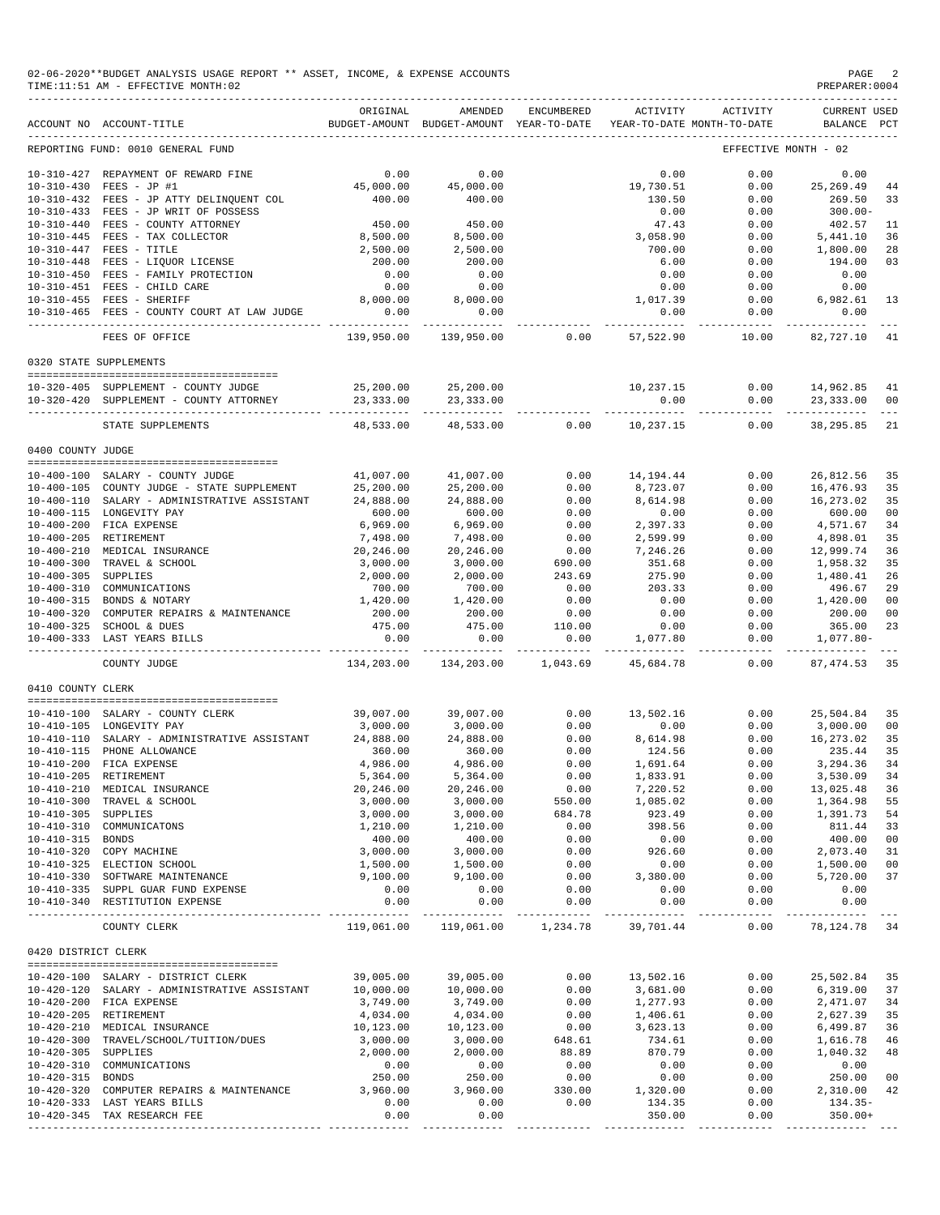02-06-2020**BUDGET ANALYSIS USAGE REPORT ** ASSET, INCOME, & EXPENSE ACCOUNTS
TIME:11:51 AM - EFFECTIVE MONTH:02

REPORTING FUND: 0010 GENERAL FUND — EFFECTIVE MONTH - 02

| ACCOUNT NO | ACCOUNT-TITLE | ORIGINAL BUDGET-AMOUNT | AMENDED BUDGET-AMOUNT | ENCUMBERED YEAR-TO-DATE | ACTIVITY YEAR-TO-DATE | ACTIVITY MONTH-TO-DATE | CURRENT USED BALANCE | PCT |
|---|---|---|---|---|---|---|---|---|
| 10-310-427 | REPAYMENT OF REWARD FINE | 0.00 | 0.00 | | 0.00 | 0.00 | 0.00 | |
| 10-310-430 | FEES - JP #1 | 45,000.00 | 45,000.00 | | 19,730.51 | 0.00 | 25,269.49 | 44 |
| 10-310-432 | FEES - JP ATTY DELINQUENT COL | 400.00 | 400.00 | | 130.50 | 0.00 | 269.50 | 33 |
| 10-310-433 | FEES - JP WRIT OF POSSESS | | | | 0.00 | 0.00 | 300.00- | |
| 10-310-440 | FEES - COUNTY ATTORNEY | 450.00 | 450.00 | | 47.43 | 0.00 | 402.57 | 11 |
| 10-310-445 | FEES - TAX COLLECTOR | 8,500.00 | 8,500.00 | | 3,058.90 | 0.00 | 5,441.10 | 36 |
| 10-310-447 | FEES - TITLE | 2,500.00 | 2,500.00 | | 700.00 | 0.00 | 1,800.00 | 28 |
| 10-310-448 | FEES - LIQUOR LICENSE | 200.00 | 200.00 | | 6.00 | 0.00 | 194.00 | 03 |
| 10-310-450 | FEES - FAMILY PROTECTION | 0.00 | 0.00 | | 0.00 | 0.00 | 0.00 | |
| 10-310-451 | FEES - CHILD CARE | 0.00 | 0.00 | | 0.00 | 0.00 | 0.00 | |
| 10-310-455 | FEES - SHERIFF | 8,000.00 | 8,000.00 | | 1,017.39 | 0.00 | 6,982.61 | 13 |
| 10-310-465 | FEES - COUNTY COURT AT LAW JUDGE | 0.00 | 0.00 | | 0.00 | 0.00 | 0.00 | |
| | FEES OF OFFICE | 139,950.00 | 139,950.00 | 0.00 | 57,522.90 | 10.00 | 82,727.10 | 41 |
| **0320 STATE SUPPLEMENTS** | | | | | | | | |
| 10-320-405 | SUPPLEMENT - COUNTY JUDGE | 25,200.00 | 25,200.00 | | 10,237.15 | 0.00 | 14,962.85 | 41 |
| 10-320-420 | SUPPLEMENT - COUNTY ATTORNEY | 23,333.00 | 23,333.00 | | 0.00 | 0.00 | 23,333.00 | 00 |
| | STATE SUPPLEMENTS | 48,533.00 | 48,533.00 | 0.00 | 10,237.15 | 0.00 | 38,295.85 | 21 |
| **0400 COUNTY JUDGE** | | | | | | | | |
| 10-400-100 | SALARY - COUNTY JUDGE | 41,007.00 | 41,007.00 | 0.00 | 14,194.44 | 0.00 | 26,812.56 | 35 |
| 10-400-105 | COUNTY JUDGE - STATE SUPPLEMENT | 25,200.00 | 25,200.00 | 0.00 | 8,723.07 | 0.00 | 16,476.93 | 35 |
| 10-400-110 | SALARY - ADMINISTRATIVE ASSISTANT | 24,888.00 | 24,888.00 | 0.00 | 8,614.98 | 0.00 | 16,273.02 | 35 |
| 10-400-115 | LONGEVITY PAY | 600.00 | 600.00 | 0.00 | 0.00 | 0.00 | 600.00 | 00 |
| 10-400-200 | FICA EXPENSE | 6,969.00 | 6,969.00 | 0.00 | 2,397.33 | 0.00 | 4,571.67 | 34 |
| 10-400-205 | RETIREMENT | 7,498.00 | 7,498.00 | 0.00 | 2,599.99 | 0.00 | 4,898.01 | 35 |
| 10-400-210 | MEDICAL INSURANCE | 20,246.00 | 20,246.00 | 0.00 | 7,246.26 | 0.00 | 12,999.74 | 36 |
| 10-400-300 | TRAVEL & SCHOOL | 3,000.00 | 3,000.00 | 690.00 | 351.68 | 0.00 | 1,958.32 | 35 |
| 10-400-305 | SUPPLIES | 2,000.00 | 2,000.00 | 243.69 | 275.90 | 0.00 | 1,480.41 | 26 |
| 10-400-310 | COMMUNICATIONS | 700.00 | 700.00 | 0.00 | 203.33 | 0.00 | 496.67 | 29 |
| 10-400-315 | BONDS & NOTARY | 1,420.00 | 1,420.00 | 0.00 | 0.00 | 0.00 | 1,420.00 | 00 |
| 10-400-320 | COMPUTER REPAIRS & MAINTENANCE | 200.00 | 200.00 | 0.00 | 0.00 | 0.00 | 200.00 | 00 |
| 10-400-325 | SCHOOL & DUES | 475.00 | 475.00 | 110.00 | 0.00 | 0.00 | 365.00 | 23 |
| 10-400-333 | LAST YEARS BILLS | 0.00 | 0.00 | 0.00 | 1,077.80 | 0.00 | 1,077.80- | |
| | COUNTY JUDGE | 134,203.00 | 134,203.00 | 1,043.69 | 45,684.78 | 0.00 | 87,474.53 | 35 |
| **0410 COUNTY CLERK** | | | | | | | | |
| 10-410-100 | SALARY - COUNTY CLERK | 39,007.00 | 39,007.00 | 0.00 | 13,502.16 | 0.00 | 25,504.84 | 35 |
| 10-410-105 | LONGEVITY PAY | 3,000.00 | 3,000.00 | 0.00 | 0.00 | 0.00 | 3,000.00 | 00 |
| 10-410-110 | SALARY - ADMINISTRATIVE ASSISTANT | 24,888.00 | 24,888.00 | 0.00 | 8,614.98 | 0.00 | 16,273.02 | 35 |
| 10-410-115 | PHONE ALLOWANCE | 360.00 | 360.00 | 0.00 | 124.56 | 0.00 | 235.44 | 35 |
| 10-410-200 | FICA EXPENSE | 4,986.00 | 4,986.00 | 0.00 | 1,691.64 | 0.00 | 3,294.36 | 34 |
| 10-410-205 | RETIREMENT | 5,364.00 | 5,364.00 | 0.00 | 1,833.91 | 0.00 | 3,530.09 | 34 |
| 10-410-210 | MEDICAL INSURANCE | 20,246.00 | 20,246.00 | 0.00 | 7,220.52 | 0.00 | 13,025.48 | 36 |
| 10-410-300 | TRAVEL & SCHOOL | 3,000.00 | 3,000.00 | 550.00 | 1,085.02 | 0.00 | 1,364.98 | 55 |
| 10-410-305 | SUPPLIES | 3,000.00 | 3,000.00 | 684.78 | 923.49 | 0.00 | 1,391.73 | 54 |
| 10-410-310 | COMMUNICATONS | 1,210.00 | 1,210.00 | 0.00 | 398.56 | 0.00 | 811.44 | 33 |
| 10-410-315 | BONDS | 400.00 | 400.00 | 0.00 | 0.00 | 0.00 | 400.00 | 00 |
| 10-410-320 | COPY MACHINE | 3,000.00 | 3,000.00 | 0.00 | 926.60 | 0.00 | 2,073.40 | 31 |
| 10-410-325 | ELECTION SCHOOL | 1,500.00 | 1,500.00 | 0.00 | 0.00 | 0.00 | 1,500.00 | 00 |
| 10-410-330 | SOFTWARE MAINTENANCE | 9,100.00 | 9,100.00 | 0.00 | 3,380.00 | 0.00 | 5,720.00 | 37 |
| 10-410-335 | SUPPL GUAR FUND EXPENSE | 0.00 | 0.00 | 0.00 | 0.00 | 0.00 | 0.00 | |
| 10-410-340 | RESTITUTION EXPENSE | 0.00 | 0.00 | 0.00 | 0.00 | 0.00 | 0.00 | |
| | COUNTY CLERK | 119,061.00 | 119,061.00 | 1,234.78 | 39,701.44 | 0.00 | 78,124.78 | 34 |
| **0420 DISTRICT CLERK** | | | | | | | | |
| 10-420-100 | SALARY - DISTRICT CLERK | 39,005.00 | 39,005.00 | 0.00 | 13,502.16 | 0.00 | 25,502.84 | 35 |
| 10-420-120 | SALARY - ADMINISTRATIVE ASSISTANT | 10,000.00 | 10,000.00 | 0.00 | 3,681.00 | 0.00 | 6,319.00 | 37 |
| 10-420-200 | FICA EXPENSE | 3,749.00 | 3,749.00 | 0.00 | 1,277.93 | 0.00 | 2,471.07 | 34 |
| 10-420-205 | RETIREMENT | 4,034.00 | 4,034.00 | 0.00 | 1,406.61 | 0.00 | 2,627.39 | 35 |
| 10-420-210 | MEDICAL INSURANCE | 10,123.00 | 10,123.00 | 0.00 | 3,623.13 | 0.00 | 6,499.87 | 36 |
| 10-420-300 | TRAVEL/SCHOOL/TUITION/DUES | 3,000.00 | 3,000.00 | 648.61 | 734.61 | 0.00 | 1,616.78 | 46 |
| 10-420-305 | SUPPLIES | 2,000.00 | 2,000.00 | 88.89 | 870.79 | 0.00 | 1,040.32 | 48 |
| 10-420-310 | COMMUNICATIONS | 0.00 | 0.00 | 0.00 | 0.00 | 0.00 | 0.00 | |
| 10-420-315 | BONDS | 250.00 | 250.00 | 0.00 | 0.00 | 0.00 | 250.00 | 00 |
| 10-420-320 | COMPUTER REPAIRS & MAINTENANCE | 3,960.00 | 3,960.00 | 330.00 | 1,320.00 | 0.00 | 2,310.00 | 42 |
| 10-420-333 | LAST YEARS BILLS | 0.00 | 0.00 | 0.00 | 134.35 | 0.00 | 134.35- | |
| 10-420-345 | TAX RESEARCH FEE | 0.00 | 0.00 | | 350.00 | 0.00 | 350.00+ | |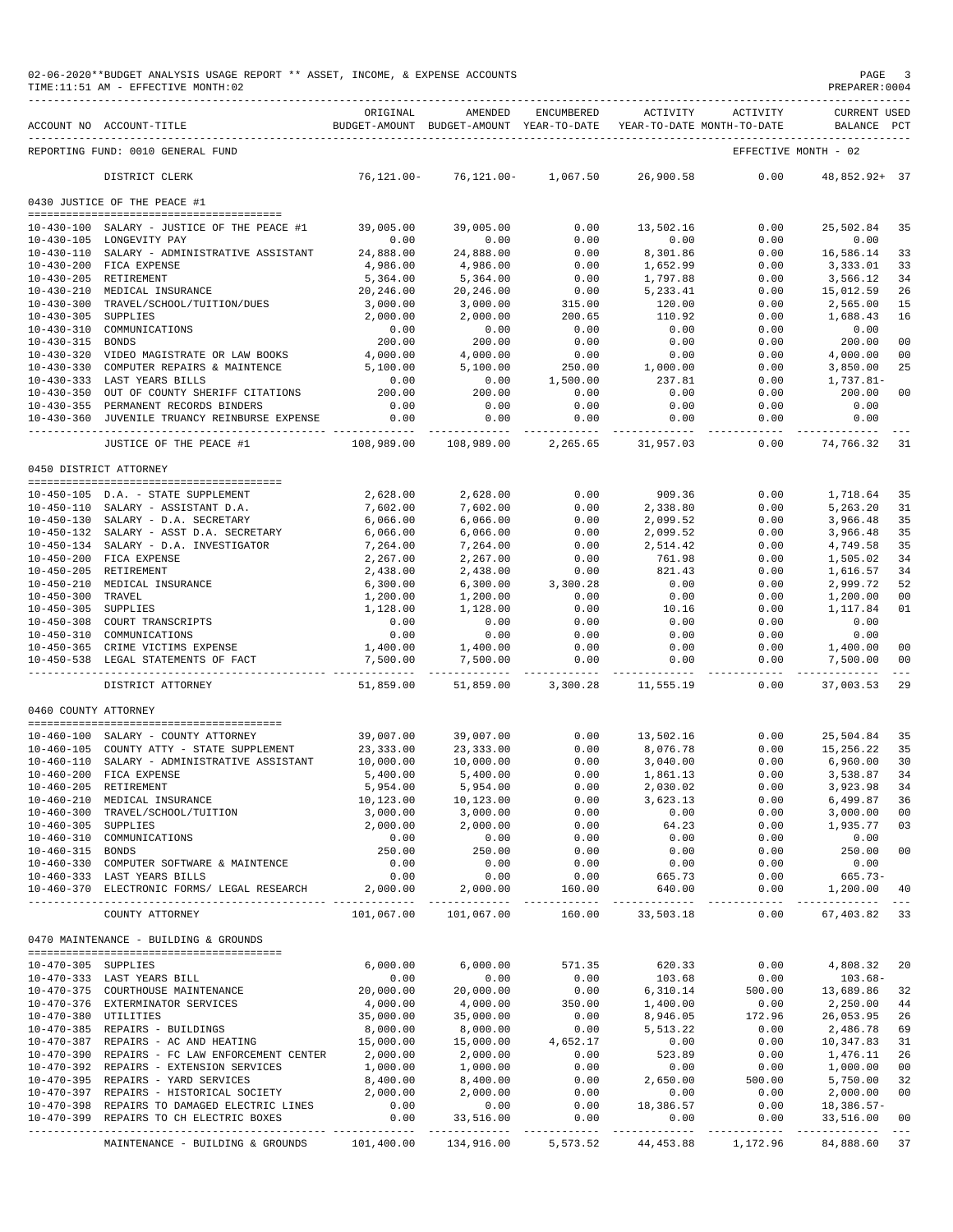02-06-2020**BUDGET ANALYSIS USAGE REPORT ** ASSET, INCOME, & EXPENSE ACCOUNTS
TIME:11:51 AM - EFFECTIVE MONTH:02

REPORTING FUND: 0010 GENERAL FUND — EFFECTIVE MONTH - 02

| ACCOUNT NO | ACCOUNT-TITLE | ORIGINAL BUDGET-AMOUNT | AMENDED BUDGET-AMOUNT | ENCUMBERED YEAR-TO-DATE | ACTIVITY YEAR-TO-DATE | ACTIVITY MONTH-TO-DATE | CURRENT BALANCE | USED PCT |
|---|---|---|---|---|---|---|---|---|
| | DISTRICT CLERK | 76,121.00- | 76,121.00- | 1,067.50 | 26,900.58 | 0.00 | 48,852.92+ | 37 |
| | **0430 JUSTICE OF THE PEACE #1** | | | | | | | |
| 10-430-100 | SALARY - JUSTICE OF THE PEACE #1 | 39,005.00 | 39,005.00 | 0.00 | 13,502.16 | 0.00 | 25,502.84 | 35 |
| 10-430-105 | LONGEVITY PAY | 0.00 | 0.00 | 0.00 | 0.00 | 0.00 | 0.00 | |
| 10-430-110 | SALARY - ADMINISTRATIVE ASSISTANT | 24,888.00 | 24,888.00 | 0.00 | 8,301.86 | 0.00 | 16,586.14 | 33 |
| 10-430-200 | FICA EXPENSE | 4,986.00 | 4,986.00 | 0.00 | 1,652.99 | 0.00 | 3,333.01 | 33 |
| 10-430-205 | RETIREMENT | 5,364.00 | 5,364.00 | 0.00 | 1,797.88 | 0.00 | 3,566.12 | 34 |
| 10-430-210 | MEDICAL INSURANCE | 20,246.00 | 20,246.00 | 0.00 | 5,233.41 | 0.00 | 15,012.59 | 26 |
| 10-430-300 | TRAVEL/SCHOOL/TUITION/DUES | 3,000.00 | 3,000.00 | 315.00 | 120.00 | 0.00 | 2,565.00 | 15 |
| 10-430-305 | SUPPLIES | 2,000.00 | 2,000.00 | 200.65 | 110.92 | 0.00 | 1,688.43 | 16 |
| 10-430-310 | COMMUNICATIONS | 0.00 | 0.00 | 0.00 | 0.00 | 0.00 | 0.00 | |
| 10-430-315 | BONDS | 200.00 | 200.00 | 0.00 | 0.00 | 0.00 | 200.00 | 00 |
| 10-430-320 | VIDEO MAGISTRATE OR LAW BOOKS | 4,000.00 | 4,000.00 | 0.00 | 0.00 | 0.00 | 4,000.00 | 00 |
| 10-430-330 | COMPUTER REPAIRS & MAINTENCE | 5,100.00 | 5,100.00 | 250.00 | 1,000.00 | 0.00 | 3,850.00 | 25 |
| 10-430-333 | LAST YEARS BILLS | 0.00 | 0.00 | 1,500.00 | 237.81 | 0.00 | 1,737.81- | |
| 10-430-350 | OUT OF COUNTY SHERIFF CITATIONS | 200.00 | 200.00 | 0.00 | 0.00 | 0.00 | 200.00 | 00 |
| 10-430-355 | PERMANENT RECORDS BINDERS | 0.00 | 0.00 | 0.00 | 0.00 | 0.00 | 0.00 | |
| 10-430-360 | JUVENILE TRUANCY REINBURSE EXPENSE | 0.00 | 0.00 | 0.00 | 0.00 | 0.00 | 0.00 | |
| | JUSTICE OF THE PEACE #1 | 108,989.00 | 108,989.00 | 2,265.65 | 31,957.03 | 0.00 | 74,766.32 | 31 |
| | **0450 DISTRICT ATTORNEY** | | | | | | | |
| 10-450-105 | D.A. - STATE SUPPLEMENT | 2,628.00 | 2,628.00 | 0.00 | 909.36 | 0.00 | 1,718.64 | 35 |
| 10-450-110 | SALARY - ASSISTANT D.A. | 7,602.00 | 7,602.00 | 0.00 | 2,338.80 | 0.00 | 5,263.20 | 31 |
| 10-450-130 | SALARY - D.A. SECRETARY | 6,066.00 | 6,066.00 | 0.00 | 2,099.52 | 0.00 | 3,966.48 | 35 |
| 10-450-132 | SALARY - ASST D.A. SECRETARY | 6,066.00 | 6,066.00 | 0.00 | 2,099.52 | 0.00 | 3,966.48 | 35 |
| 10-450-134 | SALARY - D.A. INVESTIGATOR | 7,264.00 | 7,264.00 | 0.00 | 2,514.42 | 0.00 | 4,749.58 | 35 |
| 10-450-200 | FICA EXPENSE | 2,267.00 | 2,267.00 | 0.00 | 761.98 | 0.00 | 1,505.02 | 34 |
| 10-450-205 | RETIREMENT | 2,438.00 | 2,438.00 | 0.00 | 821.43 | 0.00 | 1,616.57 | 34 |
| 10-450-210 | MEDICAL INSURANCE | 6,300.00 | 6,300.00 | 3,300.28 | 0.00 | 0.00 | 2,999.72 | 52 |
| 10-450-300 | TRAVEL | 1,200.00 | 1,200.00 | 0.00 | 0.00 | 0.00 | 1,200.00 | 00 |
| 10-450-305 | SUPPLIES | 1,128.00 | 1,128.00 | 0.00 | 10.16 | 0.00 | 1,117.84 | 01 |
| 10-450-308 | COURT TRANSCRIPTS | 0.00 | 0.00 | 0.00 | 0.00 | 0.00 | 0.00 | |
| 10-450-310 | COMMUNICATIONS | 0.00 | 0.00 | 0.00 | 0.00 | 0.00 | 0.00 | |
| 10-450-365 | CRIME VICTIMS EXPENSE | 1,400.00 | 1,400.00 | 0.00 | 0.00 | 0.00 | 1,400.00 | 00 |
| 10-450-538 | LEGAL STATEMENTS OF FACT | 7,500.00 | 7,500.00 | 0.00 | 0.00 | 0.00 | 7,500.00 | 00 |
| | DISTRICT ATTORNEY | 51,859.00 | 51,859.00 | 3,300.28 | 11,555.19 | 0.00 | 37,003.53 | 29 |
| | **0460 COUNTY ATTORNEY** | | | | | | | |
| 10-460-100 | SALARY - COUNTY ATTORNEY | 39,007.00 | 39,007.00 | 0.00 | 13,502.16 | 0.00 | 25,504.84 | 35 |
| 10-460-105 | COUNTY ATTY - STATE SUPPLEMENT | 23,333.00 | 23,333.00 | 0.00 | 8,076.78 | 0.00 | 15,256.22 | 35 |
| 10-460-110 | SALARY - ADMINISTRATIVE ASSISTANT | 10,000.00 | 10,000.00 | 0.00 | 3,040.00 | 0.00 | 6,960.00 | 30 |
| 10-460-200 | FICA EXPENSE | 5,400.00 | 5,400.00 | 0.00 | 1,861.13 | 0.00 | 3,538.87 | 34 |
| 10-460-205 | RETIREMENT | 5,954.00 | 5,954.00 | 0.00 | 2,030.02 | 0.00 | 3,923.98 | 34 |
| 10-460-210 | MEDICAL INSURANCE | 10,123.00 | 10,123.00 | 0.00 | 3,623.13 | 0.00 | 6,499.87 | 36 |
| 10-460-300 | TRAVEL/SCHOOL/TUITION | 3,000.00 | 3,000.00 | 0.00 | 0.00 | 0.00 | 3,000.00 | 00 |
| 10-460-305 | SUPPLIES | 2,000.00 | 2,000.00 | 0.00 | 64.23 | 0.00 | 1,935.77 | 03 |
| 10-460-310 | COMMUNICATIONS | 0.00 | 0.00 | 0.00 | 0.00 | 0.00 | 0.00 | |
| 10-460-315 | BONDS | 250.00 | 250.00 | 0.00 | 0.00 | 0.00 | 250.00 | 00 |
| 10-460-330 | COMPUTER SOFTWARE & MAINTENCE | 0.00 | 0.00 | 0.00 | 0.00 | 0.00 | 0.00 | |
| 10-460-333 | LAST YEARS BILLS | 0.00 | 0.00 | 0.00 | 665.73 | 0.00 | 665.73- | |
| 10-460-370 | ELECTRONIC FORMS/ LEGAL RESEARCH | 2,000.00 | 2,000.00 | 160.00 | 640.00 | 0.00 | 1,200.00 | 40 |
| | COUNTY ATTORNEY | 101,067.00 | 101,067.00 | 160.00 | 33,503.18 | 0.00 | 67,403.82 | 33 |
| | **0470 MAINTENANCE - BUILDING & GROUNDS** | | | | | | | |
| 10-470-305 | SUPPLIES | 6,000.00 | 6,000.00 | 571.35 | 620.33 | 0.00 | 4,808.32 | 20 |
| 10-470-333 | LAST YEARS BILL | 0.00 | 0.00 | 0.00 | 103.68 | 0.00 | 103.68- | |
| 10-470-375 | COURTHOUSE MAINTENANCE | 20,000.00 | 20,000.00 | 0.00 | 6,310.14 | 500.00 | 13,689.86 | 32 |
| 10-470-376 | EXTERMINATOR SERVICES | 4,000.00 | 4,000.00 | 350.00 | 1,400.00 | 0.00 | 2,250.00 | 44 |
| 10-470-380 | UTILITIES | 35,000.00 | 35,000.00 | 0.00 | 8,946.05 | 172.96 | 26,053.95 | 26 |
| 10-470-385 | REPAIRS - BUILDINGS | 8,000.00 | 8,000.00 | 0.00 | 5,513.22 | 0.00 | 2,486.78 | 69 |
| 10-470-387 | REPAIRS - AC AND HEATING | 15,000.00 | 15,000.00 | 4,652.17 | 0.00 | 0.00 | 10,347.83 | 31 |
| 10-470-390 | REPAIRS - FC LAW ENFORCEMENT CENTER | 2,000.00 | 2,000.00 | 0.00 | 523.89 | 0.00 | 1,476.11 | 26 |
| 10-470-392 | REPAIRS - EXTENSION SERVICES | 1,000.00 | 1,000.00 | 0.00 | 0.00 | 0.00 | 1,000.00 | 00 |
| 10-470-395 | REPAIRS - YARD SERVICES | 8,400.00 | 8,400.00 | 0.00 | 2,650.00 | 500.00 | 5,750.00 | 32 |
| 10-470-397 | REPAIRS - HISTORICAL SOCIETY | 2,000.00 | 2,000.00 | 0.00 | 0.00 | 0.00 | 2,000.00 | 00 |
| 10-470-398 | REPAIRS TO DAMAGED ELECTRIC LINES | 0.00 | 0.00 | 0.00 | 18,386.57 | 0.00 | 18,386.57- | |
| 10-470-399 | REPAIRS TO CH ELECTRIC BOXES | 0.00 | 33,516.00 | 0.00 | 0.00 | 0.00 | 33,516.00 | 00 |
| | MAINTENANCE - BUILDING & GROUNDS | 101,400.00 | 134,916.00 | 5,573.52 | 44,453.88 | 1,172.96 | 84,888.60 | 37 |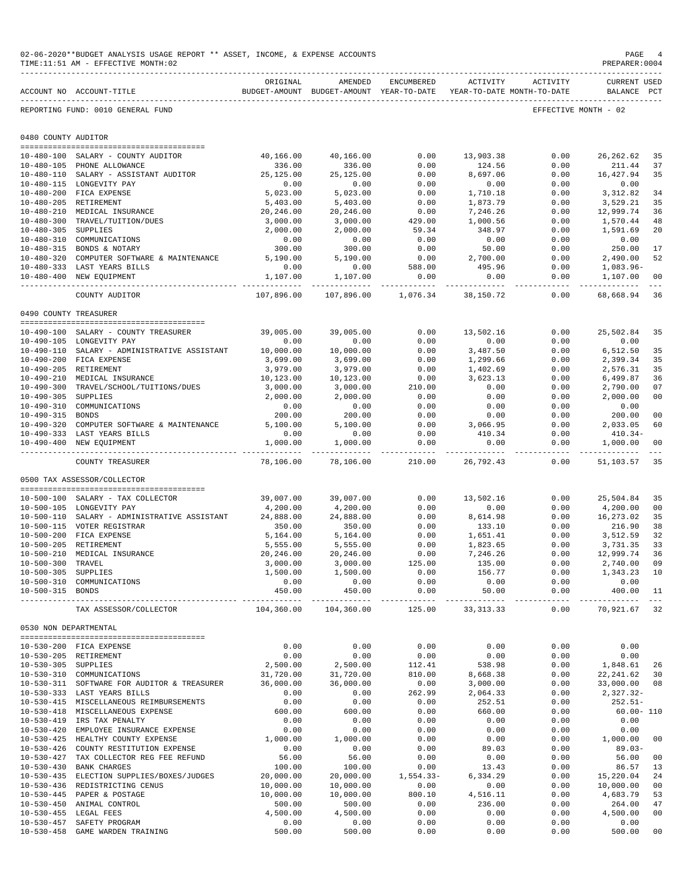02-06-2020**BUDGET ANALYSIS USAGE REPORT ** ASSET, INCOME, & EXPENSE ACCOUNTS
TIME:11:51 AM - EFFECTIVE MONTH:02

PREPARER:0004

REPORTING FUND: 0010 GENERAL FUND — EFFECTIVE MONTH - 02

## 0480 COUNTY AUDITOR

| ACCOUNT NO | ACCOUNT-TITLE | ORIGINAL BUDGET-AMOUNT | AMENDED BUDGET-AMOUNT | ENCUMBERED YEAR-TO-DATE | ACTIVITY YEAR-TO-DATE | ACTIVITY MONTH-TO-DATE | CURRENT BALANCE | USED PCT |
|---|---|---|---|---|---|---|---|---|
| 10-480-100 | SALARY - COUNTY AUDITOR | 40,166.00 | 40,166.00 | 0.00 | 13,903.38 | 0.00 | 26,262.62 | 35 |
| 10-480-105 | PHONE ALLOWANCE | 336.00 | 336.00 | 0.00 | 124.56 | 0.00 | 211.44 | 37 |
| 10-480-110 | SALARY - ASSISTANT AUDITOR | 25,125.00 | 25,125.00 | 0.00 | 8,697.06 | 0.00 | 16,427.94 | 35 |
| 10-480-115 | LONGEVITY PAY | 0.00 | 0.00 | 0.00 | 0.00 | 0.00 | 0.00 | |
| 10-480-200 | FICA EXPENSE | 5,023.00 | 5,023.00 | 0.00 | 1,710.18 | 0.00 | 3,312.82 | 34 |
| 10-480-205 | RETIREMENT | 5,403.00 | 5,403.00 | 0.00 | 1,873.79 | 0.00 | 3,529.21 | 35 |
| 10-480-210 | MEDICAL INSURANCE | 20,246.00 | 20,246.00 | 0.00 | 7,246.26 | 0.00 | 12,999.74 | 36 |
| 10-480-300 | TRAVEL/TUITION/DUES | 3,000.00 | 3,000.00 | 429.00 | 1,000.56 | 0.00 | 1,570.44 | 48 |
| 10-480-305 | SUPPLIES | 2,000.00 | 2,000.00 | 59.34 | 348.97 | 0.00 | 1,591.69 | 20 |
| 10-480-310 | COMMUNICATIONS | 0.00 | 0.00 | 0.00 | 0.00 | 0.00 | 0.00 | |
| 10-480-315 | BONDS & NOTARY | 300.00 | 300.00 | 0.00 | 50.00 | 0.00 | 250.00 | 17 |
| 10-480-320 | COMPUTER SOFTWARE & MAINTENANCE | 5,190.00 | 5,190.00 | 0.00 | 2,700.00 | 0.00 | 2,490.00 | 52 |
| 10-480-333 | LAST YEARS BILLS | 0.00 | 0.00 | 588.00 | 495.96 | 0.00 | 1,083.96- | |
| 10-480-400 | NEW EQUIPMENT | 1,107.00 | 1,107.00 | 0.00 | 0.00 | 0.00 | 1,107.00 | 00 |
| | COUNTY AUDITOR | 107,896.00 | 107,896.00 | 1,076.34 | 38,150.72 | 0.00 | 68,668.94 | 36 |

## 0490 COUNTY TREASURER

| ACCOUNT NO | ACCOUNT-TITLE | ORIGINAL BUDGET-AMOUNT | AMENDED BUDGET-AMOUNT | ENCUMBERED YEAR-TO-DATE | ACTIVITY YEAR-TO-DATE | ACTIVITY MONTH-TO-DATE | CURRENT BALANCE | USED PCT |
|---|---|---|---|---|---|---|---|---|
| 10-490-100 | SALARY - COUNTY TREASURER | 39,005.00 | 39,005.00 | 0.00 | 13,502.16 | 0.00 | 25,502.84 | 35 |
| 10-490-105 | LONGEVITY PAY | 0.00 | 0.00 | 0.00 | 0.00 | 0.00 | 0.00 | |
| 10-490-110 | SALARY - ADMINISTRATIVE ASSISTANT | 10,000.00 | 10,000.00 | 0.00 | 3,487.50 | 0.00 | 6,512.50 | 35 |
| 10-490-200 | FICA EXPENSE | 3,699.00 | 3,699.00 | 0.00 | 1,299.66 | 0.00 | 2,399.34 | 35 |
| 10-490-205 | RETIREMENT | 3,979.00 | 3,979.00 | 0.00 | 1,402.69 | 0.00 | 2,576.31 | 35 |
| 10-490-210 | MEDICAL INSURANCE | 10,123.00 | 10,123.00 | 0.00 | 3,623.13 | 0.00 | 6,499.87 | 36 |
| 10-490-300 | TRAVEL/SCHOOL/TUITIONS/DUES | 3,000.00 | 3,000.00 | 210.00 | 0.00 | 0.00 | 2,790.00 | 07 |
| 10-490-305 | SUPPLIES | 2,000.00 | 2,000.00 | 0.00 | 0.00 | 0.00 | 2,000.00 | 00 |
| 10-490-310 | COMMUNICATIONS | 0.00 | 0.00 | 0.00 | 0.00 | 0.00 | 0.00 | |
| 10-490-315 | BONDS | 200.00 | 200.00 | 0.00 | 0.00 | 0.00 | 200.00 | 00 |
| 10-490-320 | COMPUTER SOFTWARE & MAINTENANCE | 5,100.00 | 5,100.00 | 0.00 | 3,066.95 | 0.00 | 2,033.05 | 60 |
| 10-490-333 | LAST YEARS BILLS | 0.00 | 0.00 | 0.00 | 410.34 | 0.00 | 410.34- | |
| 10-490-400 | NEW EQUIPMENT | 1,000.00 | 1,000.00 | 0.00 | 0.00 | 0.00 | 1,000.00 | 00 |
| | COUNTY TREASURER | 78,106.00 | 78,106.00 | 210.00 | 26,792.43 | 0.00 | 51,103.57 | 35 |

## 0500 TAX ASSESSOR/COLLECTOR

| ACCOUNT NO | ACCOUNT-TITLE | ORIGINAL BUDGET-AMOUNT | AMENDED BUDGET-AMOUNT | ENCUMBERED YEAR-TO-DATE | ACTIVITY YEAR-TO-DATE | ACTIVITY MONTH-TO-DATE | CURRENT BALANCE | USED PCT |
|---|---|---|---|---|---|---|---|---|
| 10-500-100 | SALARY - TAX COLLECTOR | 39,007.00 | 39,007.00 | 0.00 | 13,502.16 | 0.00 | 25,504.84 | 35 |
| 10-500-105 | LONGEVITY PAY | 4,200.00 | 4,200.00 | 0.00 | 0.00 | 0.00 | 4,200.00 | 00 |
| 10-500-110 | SALARY - ADMINISTRATIVE ASSISTANT | 24,888.00 | 24,888.00 | 0.00 | 8,614.98 | 0.00 | 16,273.02 | 35 |
| 10-500-115 | VOTER REGISTRAR | 350.00 | 350.00 | 0.00 | 133.10 | 0.00 | 216.90 | 38 |
| 10-500-200 | FICA EXPENSE | 5,164.00 | 5,164.00 | 0.00 | 1,651.41 | 0.00 | 3,512.59 | 32 |
| 10-500-205 | RETIREMENT | 5,555.00 | 5,555.00 | 0.00 | 1,823.65 | 0.00 | 3,731.35 | 33 |
| 10-500-210 | MEDICAL INSURANCE | 20,246.00 | 20,246.00 | 0.00 | 7,246.26 | 0.00 | 12,999.74 | 36 |
| 10-500-300 | TRAVEL | 3,000.00 | 3,000.00 | 125.00 | 135.00 | 0.00 | 2,740.00 | 09 |
| 10-500-305 | SUPPLIES | 1,500.00 | 1,500.00 | 0.00 | 156.77 | 0.00 | 1,343.23 | 10 |
| 10-500-310 | COMMUNICATIONS | 0.00 | 0.00 | 0.00 | 0.00 | 0.00 | 0.00 | |
| 10-500-315 | BONDS | 450.00 | 450.00 | 0.00 | 50.00 | 0.00 | 400.00 | 11 |
| | TAX ASSESSOR/COLLECTOR | 104,360.00 | 104,360.00 | 125.00 | 33,313.33 | 0.00 | 70,921.67 | 32 |

## 0530 NON DEPARTMENTAL

| ACCOUNT NO | ACCOUNT-TITLE | ORIGINAL BUDGET-AMOUNT | AMENDED BUDGET-AMOUNT | ENCUMBERED YEAR-TO-DATE | ACTIVITY YEAR-TO-DATE | ACTIVITY MONTH-TO-DATE | CURRENT BALANCE | USED PCT |
|---|---|---|---|---|---|---|---|---|
| 10-530-200 | FICA EXPENSE | 0.00 | 0.00 | 0.00 | 0.00 | 0.00 | 0.00 | |
| 10-530-205 | RETIREMENT | 0.00 | 0.00 | 0.00 | 0.00 | 0.00 | 0.00 | |
| 10-530-305 | SUPPLIES | 2,500.00 | 2,500.00 | 112.41 | 538.98 | 0.00 | 1,848.61 | 26 |
| 10-530-310 | COMMUNICATIONS | 31,720.00 | 31,720.00 | 810.00 | 8,668.38 | 0.00 | 22,241.62 | 30 |
| 10-530-311 | SOFTWARE FOR AUDITOR & TREASURER | 36,000.00 | 36,000.00 | 0.00 | 3,000.00 | 0.00 | 33,000.00 | 08 |
| 10-530-333 | LAST YEARS BILLS | 0.00 | 0.00 | 262.99 | 2,064.33 | 0.00 | 2,327.32- | |
| 10-530-415 | MISCELLANEOUS REIMBURSEMENTS | 0.00 | 0.00 | 0.00 | 252.51 | 0.00 | 252.51- | |
| 10-530-418 | MISCELLANEOUS EXPENSE | 600.00 | 600.00 | 0.00 | 660.00 | 0.00 | 60.00- | 110 |
| 10-530-419 | IRS TAX PENALTY | 0.00 | 0.00 | 0.00 | 0.00 | 0.00 | 0.00 | |
| 10-530-420 | EMPLOYEE INSURANCE EXPENSE | 0.00 | 0.00 | 0.00 | 0.00 | 0.00 | 0.00 | |
| 10-530-425 | HEALTHY COUNTY EXPENSE | 1,000.00 | 1,000.00 | 0.00 | 0.00 | 0.00 | 1,000.00 | 00 |
| 10-530-426 | COUNTY RESTITUTION EXPENSE | 0.00 | 0.00 | 0.00 | 89.03 | 0.00 | 89.03- | |
| 10-530-427 | TAX COLLECTOR REG FEE REFUND | 56.00 | 56.00 | 0.00 | 0.00 | 0.00 | 56.00 | 00 |
| 10-530-430 | BANK CHARGES | 100.00 | 100.00 | 0.00 | 13.43 | 0.00 | 86.57 | 13 |
| 10-530-435 | ELECTION SUPPLIES/BOXES/JUDGES | 20,000.00 | 20,000.00 | 1,554.33- | 6,334.29 | 0.00 | 15,220.04 | 24 |
| 10-530-436 | REDISTRICTING CENUS | 10,000.00 | 10,000.00 | 0.00 | 0.00 | 0.00 | 10,000.00 | 00 |
| 10-530-445 | PAPER & POSTAGE | 10,000.00 | 10,000.00 | 800.10 | 4,516.11 | 0.00 | 4,683.79 | 53 |
| 10-530-450 | ANIMAL CONTROL | 500.00 | 500.00 | 0.00 | 236.00 | 0.00 | 264.00 | 47 |
| 10-530-455 | LEGAL FEES | 4,500.00 | 4,500.00 | 0.00 | 0.00 | 0.00 | 4,500.00 | 00 |
| 10-530-457 | SAFETY PROGRAM | 0.00 | 0.00 | 0.00 | 0.00 | 0.00 | 0.00 | |
| 10-530-458 | GAME WARDEN TRAINING | 500.00 | 500.00 | 0.00 | 0.00 | 0.00 | 500.00 | 00 |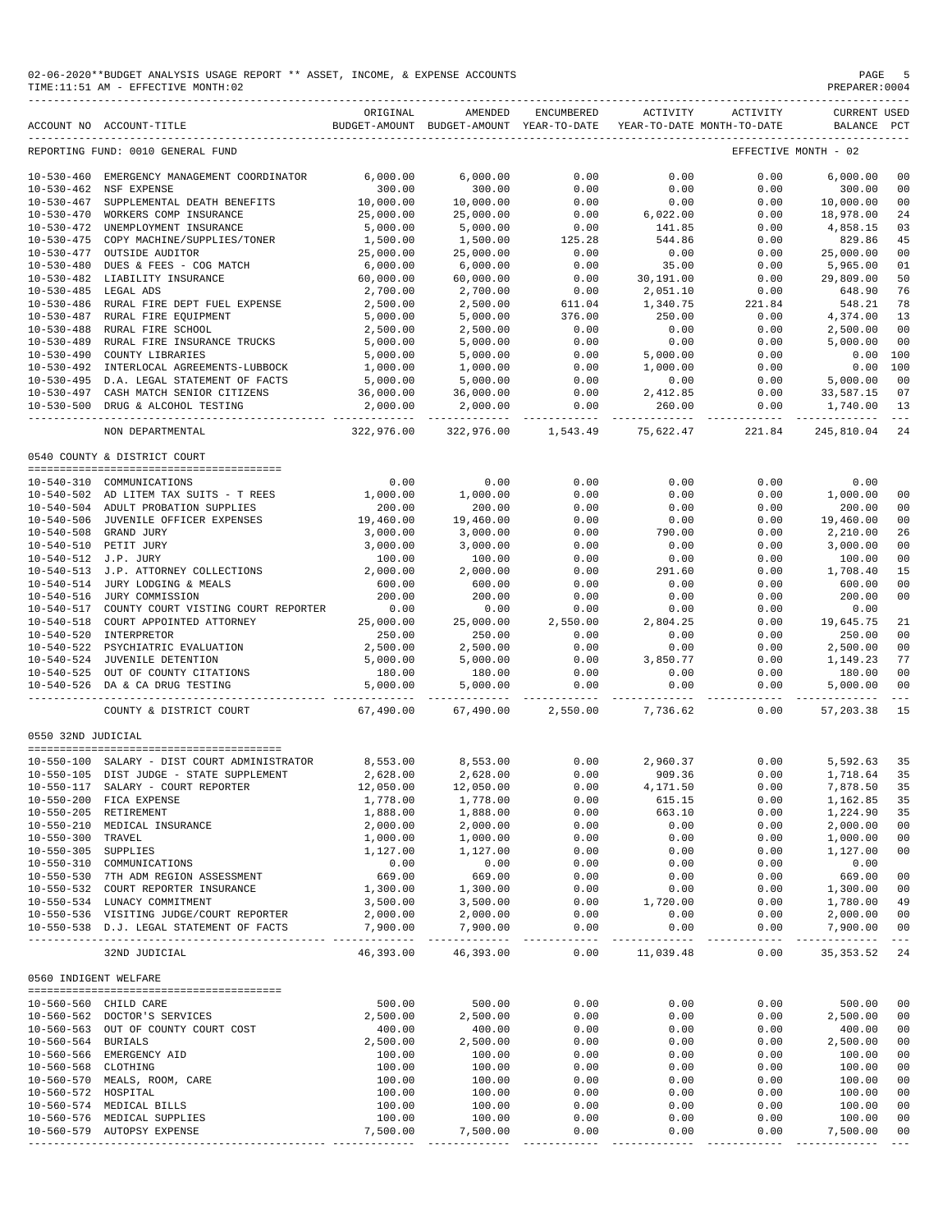02-06-2020**BUDGET ANALYSIS USAGE REPORT ** ASSET, INCOME, & EXPENSE ACCOUNTS
TIME:11:51 AM - EFFECTIVE MONTH:02

PREPARER:0004

REPORTING FUND: 0010 GENERAL FUND — EFFECTIVE MONTH - 02

| ACCOUNT NO | ACCOUNT-TITLE | ORIGINAL BUDGET-AMOUNT | AMENDED BUDGET-AMOUNT | ENCUMBERED YEAR-TO-DATE | ACTIVITY YEAR-TO-DATE | ACTIVITY MONTH-TO-DATE | CURRENT BALANCE | USED PCT |
|---|---|---|---|---|---|---|---|---|
| 10-530-460 | EMERGENCY MANAGEMENT COORDINATOR | 6,000.00 | 6,000.00 | 0.00 | 0.00 | 0.00 | 6,000.00 | 00 |
| 10-530-462 | NSF EXPENSE | 300.00 | 300.00 | 0.00 | 0.00 | 0.00 | 300.00 | 00 |
| 10-530-467 | SUPPLEMENTAL DEATH BENEFITS | 10,000.00 | 10,000.00 | 0.00 | 0.00 | 0.00 | 10,000.00 | 00 |
| 10-530-470 | WORKERS COMP INSURANCE | 25,000.00 | 25,000.00 | 0.00 | 6,022.00 | 0.00 | 18,978.00 | 24 |
| 10-530-472 | UNEMPLOYMENT INSURANCE | 5,000.00 | 5,000.00 | 0.00 | 141.85 | 0.00 | 4,858.15 | 03 |
| 10-530-475 | COPY MACHINE/SUPPLIES/TONER | 1,500.00 | 1,500.00 | 125.28 | 544.86 | 0.00 | 829.86 | 45 |
| 10-530-477 | OUTSIDE AUDITOR | 25,000.00 | 25,000.00 | 0.00 | 0.00 | 0.00 | 25,000.00 | 00 |
| 10-530-480 | DUES & FEES - COG MATCH | 6,000.00 | 6,000.00 | 0.00 | 35.00 | 0.00 | 5,965.00 | 01 |
| 10-530-482 | LIABILITY INSURANCE | 60,000.00 | 60,000.00 | 0.00 | 30,191.00 | 0.00 | 29,809.00 | 50 |
| 10-530-485 | LEGAL ADS | 2,700.00 | 2,700.00 | 0.00 | 2,051.10 | 0.00 | 648.90 | 76 |
| 10-530-486 | RURAL FIRE DEPT FUEL EXPENSE | 2,500.00 | 2,500.00 | 611.04 | 1,340.75 | 221.84 | 548.21 | 78 |
| 10-530-487 | RURAL FIRE EQUIPMENT | 5,000.00 | 5,000.00 | 376.00 | 250.00 | 0.00 | 4,374.00 | 13 |
| 10-530-488 | RURAL FIRE SCHOOL | 2,500.00 | 2,500.00 | 0.00 | 0.00 | 0.00 | 2,500.00 | 00 |
| 10-530-489 | RURAL FIRE INSURANCE TRUCKS | 5,000.00 | 5,000.00 | 0.00 | 0.00 | 0.00 | 5,000.00 | 00 |
| 10-530-490 | COUNTY LIBRARIES | 5,000.00 | 5,000.00 | 0.00 | 5,000.00 | 0.00 | 0.00 | 100 |
| 10-530-492 | INTERLOCAL AGREEMENTS-LUBBOCK | 1,000.00 | 1,000.00 | 0.00 | 1,000.00 | 0.00 | 0.00 | 100 |
| 10-530-495 | D.A. LEGAL STATEMENT OF FACTS | 5,000.00 | 5,000.00 | 0.00 | 0.00 | 0.00 | 5,000.00 | 00 |
| 10-530-497 | CASH MATCH SENIOR CITIZENS | 36,000.00 | 36,000.00 | 0.00 | 2,412.85 | 0.00 | 33,587.15 | 07 |
| 10-530-500 | DRUG & ALCOHOL TESTING | 2,000.00 | 2,000.00 | 0.00 | 260.00 | 0.00 | 1,740.00 | 13 |
| | NON DEPARTMENTAL | 322,976.00 | 322,976.00 | 1,543.49 | 75,622.47 | 221.84 | 245,810.04 | 24 |

0540 COUNTY & DISTRICT COURT

| ACCOUNT NO | ACCOUNT-TITLE | ORIGINAL BUDGET-AMOUNT | AMENDED BUDGET-AMOUNT | ENCUMBERED YEAR-TO-DATE | ACTIVITY YEAR-TO-DATE | ACTIVITY MONTH-TO-DATE | CURRENT BALANCE | USED PCT |
|---|---|---|---|---|---|---|---|---|
| 10-540-310 | COMMUNICATIONS | 0.00 | 0.00 | 0.00 | 0.00 | 0.00 | 0.00 | |
| 10-540-502 | AD LITEM TAX SUITS - T REES | 1,000.00 | 1,000.00 | 0.00 | 0.00 | 0.00 | 1,000.00 | 00 |
| 10-540-504 | ADULT PROBATION SUPPLIES | 200.00 | 200.00 | 0.00 | 0.00 | 0.00 | 200.00 | 00 |
| 10-540-506 | JUVENILE OFFICER EXPENSES | 19,460.00 | 19,460.00 | 0.00 | 0.00 | 0.00 | 19,460.00 | 00 |
| 10-540-508 | GRAND JURY | 3,000.00 | 3,000.00 | 0.00 | 790.00 | 0.00 | 2,210.00 | 26 |
| 10-540-510 | PETIT JURY | 3,000.00 | 3,000.00 | 0.00 | 0.00 | 0.00 | 3,000.00 | 00 |
| 10-540-512 | J.P. JURY | 100.00 | 100.00 | 0.00 | 0.00 | 0.00 | 100.00 | 00 |
| 10-540-513 | J.P. ATTORNEY COLLECTIONS | 2,000.00 | 2,000.00 | 0.00 | 291.60 | 0.00 | 1,708.40 | 15 |
| 10-540-514 | JURY LODGING & MEALS | 600.00 | 600.00 | 0.00 | 0.00 | 0.00 | 600.00 | 00 |
| 10-540-516 | JURY COMMISSION | 200.00 | 200.00 | 0.00 | 0.00 | 0.00 | 200.00 | 00 |
| 10-540-517 | COUNTY COURT VISTING COURT REPORTER | 0.00 | 0.00 | 0.00 | 0.00 | 0.00 | 0.00 | |
| 10-540-518 | COURT APPOINTED ATTORNEY | 25,000.00 | 25,000.00 | 2,550.00 | 2,804.25 | 0.00 | 19,645.75 | 21 |
| 10-540-520 | INTERPRETOR | 250.00 | 250.00 | 0.00 | 0.00 | 0.00 | 250.00 | 00 |
| 10-540-522 | PSYCHIATRIC EVALUATION | 2,500.00 | 2,500.00 | 0.00 | 0.00 | 0.00 | 2,500.00 | 00 |
| 10-540-524 | JUVENILE DETENTION | 5,000.00 | 5,000.00 | 0.00 | 3,850.77 | 0.00 | 1,149.23 | 77 |
| 10-540-525 | OUT OF COUNTY CITATIONS | 180.00 | 180.00 | 0.00 | 0.00 | 0.00 | 180.00 | 00 |
| 10-540-526 | DA & CA DRUG TESTING | 5,000.00 | 5,000.00 | 0.00 | 0.00 | 0.00 | 5,000.00 | 00 |
| | COUNTY & DISTRICT COURT | 67,490.00 | 67,490.00 | 2,550.00 | 7,736.62 | 0.00 | 57,203.38 | 15 |

0550 32ND JUDICIAL

| ACCOUNT NO | ACCOUNT-TITLE | ORIGINAL BUDGET-AMOUNT | AMENDED BUDGET-AMOUNT | ENCUMBERED YEAR-TO-DATE | ACTIVITY YEAR-TO-DATE | ACTIVITY MONTH-TO-DATE | CURRENT BALANCE | USED PCT |
|---|---|---|---|---|---|---|---|---|
| 10-550-100 | SALARY - DIST COURT ADMINISTRATOR | 8,553.00 | 8,553.00 | 0.00 | 2,960.37 | 0.00 | 5,592.63 | 35 |
| 10-550-105 | DIST JUDGE - STATE SUPPLEMENT | 2,628.00 | 2,628.00 | 0.00 | 909.36 | 0.00 | 1,718.64 | 35 |
| 10-550-117 | SALARY - COURT REPORTER | 12,050.00 | 12,050.00 | 0.00 | 4,171.50 | 0.00 | 7,878.50 | 35 |
| 10-550-200 | FICA EXPENSE | 1,778.00 | 1,778.00 | 0.00 | 615.15 | 0.00 | 1,162.85 | 35 |
| 10-550-205 | RETIREMENT | 1,888.00 | 1,888.00 | 0.00 | 663.10 | 0.00 | 1,224.90 | 35 |
| 10-550-210 | MEDICAL INSURANCE | 2,000.00 | 2,000.00 | 0.00 | 0.00 | 0.00 | 2,000.00 | 00 |
| 10-550-300 | TRAVEL | 1,000.00 | 1,000.00 | 0.00 | 0.00 | 0.00 | 1,000.00 | 00 |
| 10-550-305 | SUPPLIES | 1,127.00 | 1,127.00 | 0.00 | 0.00 | 0.00 | 1,127.00 | 00 |
| 10-550-310 | COMMUNICATIONS | 0.00 | 0.00 | 0.00 | 0.00 | 0.00 | 0.00 | |
| 10-550-530 | 7TH ADM REGION ASSESSMENT | 669.00 | 669.00 | 0.00 | 0.00 | 0.00 | 669.00 | 00 |
| 10-550-532 | COURT REPORTER INSURANCE | 1,300.00 | 1,300.00 | 0.00 | 0.00 | 0.00 | 1,300.00 | 00 |
| 10-550-534 | LUNACY COMMITMENT | 3,500.00 | 3,500.00 | 0.00 | 1,720.00 | 0.00 | 1,780.00 | 49 |
| 10-550-536 | VISITING JUDGE/COURT REPORTER | 2,000.00 | 2,000.00 | 0.00 | 0.00 | 0.00 | 2,000.00 | 00 |
| 10-550-538 | D.J. LEGAL STATEMENT OF FACTS | 7,900.00 | 7,900.00 | 0.00 | 0.00 | 0.00 | 7,900.00 | 00 |
| | 32ND JUDICIAL | 46,393.00 | 46,393.00 | 0.00 | 11,039.48 | 0.00 | 35,353.52 | 24 |

0560 INDIGENT WELFARE

| ACCOUNT NO | ACCOUNT-TITLE | ORIGINAL BUDGET-AMOUNT | AMENDED BUDGET-AMOUNT | ENCUMBERED YEAR-TO-DATE | ACTIVITY YEAR-TO-DATE | ACTIVITY MONTH-TO-DATE | CURRENT BALANCE | USED PCT |
|---|---|---|---|---|---|---|---|---|
| 10-560-560 | CHILD CARE | 500.00 | 500.00 | 0.00 | 0.00 | 0.00 | 500.00 | 00 |
| 10-560-562 | DOCTOR'S SERVICES | 2,500.00 | 2,500.00 | 0.00 | 0.00 | 0.00 | 2,500.00 | 00 |
| 10-560-563 | OUT OF COUNTY COURT COST | 400.00 | 400.00 | 0.00 | 0.00 | 0.00 | 400.00 | 00 |
| 10-560-564 | BURIALS | 2,500.00 | 2,500.00 | 0.00 | 0.00 | 0.00 | 2,500.00 | 00 |
| 10-560-566 | EMERGENCY AID | 100.00 | 100.00 | 0.00 | 0.00 | 0.00 | 100.00 | 00 |
| 10-560-568 | CLOTHING | 100.00 | 100.00 | 0.00 | 0.00 | 0.00 | 100.00 | 00 |
| 10-560-570 | MEALS, ROOM, CARE | 100.00 | 100.00 | 0.00 | 0.00 | 0.00 | 100.00 | 00 |
| 10-560-572 | HOSPITAL | 100.00 | 100.00 | 0.00 | 0.00 | 0.00 | 100.00 | 00 |
| 10-560-574 | MEDICAL BILLS | 100.00 | 100.00 | 0.00 | 0.00 | 0.00 | 100.00 | 00 |
| 10-560-576 | MEDICAL SUPPLIES | 100.00 | 100.00 | 0.00 | 0.00 | 0.00 | 100.00 | 00 |
| 10-560-579 | AUTOPSY EXPENSE | 7,500.00 | 7,500.00 | 0.00 | 0.00 | 0.00 | 7,500.00 | 00 |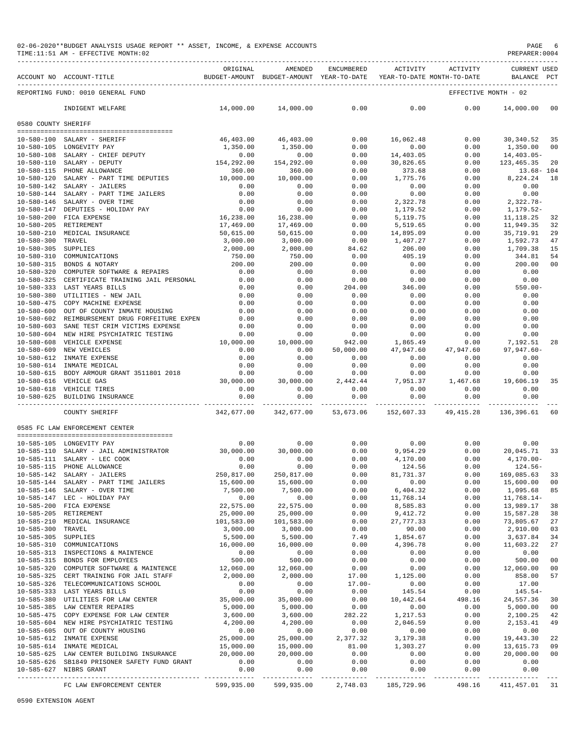02-06-2020**BUDGET ANALYSIS USAGE REPORT ** ASSET, INCOME, & EXPENSE ACCOUNTS
TIME:11:51 AM - EFFECTIVE MONTH:02

PREPARER:0004

| ACCOUNT NO | ACCOUNT-TITLE | ORIGINAL BUDGET-AMOUNT | AMENDED BUDGET-AMOUNT | ENCUMBERED YEAR-TO-DATE | ACTIVITY YEAR-TO-DATE | ACTIVITY MONTH-TO-DATE | CURRENT BALANCE | USED PCT |
|---|---|---|---|---|---|---|---|---|
| REPORTING FUND: 0010 GENERAL FUND | | | | | | EFFECTIVE MONTH - 02 | | |
| | INDIGENT WELFARE | 14,000.00 | 14,000.00 | 0.00 | 0.00 | 0.00 | 14,000.00 | 00 |
| **0580 COUNTY SHERIFF** | | | | | | | | |
| 10-580-100 | SALARY - SHERIFF | 46,403.00 | 46,403.00 | 0.00 | 16,062.48 | 0.00 | 30,340.52 | 35 |
| 10-580-105 | LONGEVITY PAY | 1,350.00 | 1,350.00 | 0.00 | 0.00 | 0.00 | 1,350.00 | 00 |
| 10-580-108 | SALARY - CHIEF DEPUTY | 0.00 | 0.00 | 0.00 | 14,403.05 | 0.00 | 14,403.05- | |
| 10-580-110 | SALARY - DEPUTY | 154,292.00 | 154,292.00 | 0.00 | 30,826.65 | 0.00 | 123,465.35 | 20 |
| 10-580-115 | PHONE ALLOWANCE | 360.00 | 360.00 | 0.00 | 373.68 | 0.00 | 13.68- | 104 |
| 10-580-120 | SALARY - PART TIME DEPUTIES | 10,000.00 | 10,000.00 | 0.00 | 1,775.76 | 0.00 | 8,224.24 | 18 |
| 10-580-142 | SALARY - JAILERS | 0.00 | 0.00 | 0.00 | 0.00 | 0.00 | 0.00 | |
| 10-580-144 | SALARY - PART TIME JAILERS | 0.00 | 0.00 | 0.00 | 0.00 | 0.00 | 0.00 | |
| 10-580-146 | SALARY - OVER TIME | 0.00 | 0.00 | 0.00 | 2,322.78 | 0.00 | 2,322.78- | |
| 10-580-147 | DEPUTIES - HOLIDAY PAY | 0.00 | 0.00 | 0.00 | 1,179.52 | 0.00 | 1,179.52- | |
| 10-580-200 | FICA EXPENSE | 16,238.00 | 16,238.00 | 0.00 | 5,119.75 | 0.00 | 11,118.25 | 32 |
| 10-580-205 | RETIREMENT | 17,469.00 | 17,469.00 | 0.00 | 5,519.65 | 0.00 | 11,949.35 | 32 |
| 10-580-210 | MEDICAL INSURANCE | 50,615.00 | 50,615.00 | 0.00 | 14,895.09 | 0.00 | 35,719.91 | 29 |
| 10-580-300 | TRAVEL | 3,000.00 | 3,000.00 | 0.00 | 1,407.27 | 0.00 | 1,592.73 | 47 |
| 10-580-305 | SUPPLIES | 2,000.00 | 2,000.00 | 84.62 | 206.00 | 0.00 | 1,709.38 | 15 |
| 10-580-310 | COMMUNICATIONS | 750.00 | 750.00 | 0.00 | 405.19 | 0.00 | 344.81 | 54 |
| 10-580-315 | BONDS & NOTARY | 200.00 | 200.00 | 0.00 | 0.00 | 0.00 | 200.00 | 00 |
| 10-580-320 | COMPUTER SOFTWARE & REPAIRS | 0.00 | 0.00 | 0.00 | 0.00 | 0.00 | 0.00 | |
| 10-580-325 | CERTIFICATE TRAINING JAIL PERSONAL | 0.00 | 0.00 | 0.00 | 0.00 | 0.00 | 0.00 | |
| 10-580-333 | LAST YEARS BILLS | 0.00 | 0.00 | 204.00 | 346.00 | 0.00 | 550.00- | |
| 10-580-380 | UTILITIES - NEW JAIL | 0.00 | 0.00 | 0.00 | 0.00 | 0.00 | 0.00 | |
| 10-580-475 | COPY MACHINE EXPENSE | 0.00 | 0.00 | 0.00 | 0.00 | 0.00 | 0.00 | |
| 10-580-600 | OUT OF COUNTY INMATE HOUSING | 0.00 | 0.00 | 0.00 | 0.00 | 0.00 | 0.00 | |
| 10-580-602 | REIMBURSEMENT DRUG FORFEITURE EXPEN | 0.00 | 0.00 | 0.00 | 0.00 | 0.00 | 0.00 | |
| 10-580-603 | SANE TEST CRIM VICTIMS EXPENSE | 0.00 | 0.00 | 0.00 | 0.00 | 0.00 | 0.00 | |
| 10-580-604 | NEW HIRE PSYCHIATRIC TESTING | 0.00 | 0.00 | 0.00 | 0.00 | 0.00 | 0.00 | |
| 10-580-608 | VEHICLE EXPENSE | 10,000.00 | 10,000.00 | 942.00 | 1,865.49 | 0.00 | 7,192.51 | 28 |
| 10-580-609 | NEW VEHICLES | 0.00 | 0.00 | 50,000.00 | 47,947.60 | 47,947.60 | 97,947.60- | |
| 10-580-612 | INMATE EXPENSE | 0.00 | 0.00 | 0.00 | 0.00 | 0.00 | 0.00 | |
| 10-580-614 | INMATE MEDICAL | 0.00 | 0.00 | 0.00 | 0.00 | 0.00 | 0.00 | |
| 10-580-615 | BODY ARMOUR GRANT 3511801 2018 | 0.00 | 0.00 | 0.00 | 0.00 | 0.00 | 0.00 | |
| 10-580-616 | VEHICLE GAS | 30,000.00 | 30,000.00 | 2,442.44 | 7,951.37 | 1,467.68 | 19,606.19 | 35 |
| 10-580-618 | VEHICLE TIRES | 0.00 | 0.00 | 0.00 | 0.00 | 0.00 | 0.00 | |
| 10-580-625 | BUILDING INSURANCE | 0.00 | 0.00 | 0.00 | 0.00 | 0.00 | 0.00 | |
| | COUNTY SHERIFF | 342,677.00 | 342,677.00 | 53,673.06 | 152,607.33 | 49,415.28 | 136,396.61 | 60 |
| **0585 FC LAW ENFORCEMENT CENTER** | | | | | | | | |
| 10-585-105 | LONGEVITY PAY | 0.00 | 0.00 | 0.00 | 0.00 | 0.00 | 0.00 | |
| 10-585-110 | SALARY - JAIL ADMINISTRATOR | 30,000.00 | 30,000.00 | 0.00 | 9,954.29 | 0.00 | 20,045.71 | 33 |
| 10-585-111 | SALARY - LEC COOK | 0.00 | 0.00 | 0.00 | 4,170.00 | 0.00 | 4,170.00- | |
| 10-585-115 | PHONE ALLOWANCE | 0.00 | 0.00 | 0.00 | 124.56 | 0.00 | 124.56- | |
| 10-585-142 | SALARY - JAILERS | 250,817.00 | 250,817.00 | 0.00 | 81,731.37 | 0.00 | 169,085.63 | 33 |
| 10-585-144 | SALARY - PART TIME JAILERS | 15,600.00 | 15,600.00 | 0.00 | 0.00 | 0.00 | 15,600.00 | 00 |
| 10-585-146 | SALARY - OVER TIME | 7,500.00 | 7,500.00 | 0.00 | 6,404.32 | 0.00 | 1,095.68 | 85 |
| 10-585-147 | LEC - HOLIDAY PAY | 0.00 | 0.00 | 0.00 | 11,768.14 | 0.00 | 11,768.14- | |
| 10-585-200 | FICA EXPENSE | 22,575.00 | 22,575.00 | 0.00 | 8,585.83 | 0.00 | 13,989.17 | 38 |
| 10-585-205 | RETIREMENT | 25,000.00 | 25,000.00 | 0.00 | 9,412.72 | 0.00 | 15,587.28 | 38 |
| 10-585-210 | MEDICAL INSURANCE | 101,583.00 | 101,583.00 | 0.00 | 27,777.33 | 0.00 | 73,805.67 | 27 |
| 10-585-300 | TRAVEL | 3,000.00 | 3,000.00 | 0.00 | 90.00 | 0.00 | 2,910.00 | 03 |
| 10-585-305 | SUPPLIES | 5,500.00 | 5,500.00 | 7.49 | 1,854.67 | 0.00 | 3,637.84 | 34 |
| 10-585-310 | COMMUNICATIONS | 16,000.00 | 16,000.00 | 0.00 | 4,396.78 | 0.00 | 11,603.22 | 27 |
| 10-585-313 | INSPECTIONS & MAINTENCE | 0.00 | 0.00 | 0.00 | 0.00 | 0.00 | 0.00 | |
| 10-585-315 | BONDS FOR EMPLOYEES | 500.00 | 500.00 | 0.00 | 0.00 | 0.00 | 500.00 | 00 |
| 10-585-320 | COMPUTER SOFTWARE & MAINTENCE | 12,060.00 | 12,060.00 | 0.00 | 0.00 | 0.00 | 12,060.00 | 00 |
| 10-585-325 | CERT TRAINING FOR JAIL STAFF | 2,000.00 | 2,000.00 | 17.00 | 1,125.00 | 0.00 | 858.00 | 57 |
| 10-585-326 | TELECOMMUNICATIONS SCHOOL | 0.00 | 0.00 | 17.00- | 0.00 | 0.00 | 17.00 | |
| 10-585-333 | LAST YEARS BILLS | 0.00 | 0.00 | 0.00 | 145.54 | 0.00 | 145.54- | |
| 10-585-380 | UTILITIES FOR LAW CENTER | 35,000.00 | 35,000.00 | 0.00 | 10,442.64 | 498.16 | 24,557.36 | 30 |
| 10-585-385 | LAW CENTER REPAIRS | 5,000.00 | 5,000.00 | 0.00 | 0.00 | 0.00 | 5,000.00 | 00 |
| 10-585-475 | COPY EXPENSE FOR LAW CENTER | 3,600.00 | 3,600.00 | 282.22 | 1,217.53 | 0.00 | 2,100.25 | 42 |
| 10-585-604 | NEW HIRE PSYCHIATRIC TESTING | 4,200.00 | 4,200.00 | 0.00 | 2,046.59 | 0.00 | 2,153.41 | 49 |
| 10-585-605 | OUT OF COUNTY HOUSING | 0.00 | 0.00 | 0.00 | 0.00 | 0.00 | 0.00 | |
| 10-585-612 | INMATE EXPENSE | 25,000.00 | 25,000.00 | 2,377.32 | 3,179.38 | 0.00 | 19,443.30 | 22 |
| 10-585-614 | INMATE MEDICAL | 15,000.00 | 15,000.00 | 81.00 | 1,303.27 | 0.00 | 13,615.73 | 09 |
| 10-585-625 | LAW CENTER BUILDING INSURANCE | 20,000.00 | 20,000.00 | 0.00 | 0.00 | 0.00 | 20,000.00 | 00 |
| 10-585-626 | SB1849 PRISONER SAFETY FUND GRANT | 0.00 | 0.00 | 0.00 | 0.00 | 0.00 | 0.00 | |
| 10-585-627 | NIBRS GRANT | 0.00 | 0.00 | 0.00 | 0.00 | 0.00 | 0.00 | |
| | FC LAW ENFORCEMENT CENTER | 599,935.00 | 599,935.00 | 2,748.03 | 185,729.96 | 498.16 | 411,457.01 | 31 |

0590 EXTENSION AGENT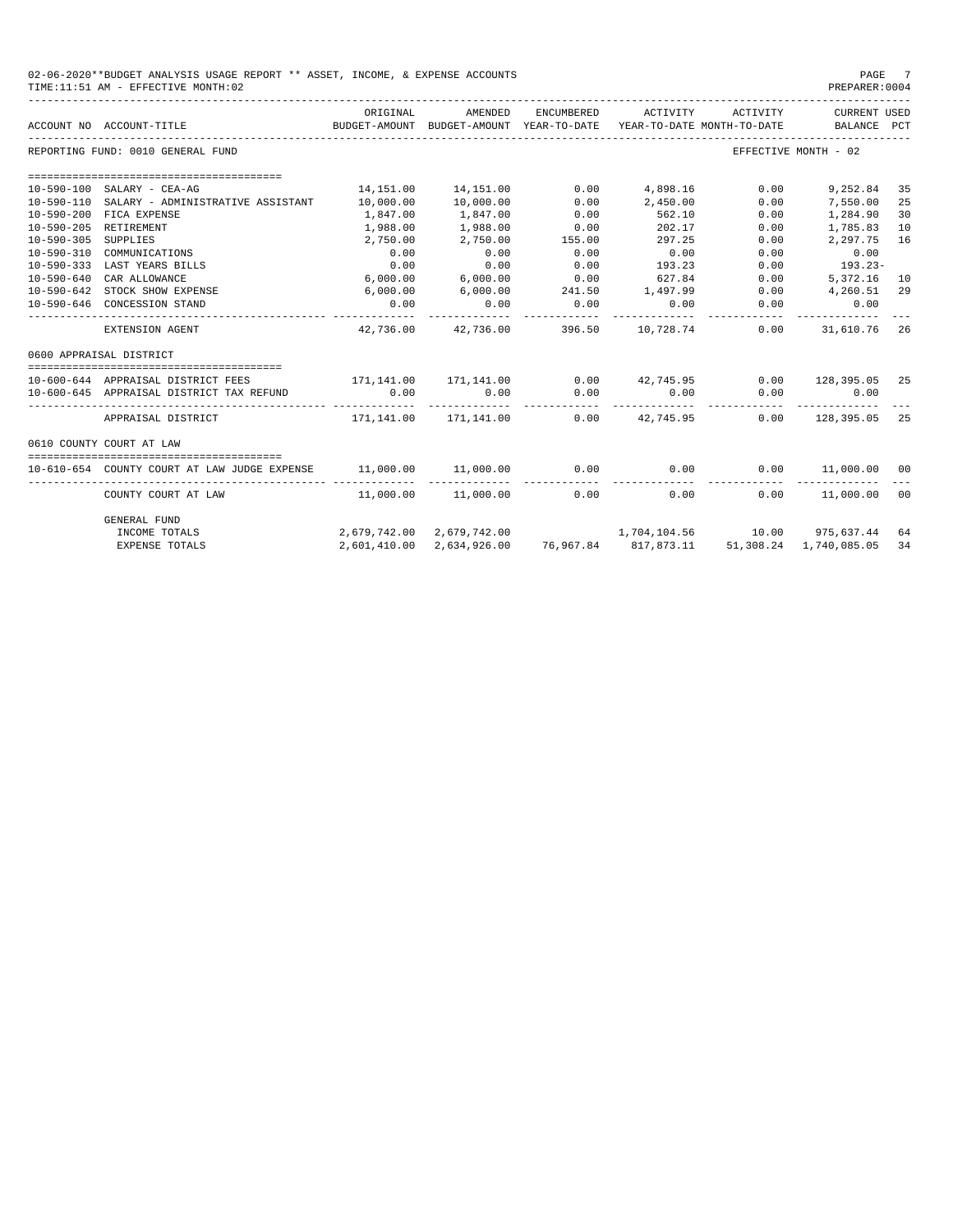02-06-2020**BUDGET ANALYSIS USAGE REPORT ** ASSET, INCOME, & EXPENSE ACCOUNTS
TIME:11:51 AM - EFFECTIVE MONTH:02

PREPARER:0004

| ACCOUNT NO | ACCOUNT-TITLE | ORIGINAL BUDGET-AMOUNT | AMENDED BUDGET-AMOUNT | ENCUMBERED YEAR-TO-DATE | ACTIVITY YEAR-TO-DATE | ACTIVITY MONTH-TO-DATE | CURRENT USED BALANCE | PCT |
|---|---|---|---|---|---|---|---|---|
| REPORTING FUND: 0010 GENERAL FUND | | | | | | | EFFECTIVE MONTH - 02 | |
| 10-590-100 | SALARY - CEA-AG | 14,151.00 | 14,151.00 | 0.00 | 4,898.16 | 0.00 | 9,252.84 | 35 |
| 10-590-110 | SALARY - ADMINISTRATIVE ASSISTANT | 10,000.00 | 10,000.00 | 0.00 | 2,450.00 | 0.00 | 7,550.00 | 25 |
| 10-590-200 | FICA EXPENSE | 1,847.00 | 1,847.00 | 0.00 | 562.10 | 0.00 | 1,284.90 | 30 |
| 10-590-205 | RETIREMENT | 1,988.00 | 1,988.00 | 0.00 | 202.17 | 0.00 | 1,785.83 | 10 |
| 10-590-305 | SUPPLIES | 2,750.00 | 2,750.00 | 155.00 | 297.25 | 0.00 | 2,297.75 | 16 |
| 10-590-310 | COMMUNICATIONS | 0.00 | 0.00 | 0.00 | 0.00 | 0.00 | 0.00 | |
| 10-590-333 | LAST YEARS BILLS | 0.00 | 0.00 | 0.00 | 193.23 | 0.00 | 193.23- | |
| 10-590-640 | CAR ALLOWANCE | 6,000.00 | 6,000.00 | 0.00 | 627.84 | 0.00 | 5,372.16 | 10 |
| 10-590-642 | STOCK SHOW EXPENSE | 6,000.00 | 6,000.00 | 241.50 | 1,497.99 | 0.00 | 4,260.51 | 29 |
| 10-590-646 | CONCESSION STAND | 0.00 | 0.00 | 0.00 | 0.00 | 0.00 | 0.00 | |
| | EXTENSION AGENT | 42,736.00 | 42,736.00 | 396.50 | 10,728.74 | 0.00 | 31,610.76 | 26 |
| 0600 APPRAISAL DISTRICT | | | | | | | | |
| 10-600-644 | APPRAISAL DISTRICT FEES | 171,141.00 | 171,141.00 | 0.00 | 42,745.95 | 0.00 | 128,395.05 | 25 |
| 10-600-645 | APPRAISAL DISTRICT TAX REFUND | 0.00 | 0.00 | 0.00 | 0.00 | 0.00 | 0.00 | |
| | APPRAISAL DISTRICT | 171,141.00 | 171,141.00 | 0.00 | 42,745.95 | 0.00 | 128,395.05 | 25 |
| 0610 COUNTY COURT AT LAW | | | | | | | | |
| 10-610-654 | COUNTY COURT AT LAW JUDGE EXPENSE | 11,000.00 | 11,000.00 | 0.00 | 0.00 | 0.00 | 11,000.00 | 00 |
| | COUNTY COURT AT LAW | 11,000.00 | 11,000.00 | 0.00 | 0.00 | 0.00 | 11,000.00 | 00 |
| | GENERAL FUND | | | | | | | |
| | INCOME TOTALS | 2,679,742.00 | 2,679,742.00 | | 1,704,104.56 | 10.00 | 975,637.44 | 64 |
| | EXPENSE TOTALS | 2,601,410.00 | 2,634,926.00 | 76,967.84 | 817,873.11 | 51,308.24 | 1,740,085.05 | 34 |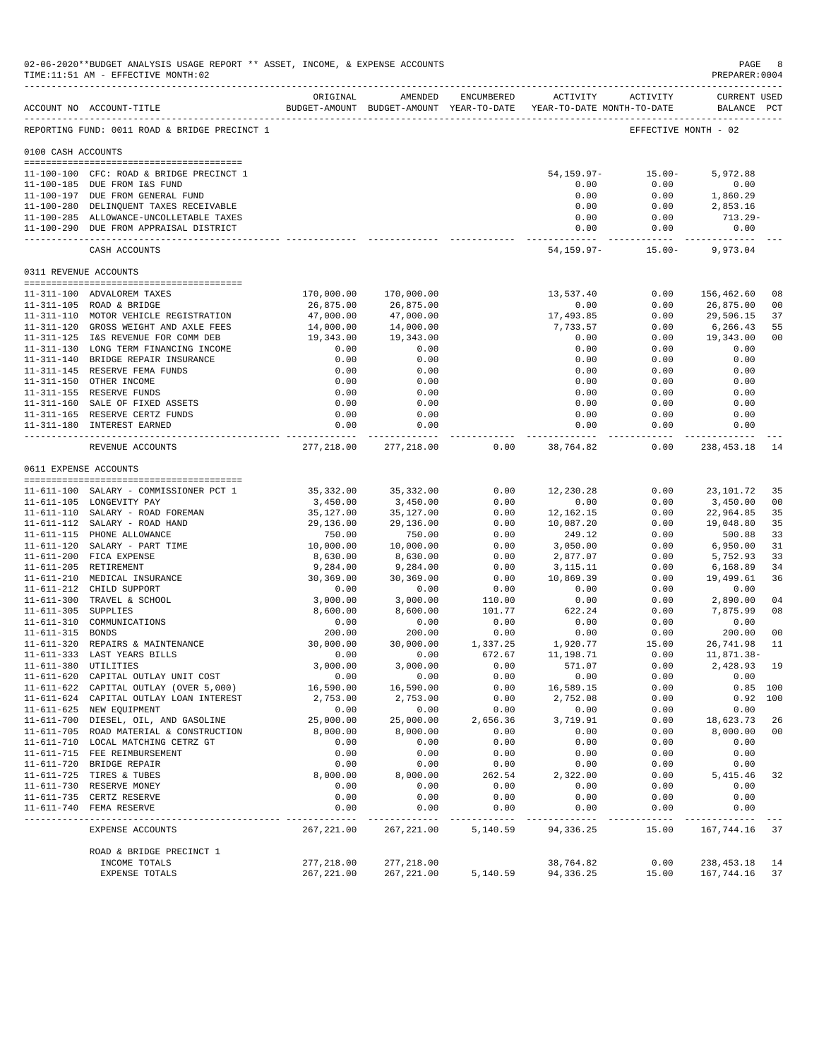02-06-2020**BUDGET ANALYSIS USAGE REPORT ** ASSET, INCOME, & EXPENSE ACCOUNTS
TIME:11:51 AM - EFFECTIVE MONTH:02
PREPARER:0004

REPORTING FUND: 0011 ROAD & BRIDGE PRECINCT 1 — EFFECTIVE MONTH - 02

| ACCOUNT NO | ACCOUNT-TITLE | ORIGINAL BUDGET-AMOUNT | AMENDED BUDGET-AMOUNT | ENCUMBERED YEAR-TO-DATE | ACTIVITY YEAR-TO-DATE | ACTIVITY MONTH-TO-DATE | CURRENT USED BALANCE | PCT |
|---|---|---|---|---|---|---|---|---|
| **0100 CASH ACCOUNTS** | | | | | | | | |
| 11-100-100 | CFC: ROAD & BRIDGE PRECINCT 1 | | | | 54,159.97- | 15.00- | 5,972.88 | |
| 11-100-185 | DUE FROM I&S FUND | | | | 0.00 | 0.00 | 0.00 | |
| 11-100-197 | DUE FROM GENERAL FUND | | | | 0.00 | 0.00 | 1,860.29 | |
| 11-100-280 | DELINQUENT TAXES RECEIVABLE | | | | 0.00 | 0.00 | 2,853.16 | |
| 11-100-285 | ALLOWANCE-UNCOLLETABLE TAXES | | | | 0.00 | 0.00 | 713.29- | |
| 11-100-290 | DUE FROM APPRAISAL DISTRICT | | | | 0.00 | 0.00 | 0.00 | |
| | CASH ACCOUNTS | | | | 54,159.97- | 15.00- | 9,973.04 | |
| **0311 REVENUE ACCOUNTS** | | | | | | | | |
| 11-311-100 | ADVALOREM TAXES | 170,000.00 | 170,000.00 | | 13,537.40 | 0.00 | 156,462.60 | 08 |
| 11-311-105 | ROAD & BRIDGE | 26,875.00 | 26,875.00 | | 0.00 | 0.00 | 26,875.00 | 00 |
| 11-311-110 | MOTOR VEHICLE REGISTRATION | 47,000.00 | 47,000.00 | | 17,493.85 | 0.00 | 29,506.15 | 37 |
| 11-311-120 | GROSS WEIGHT AND AXLE FEES | 14,000.00 | 14,000.00 | | 7,733.57 | 0.00 | 6,266.43 | 55 |
| 11-311-125 | I&S REVENUE FOR COMM DEB | 19,343.00 | 19,343.00 | | 0.00 | 0.00 | 19,343.00 | 00 |
| 11-311-130 | LONG TERM FINANCING INCOME | 0.00 | 0.00 | | 0.00 | 0.00 | 0.00 | |
| 11-311-140 | BRIDGE REPAIR INSURANCE | 0.00 | 0.00 | | 0.00 | 0.00 | 0.00 | |
| 11-311-145 | RESERVE FEMA FUNDS | 0.00 | 0.00 | | 0.00 | 0.00 | 0.00 | |
| 11-311-150 | OTHER INCOME | 0.00 | 0.00 | | 0.00 | 0.00 | 0.00 | |
| 11-311-155 | RESERVE FUNDS | 0.00 | 0.00 | | 0.00 | 0.00 | 0.00 | |
| 11-311-160 | SALE OF FIXED ASSETS | 0.00 | 0.00 | | 0.00 | 0.00 | 0.00 | |
| 11-311-165 | RESERVE CERTZ FUNDS | 0.00 | 0.00 | | 0.00 | 0.00 | 0.00 | |
| 11-311-180 | INTEREST EARNED | 0.00 | 0.00 | | 0.00 | 0.00 | 0.00 | |
| | REVENUE ACCOUNTS | 277,218.00 | 277,218.00 | 0.00 | 38,764.82 | 0.00 | 238,453.18 | 14 |
| **0611 EXPENSE ACCOUNTS** | | | | | | | | |
| 11-611-100 | SALARY - COMMISSIONER PCT 1 | 35,332.00 | 35,332.00 | 0.00 | 12,230.28 | 0.00 | 23,101.72 | 35 |
| 11-611-105 | LONGEVITY PAY | 3,450.00 | 3,450.00 | 0.00 | 0.00 | 0.00 | 3,450.00 | 00 |
| 11-611-110 | SALARY - ROAD FOREMAN | 35,127.00 | 35,127.00 | 0.00 | 12,162.15 | 0.00 | 22,964.85 | 35 |
| 11-611-112 | SALARY - ROAD HAND | 29,136.00 | 29,136.00 | 0.00 | 10,087.20 | 0.00 | 19,048.80 | 35 |
| 11-611-115 | PHONE ALLOWANCE | 750.00 | 750.00 | 0.00 | 249.12 | 0.00 | 500.88 | 33 |
| 11-611-120 | SALARY - PART TIME | 10,000.00 | 10,000.00 | 0.00 | 3,050.00 | 0.00 | 6,950.00 | 31 |
| 11-611-200 | FICA EXPENSE | 8,630.00 | 8,630.00 | 0.00 | 2,877.07 | 0.00 | 5,752.93 | 33 |
| 11-611-205 | RETIREMENT | 9,284.00 | 9,284.00 | 0.00 | 3,115.11 | 0.00 | 6,168.89 | 34 |
| 11-611-210 | MEDICAL INSURANCE | 30,369.00 | 30,369.00 | 0.00 | 10,869.39 | 0.00 | 19,499.61 | 36 |
| 11-611-212 | CHILD SUPPORT | 0.00 | 0.00 | 0.00 | 0.00 | 0.00 | 0.00 | |
| 11-611-300 | TRAVEL & SCHOOL | 3,000.00 | 3,000.00 | 110.00 | 0.00 | 0.00 | 2,890.00 | 04 |
| 11-611-305 | SUPPLIES | 8,600.00 | 8,600.00 | 101.77 | 622.24 | 0.00 | 7,875.99 | 08 |
| 11-611-310 | COMMUNICATIONS | 0.00 | 0.00 | 0.00 | 0.00 | 0.00 | 0.00 | |
| 11-611-315 | BONDS | 200.00 | 200.00 | 0.00 | 0.00 | 0.00 | 200.00 | 00 |
| 11-611-320 | REPAIRS & MAINTENANCE | 30,000.00 | 30,000.00 | 1,337.25 | 1,920.77 | 15.00 | 26,741.98 | 11 |
| 11-611-333 | LAST YEARS BILLS | 0.00 | 0.00 | 672.67 | 11,198.71 | 0.00 | 11,871.38- | |
| 11-611-380 | UTILITIES | 3,000.00 | 3,000.00 | 0.00 | 571.07 | 0.00 | 2,428.93 | 19 |
| 11-611-620 | CAPITAL OUTLAY UNIT COST | 0.00 | 0.00 | 0.00 | 0.00 | 0.00 | 0.00 | |
| 11-611-622 | CAPITAL OUTLAY (OVER 5,000) | 16,590.00 | 16,590.00 | 0.00 | 16,589.15 | 0.00 | 0.85 | 100 |
| 11-611-624 | CAPITAL OUTLAY LOAN INTEREST | 2,753.00 | 2,753.00 | 0.00 | 2,752.08 | 0.00 | 0.92 | 100 |
| 11-611-625 | NEW EQUIPMENT | 0.00 | 0.00 | 0.00 | 0.00 | 0.00 | 0.00 | |
| 11-611-700 | DIESEL, OIL, AND GASOLINE | 25,000.00 | 25,000.00 | 2,656.36 | 3,719.91 | 0.00 | 18,623.73 | 26 |
| 11-611-705 | ROAD MATERIAL & CONSTRUCTION | 8,000.00 | 8,000.00 | 0.00 | 0.00 | 0.00 | 8,000.00 | 00 |
| 11-611-710 | LOCAL MATCHING CETRZ GT | 0.00 | 0.00 | 0.00 | 0.00 | 0.00 | 0.00 | |
| 11-611-715 | FEE REIMBURSEMENT | 0.00 | 0.00 | 0.00 | 0.00 | 0.00 | 0.00 | |
| 11-611-720 | BRIDGE REPAIR | 0.00 | 0.00 | 0.00 | 0.00 | 0.00 | 0.00 | |
| 11-611-725 | TIRES & TUBES | 8,000.00 | 8,000.00 | 262.54 | 2,322.00 | 0.00 | 5,415.46 | 32 |
| 11-611-730 | RESERVE MONEY | 0.00 | 0.00 | 0.00 | 0.00 | 0.00 | 0.00 | |
| 11-611-735 | CERTZ RESERVE | 0.00 | 0.00 | 0.00 | 0.00 | 0.00 | 0.00 | |
| 11-611-740 | FEMA RESERVE | 0.00 | 0.00 | 0.00 | 0.00 | 0.00 | 0.00 | |
| | EXPENSE ACCOUNTS | 267,221.00 | 267,221.00 | 5,140.59 | 94,336.25 | 15.00 | 167,744.16 | 37 |
| | ROAD & BRIDGE PRECINCT 1 | | | | | | | |
| | INCOME TOTALS | 277,218.00 | 277,218.00 | | 38,764.82 | 0.00 | 238,453.18 | 14 |
| | EXPENSE TOTALS | 267,221.00 | 267,221.00 | 5,140.59 | 94,336.25 | 15.00 | 167,744.16 | 37 |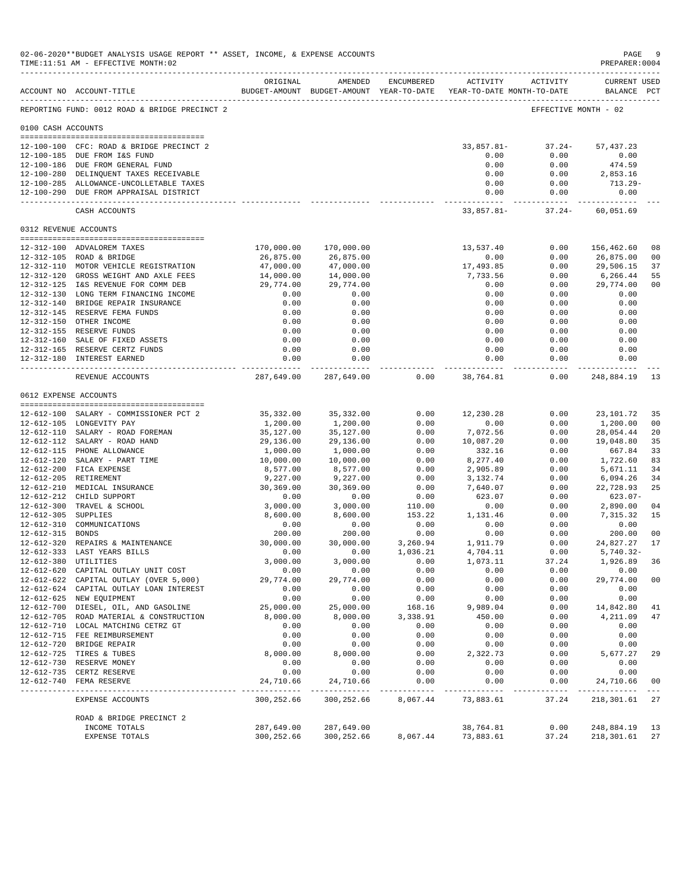02-06-2020**BUDGET ANALYSIS USAGE REPORT ** ASSET, INCOME, & EXPENSE ACCOUNTS

TIME:11:51 AM - EFFECTIVE MONTH:02

PREPARER:0004

REPORTING FUND: 0012 ROAD & BRIDGE PRECINCT 2 — EFFECTIVE MONTH - 02

| ACCOUNT NO | ACCOUNT-TITLE | ORIGINAL BUDGET-AMOUNT | AMENDED BUDGET-AMOUNT | ENCUMBERED YEAR-TO-DATE | ACTIVITY YEAR-TO-DATE | ACTIVITY MONTH-TO-DATE | CURRENT BALANCE | USED PCT |
|---|---|---|---|---|---|---|---|---|
| **0100 CASH ACCOUNTS** | | | | | | | | |
| 12-100-100 | CFC: ROAD & BRIDGE PRECINCT 2 | | | | 33,857.81- | 37.24- | 57,437.23 | |
| 12-100-185 | DUE FROM I&S FUND | | | | 0.00 | 0.00 | 0.00 | |
| 12-100-186 | DUE FROM GENERAL FUND | | | | 0.00 | 0.00 | 474.59 | |
| 12-100-280 | DELINQUENT TAXES RECEIVABLE | | | | 0.00 | 0.00 | 2,853.16 | |
| 12-100-285 | ALLOWANCE-UNCOLLETABLE TAXES | | | | 0.00 | 0.00 | 713.29- | |
| 12-100-290 | DUE FROM APPRAISAL DISTRICT | | | | 0.00 | 0.00 | 0.00 | |
| | CASH ACCOUNTS | | | | 33,857.81- | 37.24- | 60,051.69 | |
| **0312 REVENUE ACCOUNTS** | | | | | | | | |
| 12-312-100 | ADVALOREM TAXES | 170,000.00 | 170,000.00 | | 13,537.40 | 0.00 | 156,462.60 | 08 |
| 12-312-105 | ROAD & BRIDGE | 26,875.00 | 26,875.00 | | 0.00 | 0.00 | 26,875.00 | 00 |
| 12-312-110 | MOTOR VEHICLE REGISTRATION | 47,000.00 | 47,000.00 | | 17,493.85 | 0.00 | 29,506.15 | 37 |
| 12-312-120 | GROSS WEIGHT AND AXLE FEES | 14,000.00 | 14,000.00 | | 7,733.56 | 0.00 | 6,266.44 | 55 |
| 12-312-125 | I&S REVENUE FOR COMM DEB | 29,774.00 | 29,774.00 | | 0.00 | 0.00 | 29,774.00 | 00 |
| 12-312-130 | LONG TERM FINANCING INCOME | 0.00 | 0.00 | | 0.00 | 0.00 | 0.00 | |
| 12-312-140 | BRIDGE REPAIR INSURANCE | 0.00 | 0.00 | | 0.00 | 0.00 | 0.00 | |
| 12-312-145 | RESERVE FEMA FUNDS | 0.00 | 0.00 | | 0.00 | 0.00 | 0.00 | |
| 12-312-150 | OTHER INCOME | 0.00 | 0.00 | | 0.00 | 0.00 | 0.00 | |
| 12-312-155 | RESERVE FUNDS | 0.00 | 0.00 | | 0.00 | 0.00 | 0.00 | |
| 12-312-160 | SALE OF FIXED ASSETS | 0.00 | 0.00 | | 0.00 | 0.00 | 0.00 | |
| 12-312-165 | RESERVE CERTZ FUNDS | 0.00 | 0.00 | | 0.00 | 0.00 | 0.00 | |
| 12-312-180 | INTEREST EARNED | 0.00 | 0.00 | | 0.00 | 0.00 | 0.00 | |
| | REVENUE ACCOUNTS | 287,649.00 | 287,649.00 | 0.00 | 38,764.81 | 0.00 | 248,884.19 | 13 |
| **0612 EXPENSE ACCOUNTS** | | | | | | | | |
| 12-612-100 | SALARY - COMMISSIONER PCT 2 | 35,332.00 | 35,332.00 | 0.00 | 12,230.28 | 0.00 | 23,101.72 | 35 |
| 12-612-105 | LONGEVITY PAY | 1,200.00 | 1,200.00 | 0.00 | 0.00 | 0.00 | 1,200.00 | 00 |
| 12-612-110 | SALARY - ROAD FOREMAN | 35,127.00 | 35,127.00 | 0.00 | 7,072.56 | 0.00 | 28,054.44 | 20 |
| 12-612-112 | SALARY - ROAD HAND | 29,136.00 | 29,136.00 | 0.00 | 10,087.20 | 0.00 | 19,048.80 | 35 |
| 12-612-115 | PHONE ALLOWANCE | 1,000.00 | 1,000.00 | 0.00 | 332.16 | 0.00 | 667.84 | 33 |
| 12-612-120 | SALARY - PART TIME | 10,000.00 | 10,000.00 | 0.00 | 8,277.40 | 0.00 | 1,722.60 | 83 |
| 12-612-200 | FICA EXPENSE | 8,577.00 | 8,577.00 | 0.00 | 2,905.89 | 0.00 | 5,671.11 | 34 |
| 12-612-205 | RETIREMENT | 9,227.00 | 9,227.00 | 0.00 | 3,132.74 | 0.00 | 6,094.26 | 34 |
| 12-612-210 | MEDICAL INSURANCE | 30,369.00 | 30,369.00 | 0.00 | 7,640.07 | 0.00 | 22,728.93 | 25 |
| 12-612-212 | CHILD SUPPORT | 0.00 | 0.00 | 0.00 | 623.07 | 0.00 | 623.07- | |
| 12-612-300 | TRAVEL & SCHOOL | 3,000.00 | 3,000.00 | 110.00 | 0.00 | 0.00 | 2,890.00 | 04 |
| 12-612-305 | SUPPLIES | 8,600.00 | 8,600.00 | 153.22 | 1,131.46 | 0.00 | 7,315.32 | 15 |
| 12-612-310 | COMMUNICATIONS | 0.00 | 0.00 | 0.00 | 0.00 | 0.00 | 0.00 | |
| 12-612-315 | BONDS | 200.00 | 200.00 | 0.00 | 0.00 | 0.00 | 200.00 | 00 |
| 12-612-320 | REPAIRS & MAINTENANCE | 30,000.00 | 30,000.00 | 3,260.94 | 1,911.79 | 0.00 | 24,827.27 | 17 |
| 12-612-333 | LAST YEARS BILLS | 0.00 | 0.00 | 1,036.21 | 4,704.11 | 0.00 | 5,740.32- | |
| 12-612-380 | UTILITIES | 3,000.00 | 3,000.00 | 0.00 | 1,073.11 | 37.24 | 1,926.89 | 36 |
| 12-612-620 | CAPITAL OUTLAY UNIT COST | 0.00 | 0.00 | 0.00 | 0.00 | 0.00 | 0.00 | |
| 12-612-622 | CAPITAL OUTLAY (OVER 5,000) | 29,774.00 | 29,774.00 | 0.00 | 0.00 | 0.00 | 29,774.00 | 00 |
| 12-612-624 | CAPITAL OUTLAY LOAN INTEREST | 0.00 | 0.00 | 0.00 | 0.00 | 0.00 | 0.00 | |
| 12-612-625 | NEW EQUIPMENT | 0.00 | 0.00 | 0.00 | 0.00 | 0.00 | 0.00 | |
| 12-612-700 | DIESEL, OIL, AND GASOLINE | 25,000.00 | 25,000.00 | 168.16 | 9,989.04 | 0.00 | 14,842.80 | 41 |
| 12-612-705 | ROAD MATERIAL & CONSTRUCTION | 8,000.00 | 8,000.00 | 3,338.91 | 450.00 | 0.00 | 4,211.09 | 47 |
| 12-612-710 | LOCAL MATCHING CETRZ GT | 0.00 | 0.00 | 0.00 | 0.00 | 0.00 | 0.00 | |
| 12-612-715 | FEE REIMBURSEMENT | 0.00 | 0.00 | 0.00 | 0.00 | 0.00 | 0.00 | |
| 12-612-720 | BRIDGE REPAIR | 0.00 | 0.00 | 0.00 | 0.00 | 0.00 | 0.00 | |
| 12-612-725 | TIRES & TUBES | 8,000.00 | 8,000.00 | 0.00 | 2,322.73 | 0.00 | 5,677.27 | 29 |
| 12-612-730 | RESERVE MONEY | 0.00 | 0.00 | 0.00 | 0.00 | 0.00 | 0.00 | |
| 12-612-735 | CERTZ RESERVE | 0.00 | 0.00 | 0.00 | 0.00 | 0.00 | 0.00 | |
| 12-612-740 | FEMA RESERVE | 24,710.66 | 24,710.66 | 0.00 | 0.00 | 0.00 | 24,710.66 | 00 |
| | EXPENSE ACCOUNTS | 300,252.66 | 300,252.66 | 8,067.44 | 73,883.61 | 37.24 | 218,301.61 | 27 |
| | ROAD & BRIDGE PRECINCT 2 | | | | | | | |
| | INCOME TOTALS | 287,649.00 | 287,649.00 | | 38,764.81 | 0.00 | 248,884.19 | 13 |
| | EXPENSE TOTALS | 300,252.66 | 300,252.66 | 8,067.44 | 73,883.61 | 37.24 | 218,301.61 | 27 |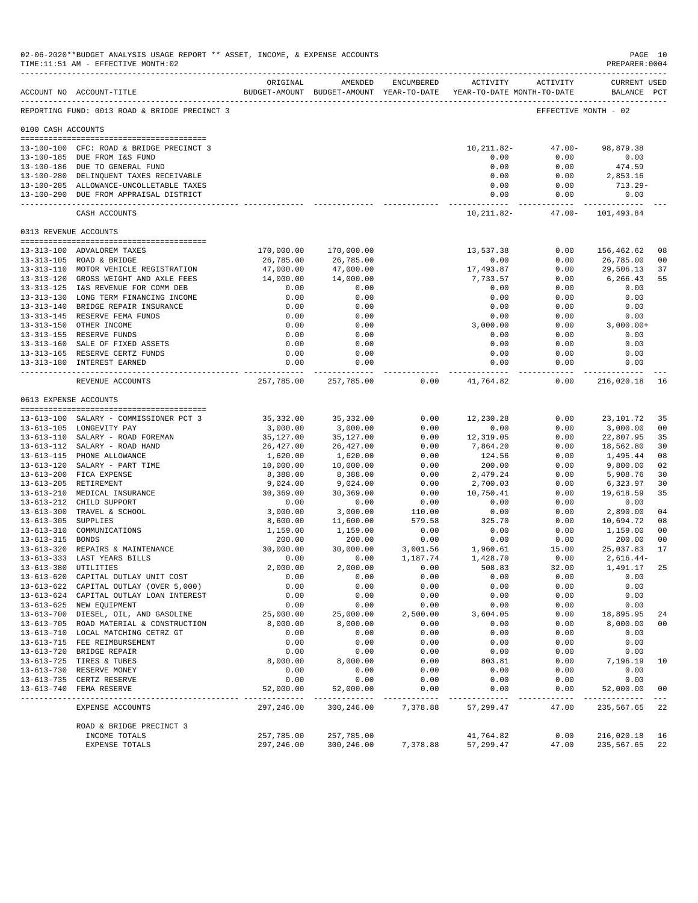02-06-2020**BUDGET ANALYSIS USAGE REPORT ** ASSET, INCOME, & EXPENSE ACCOUNTS
TIME:11:51 AM - EFFECTIVE MONTH:02
PREPARER:0004

REPORTING FUND: 0013 ROAD & BRIDGE PRECINCT 3 — EFFECTIVE MONTH - 02

| ACCOUNT NO | ACCOUNT-TITLE | ORIGINAL BUDGET-AMOUNT | AMENDED BUDGET-AMOUNT | ENCUMBERED YEAR-TO-DATE | ACTIVITY YEAR-TO-DATE | ACTIVITY MONTH-TO-DATE | CURRENT USED BALANCE | PCT |
|---|---|---|---|---|---|---|---|---|
| **0100 CASH ACCOUNTS** | | | | | | | | |
| 13-100-100 | CFC: ROAD & BRIDGE PRECINCT 3 | | | | 10,211.82- | 47.00- | 98,879.38 | |
| 13-100-185 | DUE FROM I&S FUND | | | | 0.00 | 0.00 | 0.00 | |
| 13-100-186 | DUE TO GENERAL FUND | | | | 0.00 | 0.00 | 474.59 | |
| 13-100-280 | DELINQUENT TAXES RECEIVABLE | | | | 0.00 | 0.00 | 2,853.16 | |
| 13-100-285 | ALLOWANCE-UNCOLLETABLE TAXES | | | | 0.00 | 0.00 | 713.29- | |
| 13-100-290 | DUE FROM APPRAISAL DISTRICT | | | | 0.00 | 0.00 | 0.00 | |
| | CASH ACCOUNTS | | | | 10,211.82- | 47.00- | 101,493.84 | |
| **0313 REVENUE ACCOUNTS** | | | | | | | | |
| 13-313-100 | ADVALOREM TAXES | 170,000.00 | 170,000.00 | | 13,537.38 | 0.00 | 156,462.62 | 08 |
| 13-313-105 | ROAD & BRIDGE | 26,785.00 | 26,785.00 | | 0.00 | 0.00 | 26,785.00 | 00 |
| 13-313-110 | MOTOR VEHICLE REGISTRATION | 47,000.00 | 47,000.00 | | 17,493.87 | 0.00 | 29,506.13 | 37 |
| 13-313-120 | GROSS WEIGHT AND AXLE FEES | 14,000.00 | 14,000.00 | | 7,733.57 | 0.00 | 6,266.43 | 55 |
| 13-313-125 | I&S REVENUE FOR COMM DEB | 0.00 | 0.00 | | 0.00 | 0.00 | 0.00 | |
| 13-313-130 | LONG TERM FINANCING INCOME | 0.00 | 0.00 | | 0.00 | 0.00 | 0.00 | |
| 13-313-140 | BRIDGE REPAIR INSURANCE | 0.00 | 0.00 | | 0.00 | 0.00 | 0.00 | |
| 13-313-145 | RESERVE FEMA FUNDS | 0.00 | 0.00 | | 0.00 | 0.00 | 0.00 | |
| 13-313-150 | OTHER INCOME | 0.00 | 0.00 | | 3,000.00 | 0.00 | 3,000.00+ | |
| 13-313-155 | RESERVE FUNDS | 0.00 | 0.00 | | 0.00 | 0.00 | 0.00 | |
| 13-313-160 | SALE OF FIXED ASSETS | 0.00 | 0.00 | | 0.00 | 0.00 | 0.00 | |
| 13-313-165 | RESERVE CERTZ FUNDS | 0.00 | 0.00 | | 0.00 | 0.00 | 0.00 | |
| 13-313-180 | INTEREST EARNED | 0.00 | 0.00 | | 0.00 | 0.00 | 0.00 | |
| | REVENUE ACCOUNTS | 257,785.00 | 257,785.00 | 0.00 | 41,764.82 | 0.00 | 216,020.18 | 16 |
| **0613 EXPENSE ACCOUNTS** | | | | | | | | |
| 13-613-100 | SALARY - COMMISSIONER PCT 3 | 35,332.00 | 35,332.00 | 0.00 | 12,230.28 | 0.00 | 23,101.72 | 35 |
| 13-613-105 | LONGEVITY PAY | 3,000.00 | 3,000.00 | 0.00 | 0.00 | 0.00 | 3,000.00 | 00 |
| 13-613-110 | SALARY - ROAD FOREMAN | 35,127.00 | 35,127.00 | 0.00 | 12,319.05 | 0.00 | 22,807.95 | 35 |
| 13-613-112 | SALARY - ROAD HAND | 26,427.00 | 26,427.00 | 0.00 | 7,864.20 | 0.00 | 18,562.80 | 30 |
| 13-613-115 | PHONE ALLOWANCE | 1,620.00 | 1,620.00 | 0.00 | 124.56 | 0.00 | 1,495.44 | 08 |
| 13-613-120 | SALARY - PART TIME | 10,000.00 | 10,000.00 | 0.00 | 200.00 | 0.00 | 9,800.00 | 02 |
| 13-613-200 | FICA EXPENSE | 8,388.00 | 8,388.00 | 0.00 | 2,479.24 | 0.00 | 5,908.76 | 30 |
| 13-613-205 | RETIREMENT | 9,024.00 | 9,024.00 | 0.00 | 2,700.03 | 0.00 | 6,323.97 | 30 |
| 13-613-210 | MEDICAL INSURANCE | 30,369.00 | 30,369.00 | 0.00 | 10,750.41 | 0.00 | 19,618.59 | 35 |
| 13-613-212 | CHILD SUPPORT | 0.00 | 0.00 | 0.00 | 0.00 | 0.00 | 0.00 | |
| 13-613-300 | TRAVEL & SCHOOL | 3,000.00 | 3,000.00 | 110.00 | 0.00 | 0.00 | 2,890.00 | 04 |
| 13-613-305 | SUPPLIES | 8,600.00 | 11,600.00 | 579.58 | 325.70 | 0.00 | 10,694.72 | 08 |
| 13-613-310 | COMMUNICATIONS | 1,159.00 | 1,159.00 | 0.00 | 0.00 | 0.00 | 1,159.00 | 00 |
| 13-613-315 | BONDS | 200.00 | 200.00 | 0.00 | 0.00 | 0.00 | 200.00 | 00 |
| 13-613-320 | REPAIRS & MAINTENANCE | 30,000.00 | 30,000.00 | 3,001.56 | 1,960.61 | 15.00 | 25,037.83 | 17 |
| 13-613-333 | LAST YEARS BILLS | 0.00 | 0.00 | 1,187.74 | 1,428.70 | 0.00 | 2,616.44- | |
| 13-613-380 | UTILITIES | 2,000.00 | 2,000.00 | 0.00 | 508.83 | 32.00 | 1,491.17 | 25 |
| 13-613-620 | CAPITAL OUTLAY UNIT COST | 0.00 | 0.00 | 0.00 | 0.00 | 0.00 | 0.00 | |
| 13-613-622 | CAPITAL OUTLAY (OVER 5,000) | 0.00 | 0.00 | 0.00 | 0.00 | 0.00 | 0.00 | |
| 13-613-624 | CAPITAL OUTLAY LOAN INTEREST | 0.00 | 0.00 | 0.00 | 0.00 | 0.00 | 0.00 | |
| 13-613-625 | NEW EQUIPMENT | 0.00 | 0.00 | 0.00 | 0.00 | 0.00 | 0.00 | |
| 13-613-700 | DIESEL, OIL, AND GASOLINE | 25,000.00 | 25,000.00 | 2,500.00 | 3,604.05 | 0.00 | 18,895.95 | 24 |
| 13-613-705 | ROAD MATERIAL & CONSTRUCTION | 8,000.00 | 8,000.00 | 0.00 | 0.00 | 0.00 | 8,000.00 | 00 |
| 13-613-710 | LOCAL MATCHING CETRZ GT | 0.00 | 0.00 | 0.00 | 0.00 | 0.00 | 0.00 | |
| 13-613-715 | FEE REIMBURSEMENT | 0.00 | 0.00 | 0.00 | 0.00 | 0.00 | 0.00 | |
| 13-613-720 | BRIDGE REPAIR | 0.00 | 0.00 | 0.00 | 0.00 | 0.00 | 0.00 | |
| 13-613-725 | TIRES & TUBES | 8,000.00 | 8,000.00 | 0.00 | 803.81 | 0.00 | 7,196.19 | 10 |
| 13-613-730 | RESERVE MONEY | 0.00 | 0.00 | 0.00 | 0.00 | 0.00 | 0.00 | |
| 13-613-735 | CERTZ RESERVE | 0.00 | 0.00 | 0.00 | 0.00 | 0.00 | 0.00 | |
| 13-613-740 | FEMA RESERVE | 52,000.00 | 52,000.00 | 0.00 | 0.00 | 0.00 | 52,000.00 | 00 |
| | EXPENSE ACCOUNTS | 297,246.00 | 300,246.00 | 7,378.88 | 57,299.47 | 47.00 | 235,567.65 | 22 |
| | ROAD & BRIDGE PRECINCT 3 | | | | | | | |
| | INCOME TOTALS | 257,785.00 | 257,785.00 | | 41,764.82 | 0.00 | 216,020.18 | 16 |
| | EXPENSE TOTALS | 297,246.00 | 300,246.00 | 7,378.88 | 57,299.47 | 47.00 | 235,567.65 | 22 |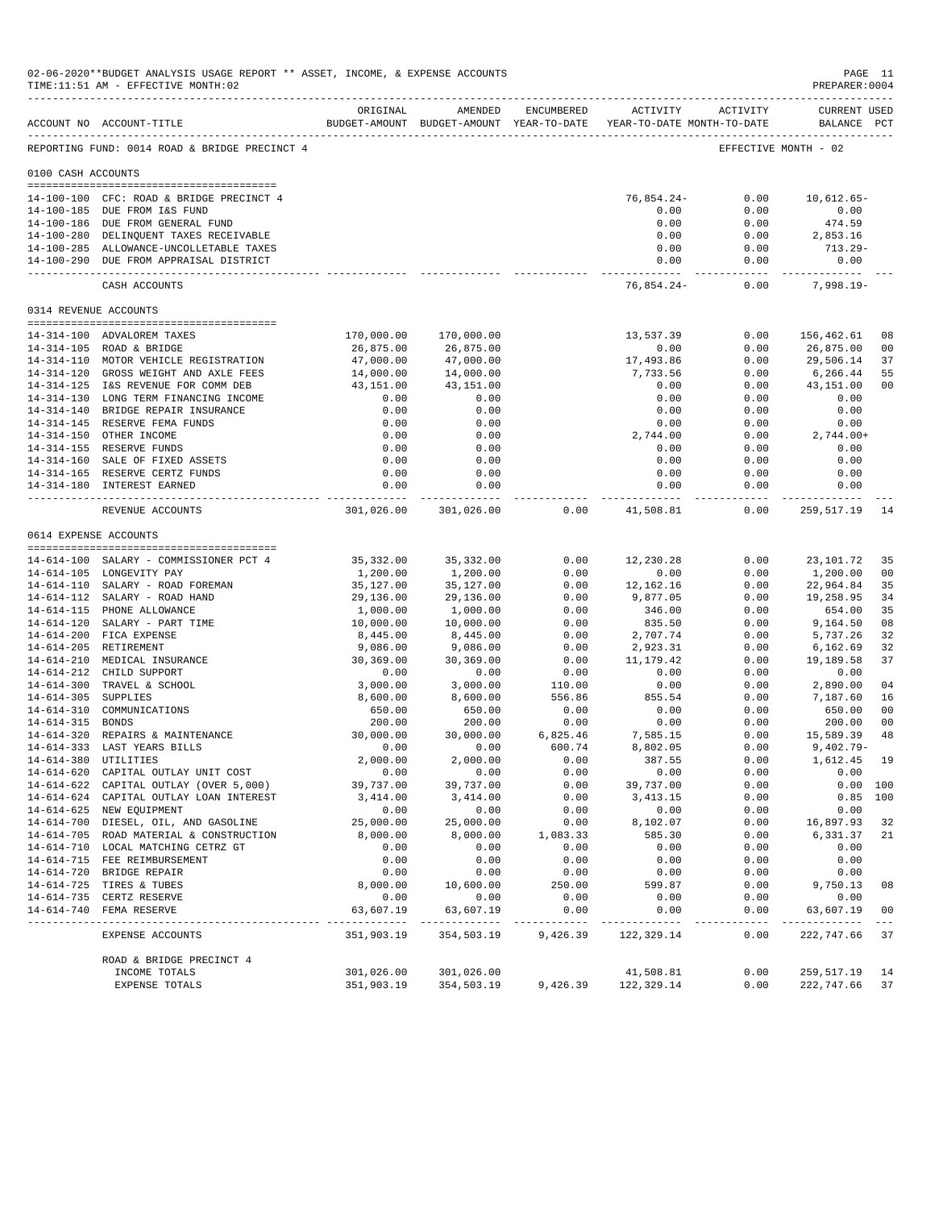02-06-2020**BUDGET ANALYSIS USAGE REPORT ** ASSET, INCOME, & EXPENSE ACCOUNTS

TIME:11:51 AM - EFFECTIVE MONTH:02

PREPARER:0004

| ACCOUNT NO | ACCOUNT-TITLE | ORIGINAL BUDGET-AMOUNT | AMENDED BUDGET-AMOUNT | ENCUMBERED YEAR-TO-DATE | ACTIVITY YEAR-TO-DATE | ACTIVITY MONTH-TO-DATE | CURRENT USED BALANCE | PCT |
|---|---|---|---|---|---|---|---|---|
| REPORTING FUND: 0014 ROAD & BRIDGE PRECINCT 4 | | | | | | EFFECTIVE MONTH - 02 | | |
| **0100 CASH ACCOUNTS** | | | | | | | | |
| 14-100-100 | CFC: ROAD & BRIDGE PRECINCT 4 | | | | 76,854.24- | 0.00 | 10,612.65- | |
| 14-100-185 | DUE FROM I&S FUND | | | | 0.00 | 0.00 | 0.00 | |
| 14-100-186 | DUE FROM GENERAL FUND | | | | 0.00 | 0.00 | 474.59 | |
| 14-100-280 | DELINQUENT TAXES RECEIVABLE | | | | 0.00 | 0.00 | 2,853.16 | |
| 14-100-285 | ALLOWANCE-UNCOLLETABLE TAXES | | | | 0.00 | 0.00 | 713.29- | |
| 14-100-290 | DUE FROM APPRAISAL DISTRICT | | | | 0.00 | 0.00 | 0.00 | |
| | CASH ACCOUNTS | | | | 76,854.24- | 0.00 | 7,998.19- | |
| **0314 REVENUE ACCOUNTS** | | | | | | | | |
| 14-314-100 | ADVALOREM TAXES | 170,000.00 | 170,000.00 | | 13,537.39 | 0.00 | 156,462.61 | 08 |
| 14-314-105 | ROAD & BRIDGE | 26,875.00 | 26,875.00 | | 0.00 | 0.00 | 26,875.00 | 00 |
| 14-314-110 | MOTOR VEHICLE REGISTRATION | 47,000.00 | 47,000.00 | | 17,493.86 | 0.00 | 29,506.14 | 37 |
| 14-314-120 | GROSS WEIGHT AND AXLE FEES | 14,000.00 | 14,000.00 | | 7,733.56 | 0.00 | 6,266.44 | 55 |
| 14-314-125 | I&S REVENUE FOR COMM DEB | 43,151.00 | 43,151.00 | | 0.00 | 0.00 | 43,151.00 | 00 |
| 14-314-130 | LONG TERM FINANCING INCOME | 0.00 | 0.00 | | 0.00 | 0.00 | 0.00 | |
| 14-314-140 | BRIDGE REPAIR INSURANCE | 0.00 | 0.00 | | 0.00 | 0.00 | 0.00 | |
| 14-314-145 | RESERVE FEMA FUNDS | 0.00 | 0.00 | | 0.00 | 0.00 | 0.00 | |
| 14-314-150 | OTHER INCOME | 0.00 | 0.00 | | 2,744.00 | 0.00 | 2,744.00+ | |
| 14-314-155 | RESERVE FUNDS | 0.00 | 0.00 | | 0.00 | 0.00 | 0.00 | |
| 14-314-160 | SALE OF FIXED ASSETS | 0.00 | 0.00 | | 0.00 | 0.00 | 0.00 | |
| 14-314-165 | RESERVE CERTZ FUNDS | 0.00 | 0.00 | | 0.00 | 0.00 | 0.00 | |
| 14-314-180 | INTEREST EARNED | 0.00 | 0.00 | | 0.00 | 0.00 | 0.00 | |
| | REVENUE ACCOUNTS | 301,026.00 | 301,026.00 | 0.00 | 41,508.81 | 0.00 | 259,517.19 | 14 |
| **0614 EXPENSE ACCOUNTS** | | | | | | | | |
| 14-614-100 | SALARY - COMMISSIONER PCT 4 | 35,332.00 | 35,332.00 | 0.00 | 12,230.28 | 0.00 | 23,101.72 | 35 |
| 14-614-105 | LONGEVITY PAY | 1,200.00 | 1,200.00 | 0.00 | 0.00 | 0.00 | 1,200.00 | 00 |
| 14-614-110 | SALARY - ROAD FOREMAN | 35,127.00 | 35,127.00 | 0.00 | 12,162.16 | 0.00 | 22,964.84 | 35 |
| 14-614-112 | SALARY - ROAD HAND | 29,136.00 | 29,136.00 | 0.00 | 9,877.05 | 0.00 | 19,258.95 | 34 |
| 14-614-115 | PHONE ALLOWANCE | 1,000.00 | 1,000.00 | 0.00 | 346.00 | 0.00 | 654.00 | 35 |
| 14-614-120 | SALARY - PART TIME | 10,000.00 | 10,000.00 | 0.00 | 835.50 | 0.00 | 9,164.50 | 08 |
| 14-614-200 | FICA EXPENSE | 8,445.00 | 8,445.00 | 0.00 | 2,707.74 | 0.00 | 5,737.26 | 32 |
| 14-614-205 | RETIREMENT | 9,086.00 | 9,086.00 | 0.00 | 2,923.31 | 0.00 | 6,162.69 | 32 |
| 14-614-210 | MEDICAL INSURANCE | 30,369.00 | 30,369.00 | 0.00 | 11,179.42 | 0.00 | 19,189.58 | 37 |
| 14-614-212 | CHILD SUPPORT | 0.00 | 0.00 | 0.00 | 0.00 | 0.00 | 0.00 | |
| 14-614-300 | TRAVEL & SCHOOL | 3,000.00 | 3,000.00 | 110.00 | 0.00 | 0.00 | 2,890.00 | 04 |
| 14-614-305 | SUPPLIES | 8,600.00 | 8,600.00 | 556.86 | 855.54 | 0.00 | 7,187.60 | 16 |
| 14-614-310 | COMMUNICATIONS | 650.00 | 650.00 | 0.00 | 0.00 | 0.00 | 650.00 | 00 |
| 14-614-315 | BONDS | 200.00 | 200.00 | 0.00 | 0.00 | 0.00 | 200.00 | 00 |
| 14-614-320 | REPAIRS & MAINTENANCE | 30,000.00 | 30,000.00 | 6,825.46 | 7,585.15 | 0.00 | 15,589.39 | 48 |
| 14-614-333 | LAST YEARS BILLS | 0.00 | 0.00 | 600.74 | 8,802.05 | 0.00 | 9,402.79- | |
| 14-614-380 | UTILITIES | 2,000.00 | 2,000.00 | 0.00 | 387.55 | 0.00 | 1,612.45 | 19 |
| 14-614-620 | CAPITAL OUTLAY UNIT COST | 0.00 | 0.00 | 0.00 | 0.00 | 0.00 | 0.00 | |
| 14-614-622 | CAPITAL OUTLAY (OVER 5,000) | 39,737.00 | 39,737.00 | 0.00 | 39,737.00 | 0.00 | 0.00 | 100 |
| 14-614-624 | CAPITAL OUTLAY LOAN INTEREST | 3,414.00 | 3,414.00 | 0.00 | 3,413.15 | 0.00 | 0.85 | 100 |
| 14-614-625 | NEW EQUIPMENT | 0.00 | 0.00 | 0.00 | 0.00 | 0.00 | 0.00 | |
| 14-614-700 | DIESEL, OIL, AND GASOLINE | 25,000.00 | 25,000.00 | 0.00 | 8,102.07 | 0.00 | 16,897.93 | 32 |
| 14-614-705 | ROAD MATERIAL & CONSTRUCTION | 8,000.00 | 8,000.00 | 1,083.33 | 585.30 | 0.00 | 6,331.37 | 21 |
| 14-614-710 | LOCAL MATCHING CETRZ GT | 0.00 | 0.00 | 0.00 | 0.00 | 0.00 | 0.00 | |
| 14-614-715 | FEE REIMBURSEMENT | 0.00 | 0.00 | 0.00 | 0.00 | 0.00 | 0.00 | |
| 14-614-720 | BRIDGE REPAIR | 0.00 | 0.00 | 0.00 | 0.00 | 0.00 | 0.00 | |
| 14-614-725 | TIRES & TUBES | 8,000.00 | 10,600.00 | 250.00 | 599.87 | 0.00 | 9,750.13 | 08 |
| 14-614-735 | CERTZ RESERVE | 0.00 | 0.00 | 0.00 | 0.00 | 0.00 | 0.00 | |
| 14-614-740 | FEMA RESERVE | 63,607.19 | 63,607.19 | 0.00 | 0.00 | 0.00 | 63,607.19 | 00 |
| | EXPENSE ACCOUNTS | 351,903.19 | 354,503.19 | 9,426.39 | 122,329.14 | 0.00 | 222,747.66 | 37 |
| | ROAD & BRIDGE PRECINCT 4 | | | | | | | |
| | INCOME TOTALS | 301,026.00 | 301,026.00 | | 41,508.81 | 0.00 | 259,517.19 | 14 |
| | EXPENSE TOTALS | 351,903.19 | 354,503.19 | 9,426.39 | 122,329.14 | 0.00 | 222,747.66 | 37 |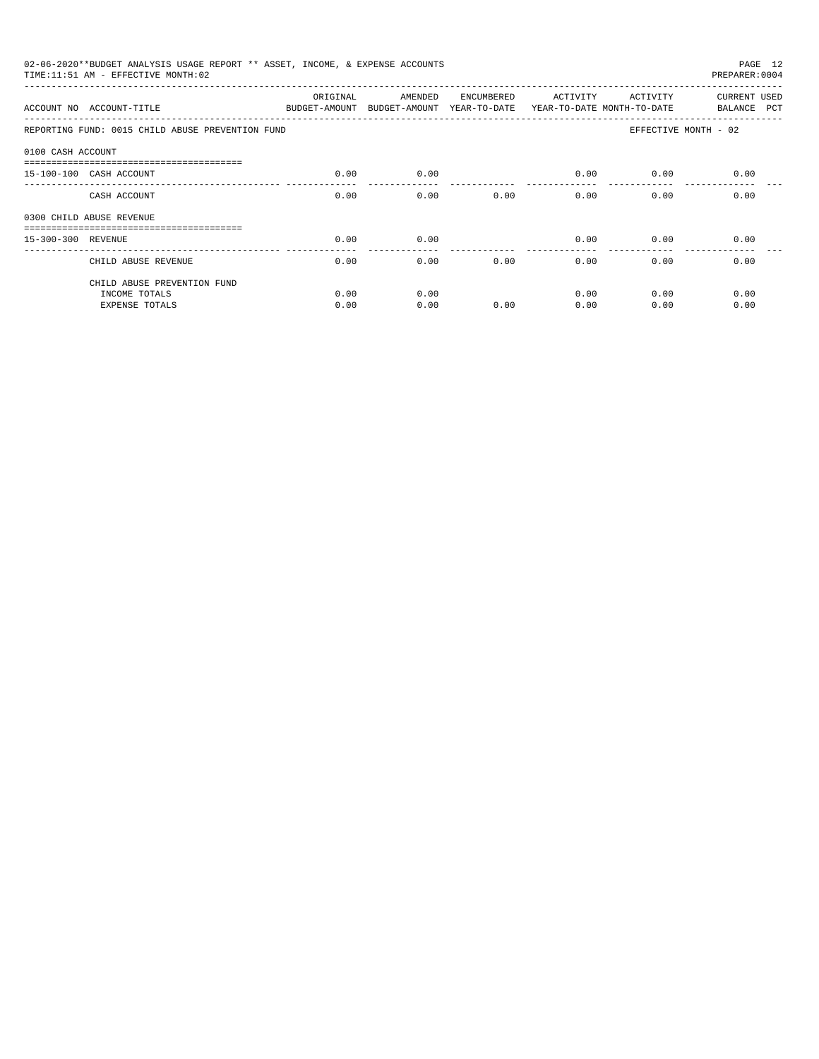02-06-2020**BUDGET ANALYSIS USAGE REPORT ** ASSET, INCOME, & EXPENSE ACCOUNTS

TIME:11:51 AM - EFFECTIVE MONTH:02

PREPARER:0004

| ACCOUNT NO | ACCOUNT-TITLE | ORIGINAL BUDGET-AMOUNT | AMENDED BUDGET-AMOUNT | ENCUMBERED YEAR-TO-DATE | ACTIVITY YEAR-TO-DATE | ACTIVITY MONTH-TO-DATE | CURRENT BALANCE | USED PCT |
|---|---|---|---|---|---|---|---|---|
| REPORTING FUND: 0015 CHILD ABUSE PREVENTION FUND | | | | | | EFFECTIVE MONTH - 02 | | |
| 0100 CASH ACCOUNT | | | | | | | | |
| 15-100-100 | CASH ACCOUNT | 0.00 | 0.00 | | 0.00 | 0.00 | 0.00 | |
| | CASH ACCOUNT | 0.00 | 0.00 | 0.00 | 0.00 | 0.00 | 0.00 | |
| 0300 CHILD ABUSE REVENUE | | | | | | | | |
| 15-300-300 | REVENUE | 0.00 | 0.00 | | 0.00 | 0.00 | 0.00 | |
| | CHILD ABUSE REVENUE | 0.00 | 0.00 | 0.00 | 0.00 | 0.00 | 0.00 | |
| | CHILD ABUSE PREVENTION FUND | | | | | | | |
| | INCOME TOTALS | 0.00 | 0.00 | | 0.00 | 0.00 | 0.00 | |
| | EXPENSE TOTALS | 0.00 | 0.00 | 0.00 | 0.00 | 0.00 | 0.00 | |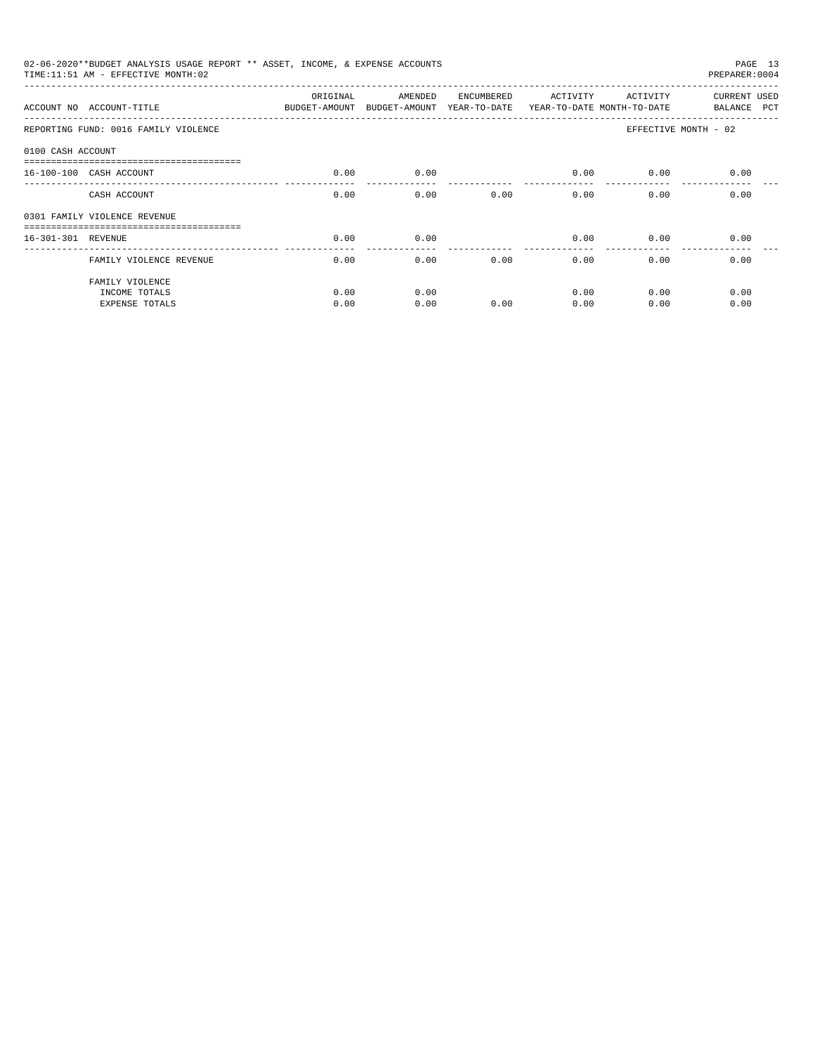02-06-2020**BUDGET ANALYSIS USAGE REPORT ** ASSET, INCOME, & EXPENSE ACCOUNTS
TIME:11:51 AM - EFFECTIVE MONTH:02
PREPARER:0004

| ACCOUNT NO | ACCOUNT-TITLE | ORIGINAL BUDGET-AMOUNT | AMENDED BUDGET-AMOUNT | ENCUMBERED YEAR-TO-DATE | ACTIVITY YEAR-TO-DATE | ACTIVITY MONTH-TO-DATE | CURRENT BALANCE | USED PCT |
|---|---|---|---|---|---|---|---|---|
| REPORTING FUND: 0016 FAMILY VIOLENCE | | | | | | | EFFECTIVE MONTH - 02 | |
| 0100 CASH ACCOUNT | | | | | | | | |
| 16-100-100 | CASH ACCOUNT | 0.00 | 0.00 | | 0.00 | 0.00 | 0.00 | |
| | CASH ACCOUNT | 0.00 | 0.00 | 0.00 | 0.00 | 0.00 | 0.00 | |
| 0301 FAMILY VIOLENCE REVENUE | | | | | | | | |
| 16-301-301 | REVENUE | 0.00 | 0.00 | | 0.00 | 0.00 | 0.00 | |
| | FAMILY VIOLENCE REVENUE | 0.00 | 0.00 | 0.00 | 0.00 | 0.00 | 0.00 | |
| | FAMILY VIOLENCE | | | | | | | |
| | INCOME TOTALS | 0.00 | 0.00 | | 0.00 | 0.00 | 0.00 | |
| | EXPENSE TOTALS | 0.00 | 0.00 | 0.00 | 0.00 | 0.00 | 0.00 | |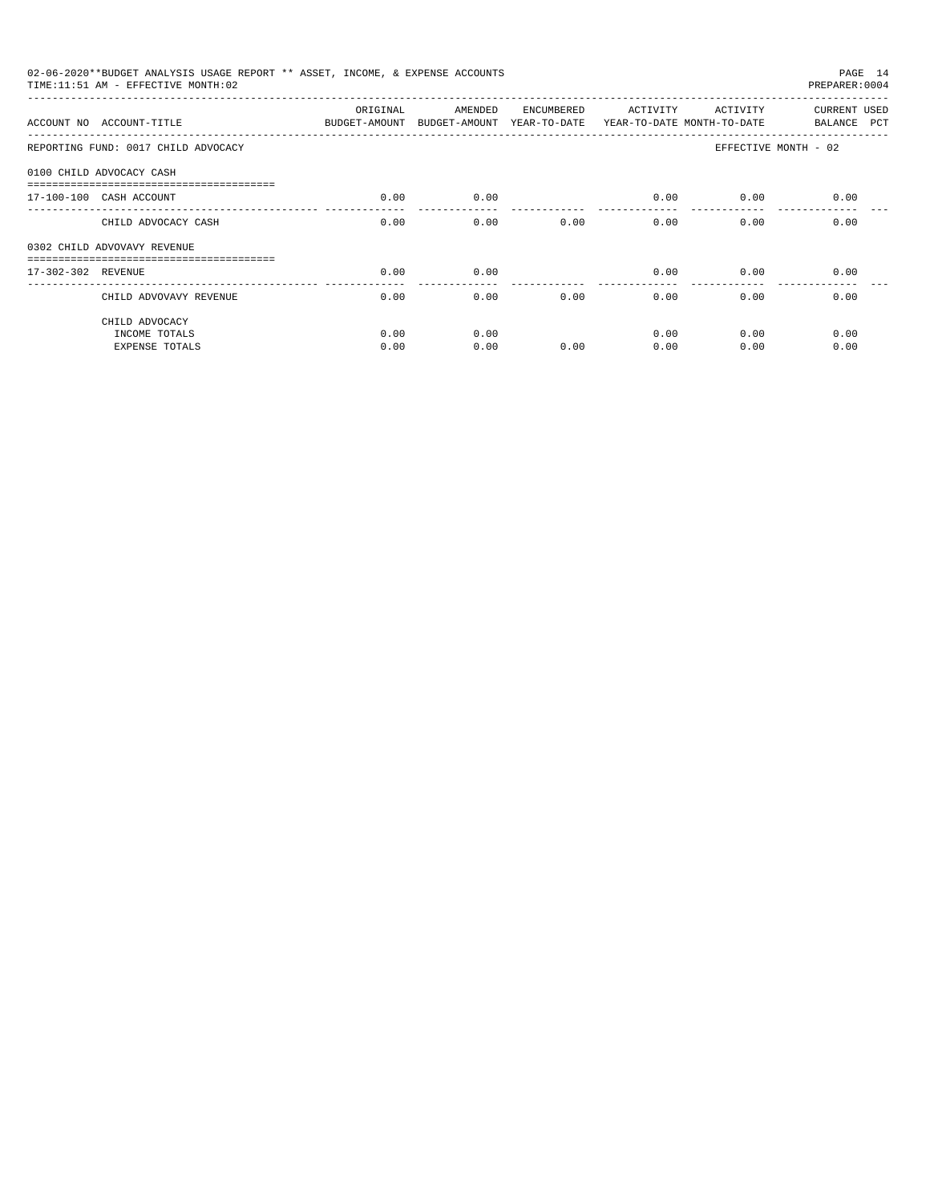02-06-2020**BUDGET ANALYSIS USAGE REPORT ** ASSET, INCOME, & EXPENSE ACCOUNTS
TIME:11:51 AM - EFFECTIVE MONTH:02

PREPARER:0004

| ACCOUNT NO | ACCOUNT-TITLE | ORIGINAL BUDGET-AMOUNT | AMENDED BUDGET-AMOUNT | ENCUMBERED YEAR-TO-DATE | ACTIVITY YEAR-TO-DATE | ACTIVITY MONTH-TO-DATE | CURRENT BALANCE | USED PCT |
|---|---|---|---|---|---|---|---|---|
| REPORTING FUND: 0017 CHILD ADVOCACY | | | | | | EFFECTIVE MONTH - 02 | | |
| 0100 CHILD ADVOCACY CASH | | | | | | | | |
| 17-100-100 | CASH ACCOUNT | 0.00 | 0.00 | | 0.00 | 0.00 | 0.00 | |
| | CHILD ADVOCACY CASH | 0.00 | 0.00 | 0.00 | 0.00 | 0.00 | 0.00 | |
| 0302 CHILD ADVOVAVY REVENUE | | | | | | | | |
| 17-302-302 | REVENUE | 0.00 | 0.00 | | 0.00 | 0.00 | 0.00 | |
| | CHILD ADVOVAVY REVENUE | 0.00 | 0.00 | 0.00 | 0.00 | 0.00 | 0.00 | |
| | CHILD ADVOCACY | | | | | | | |
| | INCOME TOTALS | 0.00 | 0.00 | | 0.00 | 0.00 | 0.00 | |
| | EXPENSE TOTALS | 0.00 | 0.00 | 0.00 | 0.00 | 0.00 | 0.00 | |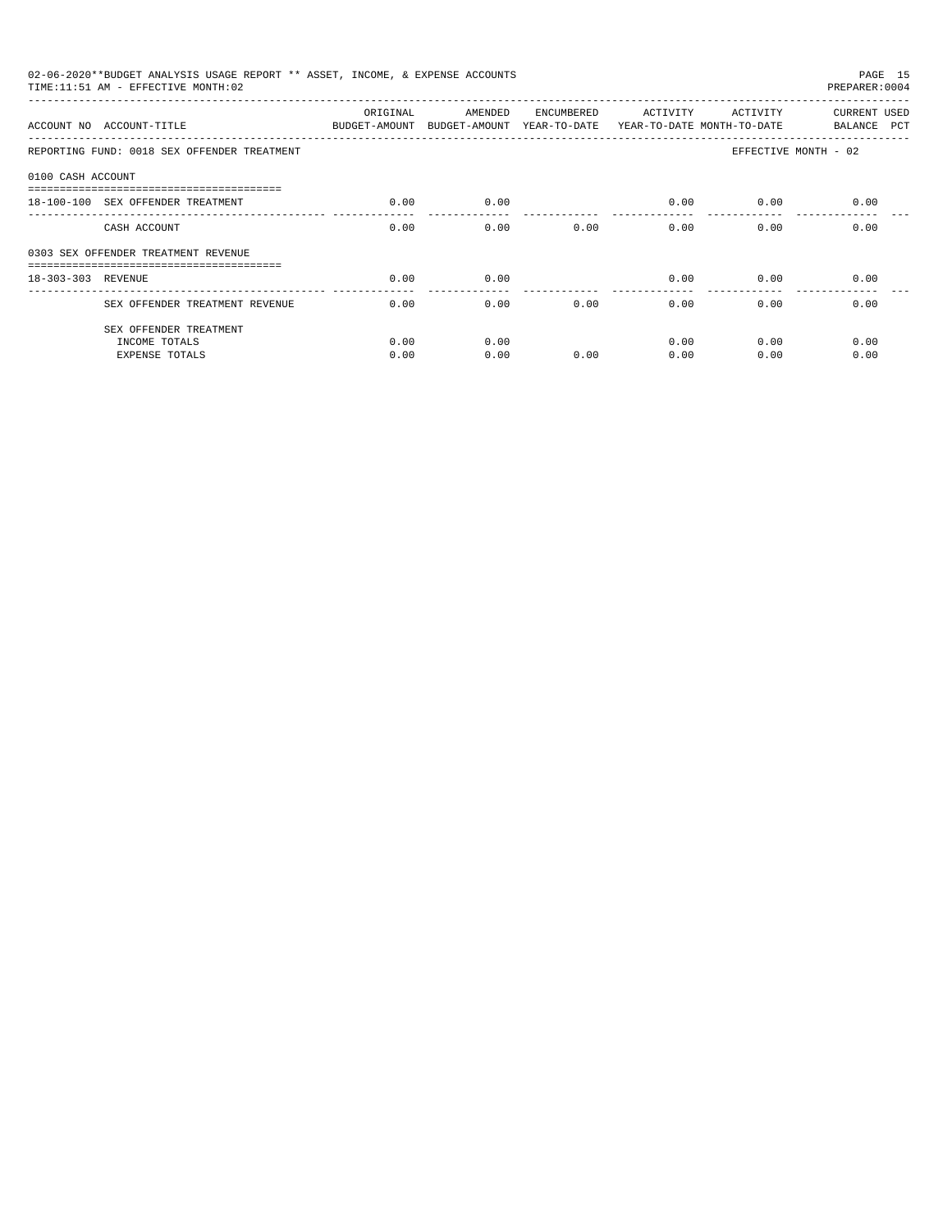02-06-2020**BUDGET ANALYSIS USAGE REPORT ** ASSET, INCOME, & EXPENSE ACCOUNTS
TIME:11:51 AM - EFFECTIVE MONTH:02
PREPARER:0004

| ACCOUNT NO | ACCOUNT-TITLE | ORIGINAL BUDGET-AMOUNT | AMENDED BUDGET-AMOUNT | ENCUMBERED YEAR-TO-DATE | ACTIVITY YEAR-TO-DATE | ACTIVITY MONTH-TO-DATE | CURRENT BALANCE | USED PCT |
|---|---|---|---|---|---|---|---|---|
| REPORTING FUND: 0018 SEX OFFENDER TREATMENT | | | | | | EFFECTIVE MONTH - 02 | | |
| 0100 CASH ACCOUNT | | | | | | | | |
| 18-100-100 | SEX OFFENDER TREATMENT | 0.00 | 0.00 | | 0.00 | 0.00 | 0.00 | |
| | CASH ACCOUNT | 0.00 | 0.00 | 0.00 | 0.00 | 0.00 | 0.00 | |
| 0303 SEX OFFENDER TREATMENT REVENUE | | | | | | | | |
| 18-303-303 | REVENUE | 0.00 | 0.00 | | 0.00 | 0.00 | 0.00 | |
| | SEX OFFENDER TREATMENT REVENUE | 0.00 | 0.00 | 0.00 | 0.00 | 0.00 | 0.00 | |
| | SEX OFFENDER TREATMENT | | | | | | | |
| | INCOME TOTALS | 0.00 | 0.00 | | 0.00 | 0.00 | 0.00 | |
| | EXPENSE TOTALS | 0.00 | 0.00 | 0.00 | 0.00 | 0.00 | 0.00 | |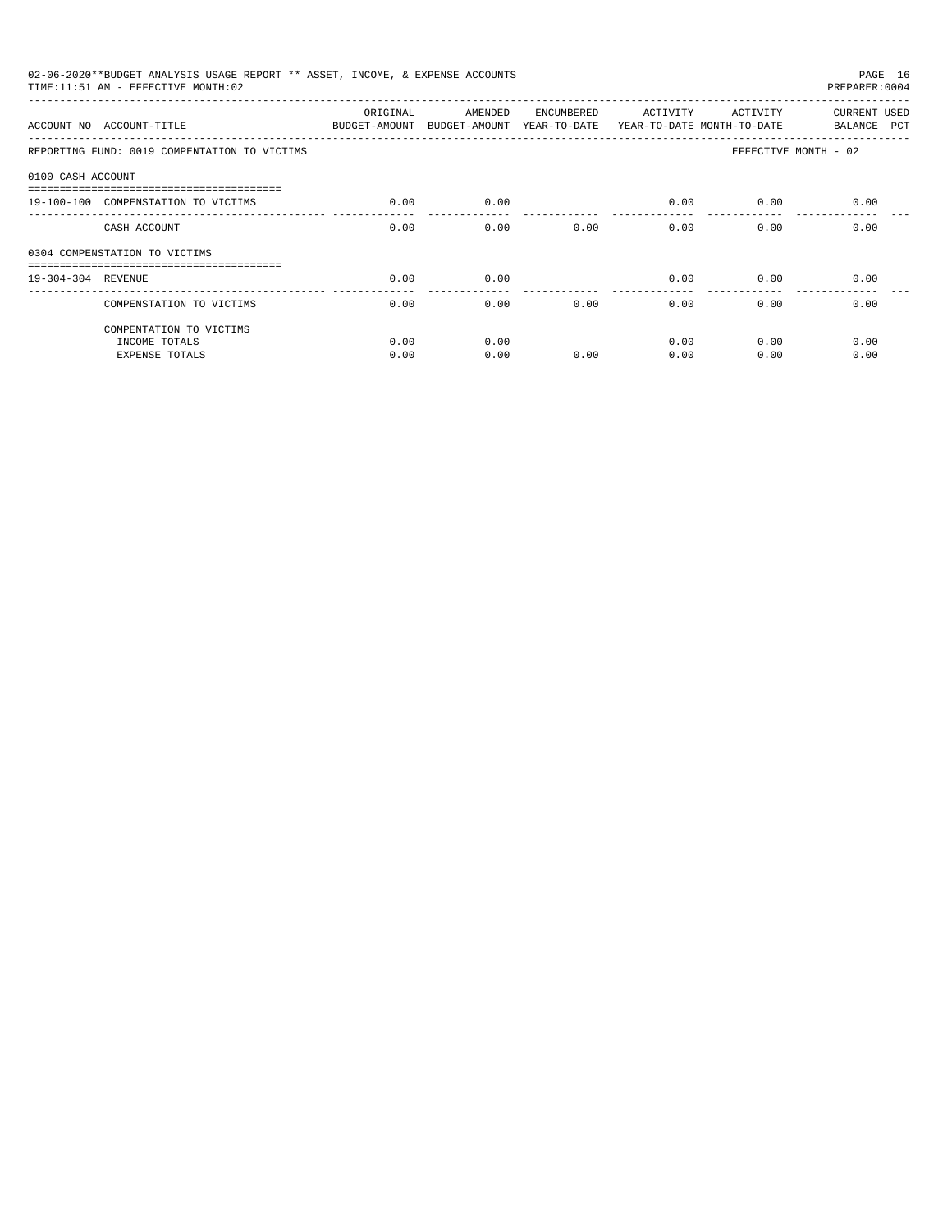02-06-2020**BUDGET ANALYSIS USAGE REPORT ** ASSET, INCOME, & EXPENSE ACCOUNTS

TIME:11:51 AM - EFFECTIVE MONTH:02

PREPARER:0004

| ACCOUNT NO | ACCOUNT-TITLE | ORIGINAL BUDGET-AMOUNT | AMENDED BUDGET-AMOUNT | ENCUMBERED YEAR-TO-DATE | ACTIVITY YEAR-TO-DATE | ACTIVITY MONTH-TO-DATE | CURRENT BALANCE | USED PCT |
|---|---|---|---|---|---|---|---|---|
| REPORTING FUND: 0019 COMPENSATION TO VICTIMS | | | | | | EFFECTIVE MONTH - 02 | | |
| 0100 CASH ACCOUNT | | | | | | | | |
| 19-100-100 | COMPENSATION TO VICTIMS | 0.00 | 0.00 | | 0.00 | 0.00 | 0.00 | |
| | CASH ACCOUNT | 0.00 | 0.00 | 0.00 | 0.00 | 0.00 | 0.00 | |
| 0304 COMPENSATION TO VICTIMS | | | | | | | | |
| 19-304-304 | REVENUE | 0.00 | 0.00 | | 0.00 | 0.00 | 0.00 | |
| | COMPENSATION TO VICTIMS | 0.00 | 0.00 | 0.00 | 0.00 | 0.00 | 0.00 | |
| | COMPENTATION TO VICTIMS | | | | | | | |
| | INCOME TOTALS | 0.00 | 0.00 | | 0.00 | 0.00 | 0.00 | |
| | EXPENSE TOTALS | 0.00 | 0.00 | 0.00 | 0.00 | 0.00 | 0.00 | |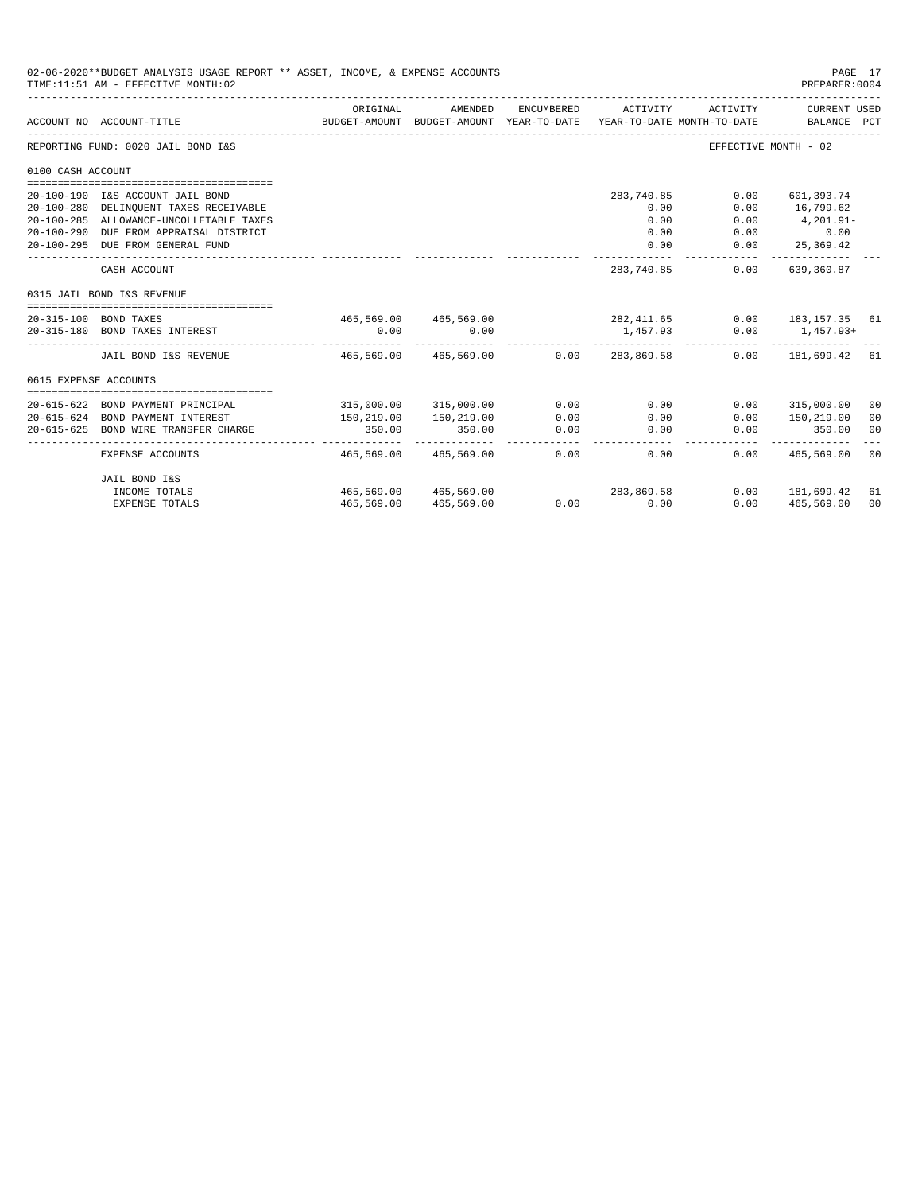02-06-2020**BUDGET ANALYSIS USAGE REPORT ** ASSET, INCOME, & EXPENSE ACCOUNTS

TIME:11:51 AM - EFFECTIVE MONTH:02

PREPARER:0004

| ACCOUNT NO | ACCOUNT-TITLE | ORIGINAL BUDGET-AMOUNT | AMENDED BUDGET-AMOUNT | ENCUMBERED YEAR-TO-DATE | ACTIVITY YEAR-TO-DATE | ACTIVITY MONTH-TO-DATE | CURRENT USED BALANCE | PCT |
|---|---|---|---|---|---|---|---|---|
| REPORTING FUND: 0020 JAIL BOND I&S | | | | | | | EFFECTIVE MONTH - 02 | |
| 0100 CASH ACCOUNT | | | | | | | | |
| 20-100-190 | I&S ACCOUNT JAIL BOND | | | | 283,740.85 | 0.00 | 601,393.74 | |
| 20-100-280 | DELINQUENT TAXES RECEIVABLE | | | | 0.00 | 0.00 | 16,799.62 | |
| 20-100-285 | ALLOWANCE-UNCOLLETABLE TAXES | | | | 0.00 | 0.00 | 4,201.91- | |
| 20-100-290 | DUE FROM APPRAISAL DISTRICT | | | | 0.00 | 0.00 | 0.00 | |
| 20-100-295 | DUE FROM GENERAL FUND | | | | 0.00 | 0.00 | 25,369.42 | |
| | CASH ACCOUNT | | | | 283,740.85 | 0.00 | 639,360.87 | |
| 0315 JAIL BOND I&S REVENUE | | | | | | | | |
| 20-315-100 | BOND TAXES | 465,569.00 | 465,569.00 | | 282,411.65 | 0.00 | 183,157.35 | 61 |
| 20-315-180 | BOND TAXES INTEREST | 0.00 | 0.00 | | 1,457.93 | 0.00 | 1,457.93+ | |
| | JAIL BOND I&S REVENUE | 465,569.00 | 465,569.00 | 0.00 | 283,869.58 | 0.00 | 181,699.42 | 61 |
| 0615 EXPENSE ACCOUNTS | | | | | | | | |
| 20-615-622 | BOND PAYMENT PRINCIPAL | 315,000.00 | 315,000.00 | 0.00 | 0.00 | 0.00 | 315,000.00 | 00 |
| 20-615-624 | BOND PAYMENT INTEREST | 150,219.00 | 150,219.00 | 0.00 | 0.00 | 0.00 | 150,219.00 | 00 |
| 20-615-625 | BOND WIRE TRANSFER CHARGE | 350.00 | 350.00 | 0.00 | 0.00 | 0.00 | 350.00 | 00 |
| | EXPENSE ACCOUNTS | 465,569.00 | 465,569.00 | 0.00 | 0.00 | 0.00 | 465,569.00 | 00 |
| | JAIL BOND I&S | | | | | | | |
| | INCOME TOTALS | 465,569.00 | 465,569.00 | | 283,869.58 | 0.00 | 181,699.42 | 61 |
| | EXPENSE TOTALS | 465,569.00 | 465,569.00 | 0.00 | 0.00 | 0.00 | 465,569.00 | 00 |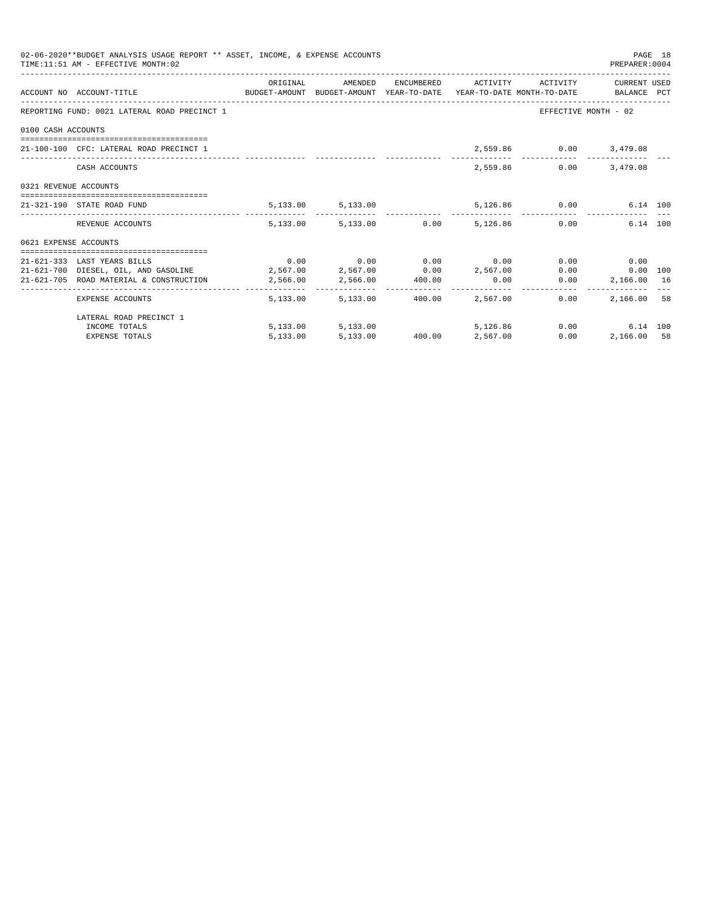02-06-2020**BUDGET ANALYSIS USAGE REPORT ** ASSET, INCOME, & EXPENSE ACCOUNTS

TIME:11:51 AM - EFFECTIVE MONTH:02

PREPARER:0004

REPORTING FUND: 0021 LATERAL ROAD PRECINCT 1 — EFFECTIVE MONTH - 02

| ACCOUNT NO | ACCOUNT-TITLE | ORIGINAL BUDGET-AMOUNT | AMENDED BUDGET-AMOUNT | ENCUMBERED YEAR-TO-DATE | ACTIVITY YEAR-TO-DATE | ACTIVITY MONTH-TO-DATE | CURRENT BALANCE | USED PCT |
|---|---|---|---|---|---|---|---|---|
| **0100 CASH ACCOUNTS** | | | | | | | | |
| 21-100-100 | CFC: LATERAL ROAD PRECINCT 1 | | | | 2,559.86 | 0.00 | 3,479.08 | |
| | CASH ACCOUNTS | | | | 2,559.86 | 0.00 | 3,479.08 | |
| **0321 REVENUE ACCOUNTS** | | | | | | | | |
| 21-321-190 | STATE ROAD FUND | 5,133.00 | 5,133.00 | | 5,126.86 | 0.00 | 6.14 | 100 |
| | REVENUE ACCOUNTS | 5,133.00 | 5,133.00 | 0.00 | 5,126.86 | 0.00 | 6.14 | 100 |
| **0621 EXPENSE ACCOUNTS** | | | | | | | | |
| 21-621-333 | LAST YEARS BILLS | 0.00 | 0.00 | 0.00 | 0.00 | 0.00 | 0.00 | |
| 21-621-700 | DIESEL, OIL, AND GASOLINE | 2,567.00 | 2,567.00 | 0.00 | 2,567.00 | 0.00 | 0.00 | 100 |
| 21-621-705 | ROAD MATERIAL & CONSTRUCTION | 2,566.00 | 2,566.00 | 400.00 | 0.00 | 0.00 | 2,166.00 | 16 |
| | EXPENSE ACCOUNTS | 5,133.00 | 5,133.00 | 400.00 | 2,567.00 | 0.00 | 2,166.00 | 58 |
| | LATERAL ROAD PRECINCT 1 | | | | | | | |
| | INCOME TOTALS | 5,133.00 | 5,133.00 | | 5,126.86 | 0.00 | 6.14 | 100 |
| | EXPENSE TOTALS | 5,133.00 | 5,133.00 | 400.00 | 2,567.00 | 0.00 | 2,166.00 | 58 |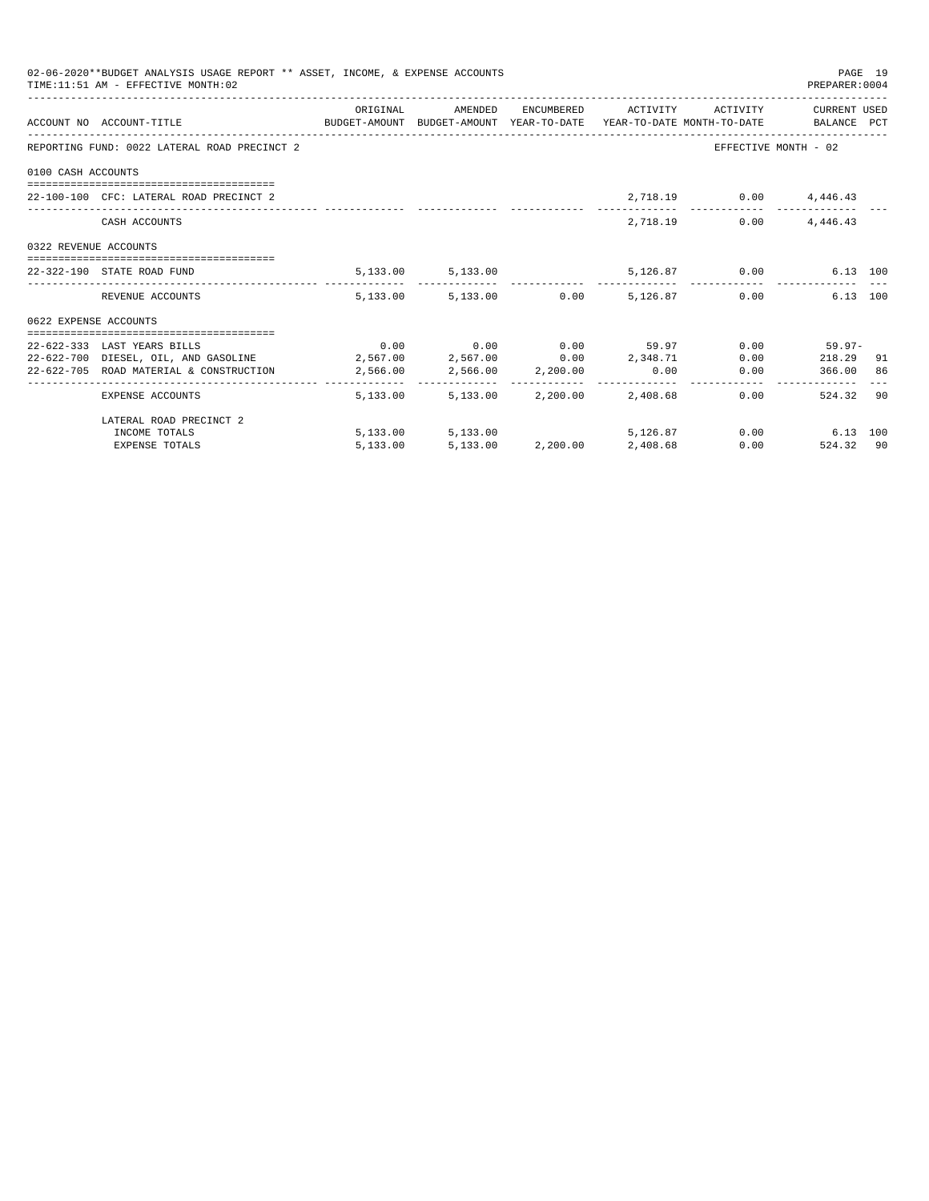02-06-2020**BUDGET ANALYSIS USAGE REPORT ** ASSET, INCOME, & EXPENSE ACCOUNTS

TIME:11:51 AM - EFFECTIVE MONTH:02

PREPARER:0004

| ACCOUNT NO | ACCOUNT-TITLE | ORIGINAL BUDGET-AMOUNT | AMENDED BUDGET-AMOUNT | ENCUMBERED YEAR-TO-DATE | ACTIVITY YEAR-TO-DATE | ACTIVITY MONTH-TO-DATE | CURRENT USED BALANCE | PCT |
|---|---|---|---|---|---|---|---|---|
| REPORTING FUND: 0022 LATERAL ROAD PRECINCT 2 | | | | | | EFFECTIVE MONTH - 02 | | |
| 0100 CASH ACCOUNTS | | | | | | | | |
| 22-100-100 | CFC: LATERAL ROAD PRECINCT 2 | | | | 2,718.19 | 0.00 | 4,446.43 | |
| | CASH ACCOUNTS | | | | 2,718.19 | 0.00 | 4,446.43 | |
| 0322 REVENUE ACCOUNTS | | | | | | | | |
| 22-322-190 | STATE ROAD FUND | 5,133.00 | 5,133.00 | | 5,126.87 | 0.00 | 6.13 | 100 |
| | REVENUE ACCOUNTS | 5,133.00 | 5,133.00 | 0.00 | 5,126.87 | 0.00 | 6.13 | 100 |
| 0622 EXPENSE ACCOUNTS | | | | | | | | |
| 22-622-333 | LAST YEARS BILLS | 0.00 | 0.00 | 0.00 | 59.97 | 0.00 | 59.97- | |
| 22-622-700 | DIESEL, OIL, AND GASOLINE | 2,567.00 | 2,567.00 | 0.00 | 2,348.71 | 0.00 | 218.29 | 91 |
| 22-622-705 | ROAD MATERIAL & CONSTRUCTION | 2,566.00 | 2,566.00 | 2,200.00 | 0.00 | 0.00 | 366.00 | 86 |
| | EXPENSE ACCOUNTS | 5,133.00 | 5,133.00 | 2,200.00 | 2,408.68 | 0.00 | 524.32 | 90 |
| | LATERAL ROAD PRECINCT 2 | | | | | | | |
| | INCOME TOTALS | 5,133.00 | 5,133.00 | | 5,126.87 | 0.00 | 6.13 | 100 |
| | EXPENSE TOTALS | 5,133.00 | 5,133.00 | 2,200.00 | 2,408.68 | 0.00 | 524.32 | 90 |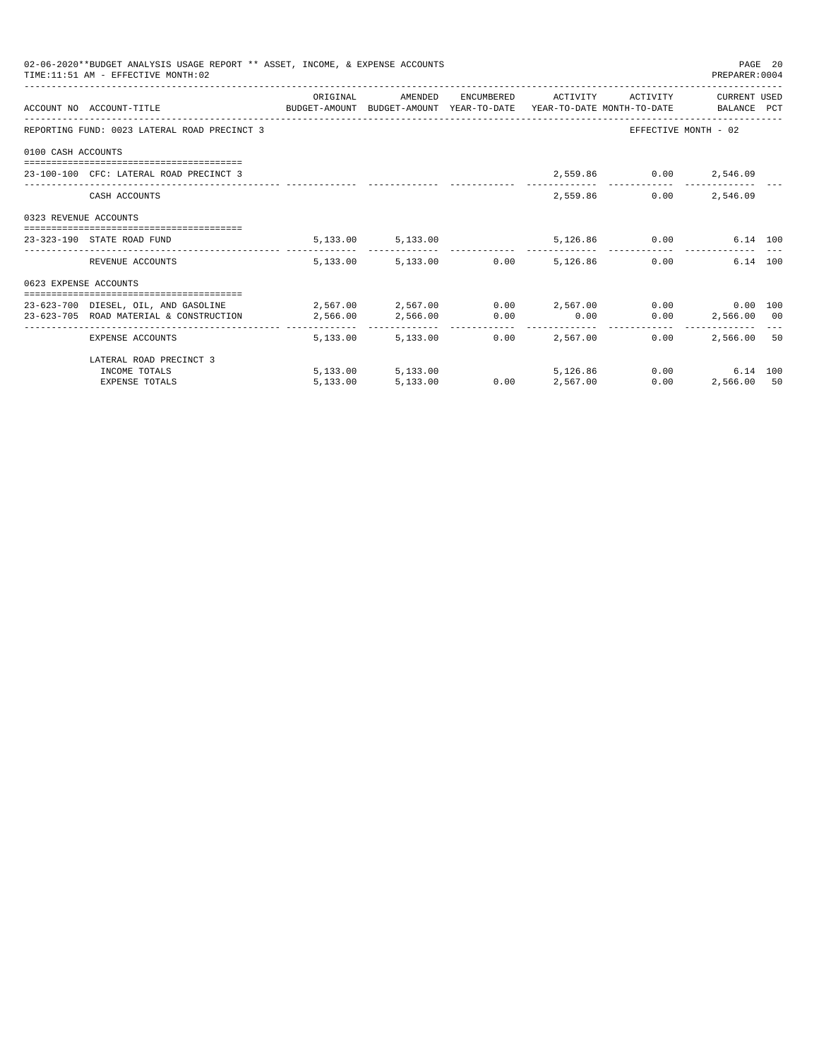02-06-2020**BUDGET ANALYSIS USAGE REPORT ** ASSET, INCOME, & EXPENSE ACCOUNTS

TIME:11:51 AM - EFFECTIVE MONTH:02

PREPARER:0004

| ACCOUNT NO | ACCOUNT-TITLE | ORIGINAL BUDGET-AMOUNT | AMENDED BUDGET-AMOUNT | ENCUMBERED YEAR-TO-DATE | ACTIVITY YEAR-TO-DATE | ACTIVITY MONTH-TO-DATE | CURRENT BALANCE | USED PCT |
|---|---|---|---|---|---|---|---|---|
| REPORTING FUND: 0023 LATERAL ROAD PRECINCT 3 | | | | | | EFFECTIVE MONTH - 02 | | |
| 0100 CASH ACCOUNTS | | | | | | | | |
| 23-100-100 | CFC: LATERAL ROAD PRECINCT 3 | | | | 2,559.86 | 0.00 | 2,546.09 | |
| | CASH ACCOUNTS | | | | 2,559.86 | 0.00 | 2,546.09 | |
| 0323 REVENUE ACCOUNTS | | | | | | | | |
| 23-323-190 | STATE ROAD FUND | 5,133.00 | 5,133.00 | | 5,126.86 | 0.00 | 6.14 | 100 |
| | REVENUE ACCOUNTS | 5,133.00 | 5,133.00 | 0.00 | 5,126.86 | 0.00 | 6.14 | 100 |
| 0623 EXPENSE ACCOUNTS | | | | | | | | |
| 23-623-700 | DIESEL, OIL, AND GASOLINE | 2,567.00 | 2,567.00 | 0.00 | 2,567.00 | 0.00 | 0.00 | 100 |
| 23-623-705 | ROAD MATERIAL & CONSTRUCTION | 2,566.00 | 2,566.00 | 0.00 | 0.00 | 0.00 | 2,566.00 | 00 |
| | EXPENSE ACCOUNTS | 5,133.00 | 5,133.00 | 0.00 | 2,567.00 | 0.00 | 2,566.00 | 50 |
| | LATERAL ROAD PRECINCT 3 | | | | | | | |
| | INCOME TOTALS | 5,133.00 | 5,133.00 | | 5,126.86 | 0.00 | 6.14 | 100 |
| | EXPENSE TOTALS | 5,133.00 | 5,133.00 | 0.00 | 2,567.00 | 0.00 | 2,566.00 | 50 |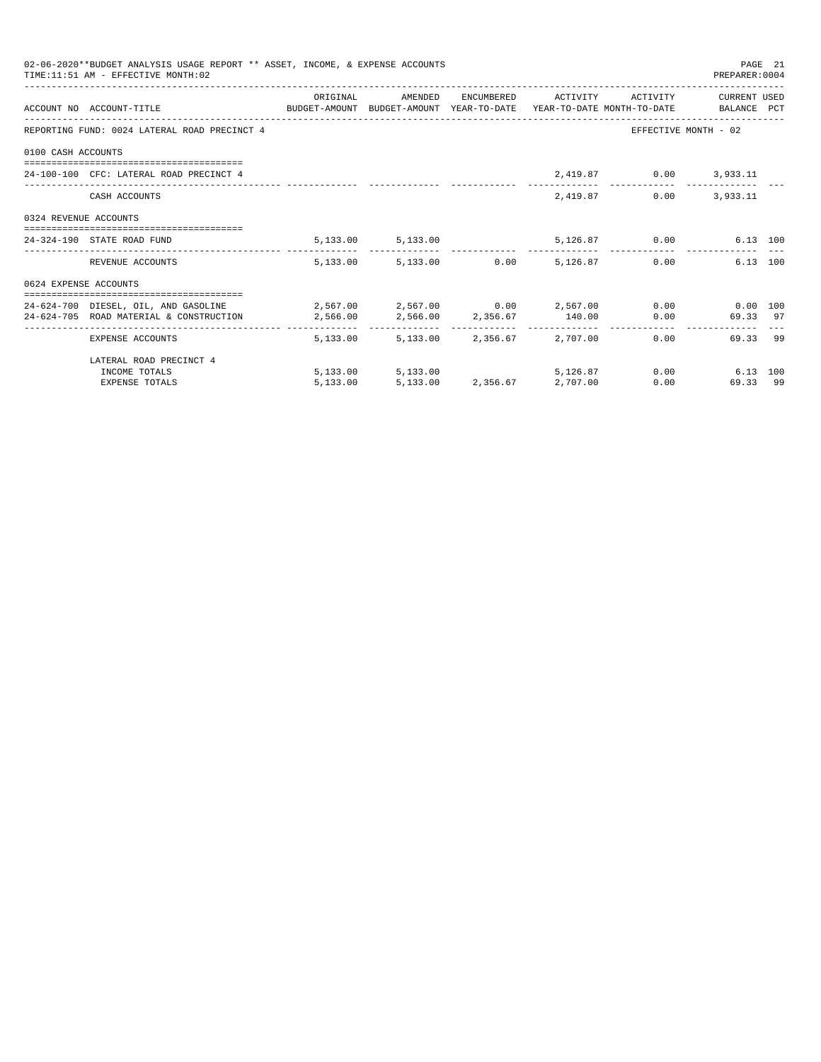02-06-2020**BUDGET ANALYSIS USAGE REPORT ** ASSET, INCOME, & EXPENSE ACCOUNTS
TIME:11:51 AM - EFFECTIVE MONTH:02
PREPARER:0004

| ACCOUNT NO | ACCOUNT-TITLE | ORIGINAL BUDGET-AMOUNT | AMENDED BUDGET-AMOUNT | ENCUMBERED YEAR-TO-DATE | ACTIVITY YEAR-TO-DATE | ACTIVITY MONTH-TO-DATE | CURRENT BALANCE | USED PCT |
|---|---|---|---|---|---|---|---|---|
| REPORTING FUND: 0024 LATERAL ROAD PRECINCT 4 | | | | | | EFFECTIVE MONTH - 02 | | |
| 0100 CASH ACCOUNTS | | | | | | | | |
| 24-100-100 | CFC: LATERAL ROAD PRECINCT 4 | | | | 2,419.87 | 0.00 | 3,933.11 | |
| | CASH ACCOUNTS | | | | 2,419.87 | 0.00 | 3,933.11 | |
| 0324 REVENUE ACCOUNTS | | | | | | | | |
| 24-324-190 | STATE ROAD FUND | 5,133.00 | 5,133.00 | | 5,126.87 | 0.00 | 6.13 | 100 |
| | REVENUE ACCOUNTS | 5,133.00 | 5,133.00 | 0.00 | 5,126.87 | 0.00 | 6.13 | 100 |
| 0624 EXPENSE ACCOUNTS | | | | | | | | |
| 24-624-700 | DIESEL, OIL, AND GASOLINE | 2,567.00 | 2,567.00 | 0.00 | 2,567.00 | 0.00 | 0.00 | 100 |
| 24-624-705 | ROAD MATERIAL & CONSTRUCTION | 2,566.00 | 2,566.00 | 2,356.67 | 140.00 | 0.00 | 69.33 | 97 |
| | EXPENSE ACCOUNTS | 5,133.00 | 5,133.00 | 2,356.67 | 2,707.00 | 0.00 | 69.33 | 99 |
| | LATERAL ROAD PRECINCT 4 | | | | | | | |
| | INCOME TOTALS | 5,133.00 | 5,133.00 | | 5,126.87 | 0.00 | 6.13 | 100 |
| | EXPENSE TOTALS | 5,133.00 | 5,133.00 | 2,356.67 | 2,707.00 | 0.00 | 69.33 | 99 |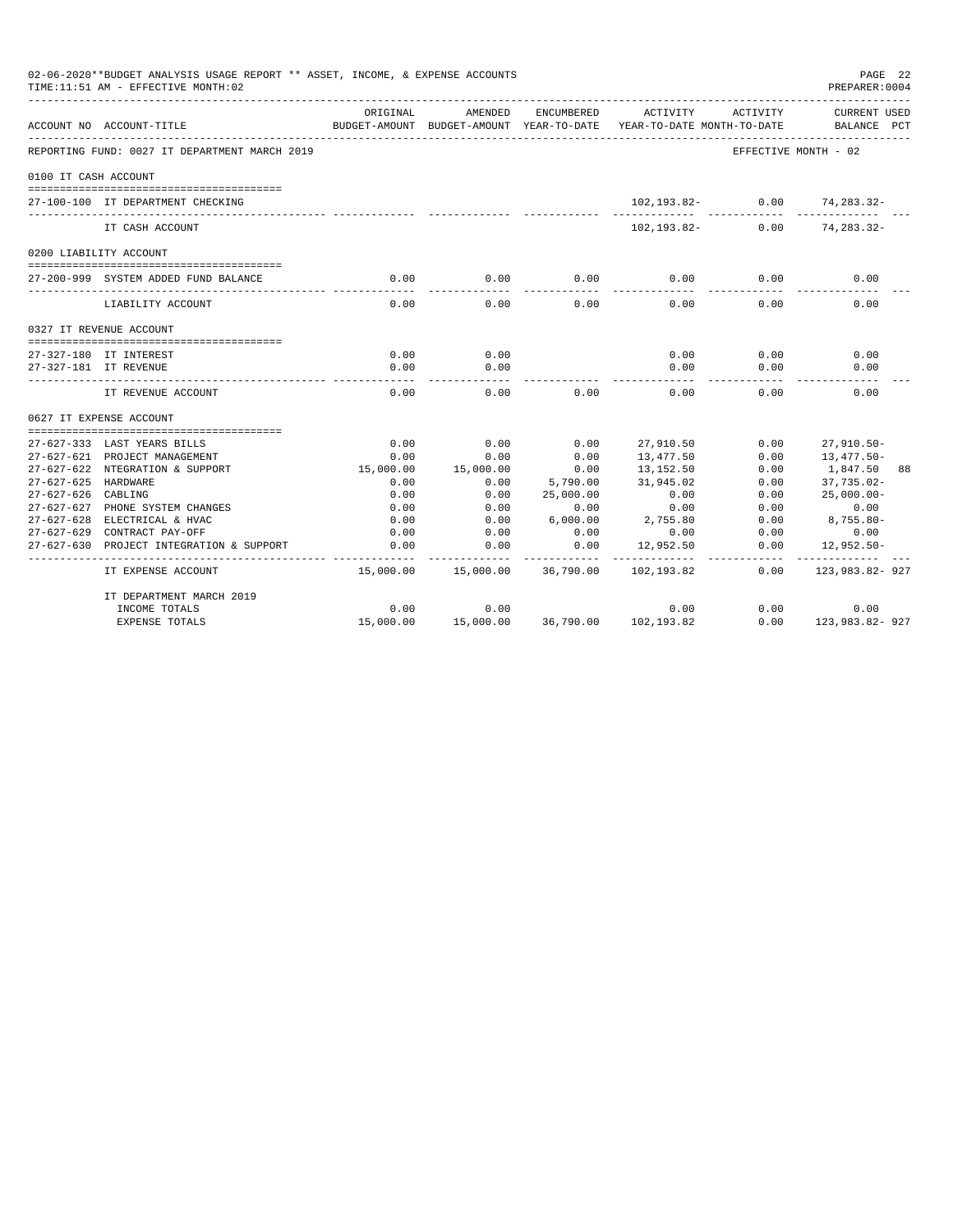02-06-2020**BUDGET ANALYSIS USAGE REPORT ** ASSET, INCOME, & EXPENSE ACCOUNTS

TIME:11:51 AM - EFFECTIVE MONTH:02

PREPARER:0004

| ACCOUNT NO | ACCOUNT-TITLE | ORIGINAL BUDGET-AMOUNT | AMENDED BUDGET-AMOUNT | ENCUMBERED YEAR-TO-DATE | ACTIVITY YEAR-TO-DATE | ACTIVITY MONTH-TO-DATE | CURRENT USED BALANCE | PCT |
|---|---|---|---|---|---|---|---|---|
| REPORTING FUND: 0027 IT DEPARTMENT MARCH 2019 | | | | | | | EFFECTIVE MONTH - 02 | |
| 0100 IT CASH ACCOUNT | | | | | | | | |
| 27-100-100 | IT DEPARTMENT CHECKING | | | | 102,193.82- | 0.00 | 74,283.32- | |
| | IT CASH ACCOUNT | | | | 102,193.82- | 0.00 | 74,283.32- | |
| 0200 LIABILITY ACCOUNT | | | | | | | | |
| 27-200-999 | SYSTEM ADDED FUND BALANCE | 0.00 | 0.00 | 0.00 | 0.00 | 0.00 | 0.00 | |
| | LIABILITY ACCOUNT | 0.00 | 0.00 | 0.00 | 0.00 | 0.00 | 0.00 | |
| 0327 IT REVENUE ACCOUNT | | | | | | | | |
| 27-327-180 | IT INTEREST | 0.00 | 0.00 | | 0.00 | 0.00 | 0.00 | |
| 27-327-181 | IT REVENUE | 0.00 | 0.00 | | 0.00 | 0.00 | 0.00 | |
| | IT REVENUE ACCOUNT | 0.00 | 0.00 | 0.00 | 0.00 | 0.00 | 0.00 | |
| 0627 IT EXPENSE ACCOUNT | | | | | | | | |
| 27-627-333 | LAST YEARS BILLS | 0.00 | 0.00 | 0.00 | 27,910.50 | 0.00 | 27,910.50- | |
| 27-627-621 | PROJECT MANAGEMENT | 0.00 | 0.00 | 0.00 | 13,477.50 | 0.00 | 13,477.50- | |
| 27-627-622 | NTEGRATION & SUPPORT | 15,000.00 | 15,000.00 | 0.00 | 13,152.50 | 0.00 | 1,847.50 | 88 |
| 27-627-625 | HARDWARE | 0.00 | 0.00 | 5,790.00 | 31,945.02 | 0.00 | 37,735.02- | |
| 27-627-626 | CABLING | 0.00 | 0.00 | 25,000.00 | 0.00 | 0.00 | 25,000.00- | |
| 27-627-627 | PHONE SYSTEM CHANGES | 0.00 | 0.00 | 0.00 | 0.00 | 0.00 | 0.00 | |
| 27-627-628 | ELECTRICAL & HVAC | 0.00 | 0.00 | 6,000.00 | 2,755.80 | 0.00 | 8,755.80- | |
| 27-627-629 | CONTRACT PAY-OFF | 0.00 | 0.00 | 0.00 | 0.00 | 0.00 | 0.00 | |
| 27-627-630 | PROJECT INTEGRATION & SUPPORT | 0.00 | 0.00 | 0.00 | 12,952.50 | 0.00 | 12,952.50- | |
| | IT EXPENSE ACCOUNT | 15,000.00 | 15,000.00 | 36,790.00 | 102,193.82 | 0.00 | 123,983.82- | 927 |
| | IT DEPARTMENT MARCH 2019 | | | | | | | |
| | INCOME TOTALS | 0.00 | 0.00 | | 0.00 | 0.00 | 0.00 | |
| | EXPENSE TOTALS | 15,000.00 | 15,000.00 | 36,790.00 | 102,193.82 | 0.00 | 123,983.82- | 927 |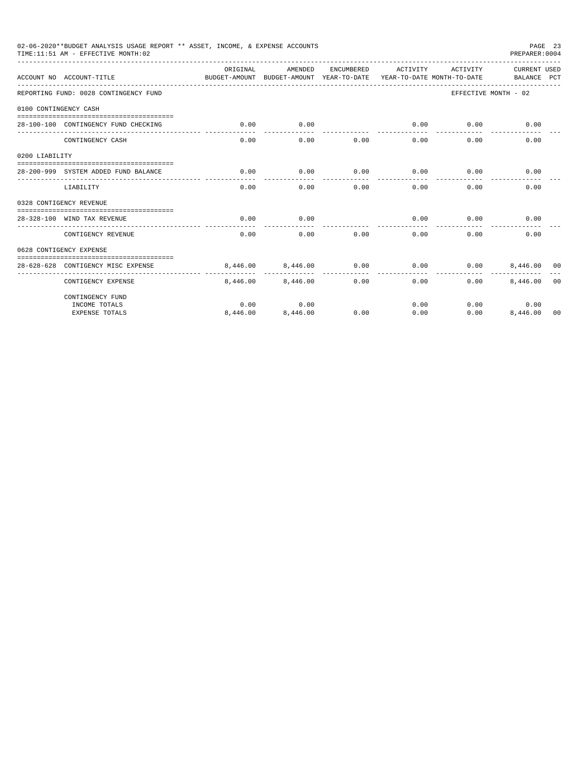02-06-2020**BUDGET ANALYSIS USAGE REPORT ** ASSET, INCOME, & EXPENSE ACCOUNTS
TIME:11:51 AM - EFFECTIVE MONTH:02

PREPARER:0004

| ACCOUNT NO | ACCOUNT-TITLE | ORIGINAL BUDGET-AMOUNT | AMENDED BUDGET-AMOUNT | ENCUMBERED YEAR-TO-DATE | ACTIVITY YEAR-TO-DATE | ACTIVITY MONTH-TO-DATE | CURRENT BALANCE | USED PCT |
|---|---|---|---|---|---|---|---|---|
| REPORTING FUND: 0028 CONTINGENCY FUND | | | | | | | EFFECTIVE MONTH - 02 | |
| 0100 CONTINGENCY CASH | | | | | | | | |
| 28-100-100 | CONTINGENCY FUND CHECKING | 0.00 | 0.00 | | 0.00 | 0.00 | 0.00 | |
| | CONTINGENCY CASH | 0.00 | 0.00 | 0.00 | 0.00 | 0.00 | 0.00 | |
| 0200 LIABILITY | | | | | | | | |
| 28-200-999 | SYSTEM ADDED FUND BALANCE | 0.00 | 0.00 | 0.00 | 0.00 | 0.00 | 0.00 | |
| | LIABILITY | 0.00 | 0.00 | 0.00 | 0.00 | 0.00 | 0.00 | |
| 0328 CONTIGENCY REVENUE | | | | | | | | |
| 28-328-100 | WIND TAX REVENUE | 0.00 | 0.00 | | 0.00 | 0.00 | 0.00 | |
| | CONTIGENCY REVENUE | 0.00 | 0.00 | 0.00 | 0.00 | 0.00 | 0.00 | |
| 0628 CONTIGENCY EXPENSE | | | | | | | | |
| 28-628-628 | CONTIGENCY MISC EXPENSE | 8,446.00 | 8,446.00 | 0.00 | 0.00 | 0.00 | 8,446.00 | 00 |
| | CONTIGENCY EXPENSE | 8,446.00 | 8,446.00 | 0.00 | 0.00 | 0.00 | 8,446.00 | 00 |
| | CONTINGENCY FUND | | | | | | | |
| | INCOME TOTALS | 0.00 | 0.00 | | 0.00 | 0.00 | 0.00 | |
| | EXPENSE TOTALS | 8,446.00 | 8,446.00 | 0.00 | 0.00 | 0.00 | 8,446.00 | 00 |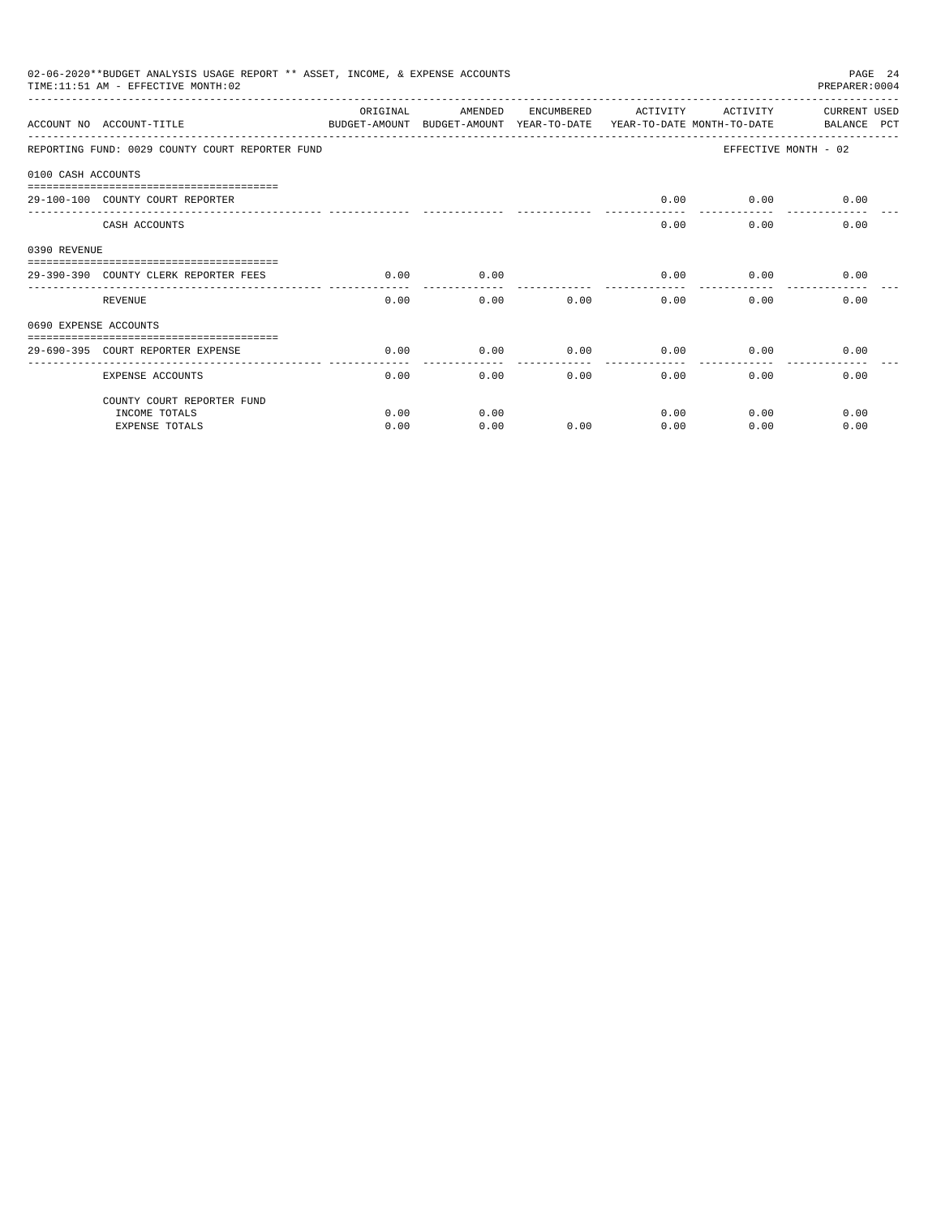02-06-2020**BUDGET ANALYSIS USAGE REPORT ** ASSET, INCOME, & EXPENSE ACCOUNTS

TIME:11:51 AM - EFFECTIVE MONTH:02

PREPARER:0004

| ACCOUNT NO | ACCOUNT-TITLE | ORIGINAL BUDGET-AMOUNT | AMENDED BUDGET-AMOUNT | ENCUMBERED YEAR-TO-DATE | ACTIVITY YEAR-TO-DATE | ACTIVITY MONTH-TO-DATE | CURRENT USED BALANCE | PCT |
|---|---|---|---|---|---|---|---|---|
| REPORTING FUND: 0029 COUNTY COURT REPORTER FUND | | | | | | EFFECTIVE MONTH - 02 | | |
| 0100 CASH ACCOUNTS | | | | | | | | |
| 29-100-100 | COUNTY COURT REPORTER | | | | 0.00 | 0.00 | 0.00 | |
| | CASH ACCOUNTS | | | | 0.00 | 0.00 | 0.00 | |
| 0390 REVENUE | | | | | | | | |
| 29-390-390 | COUNTY CLERK REPORTER FEES | 0.00 | 0.00 | | 0.00 | 0.00 | 0.00 | |
| | REVENUE | 0.00 | 0.00 | 0.00 | 0.00 | 0.00 | 0.00 | |
| 0690 EXPENSE ACCOUNTS | | | | | | | | |
| 29-690-395 | COURT REPORTER EXPENSE | 0.00 | 0.00 | 0.00 | 0.00 | 0.00 | 0.00 | |
| | EXPENSE ACCOUNTS | 0.00 | 0.00 | 0.00 | 0.00 | 0.00 | 0.00 | |
| | COUNTY COURT REPORTER FUND | | | | | | | |
| | INCOME TOTALS | 0.00 | 0.00 | | 0.00 | 0.00 | 0.00 | |
| | EXPENSE TOTALS | 0.00 | 0.00 | 0.00 | 0.00 | 0.00 | 0.00 | |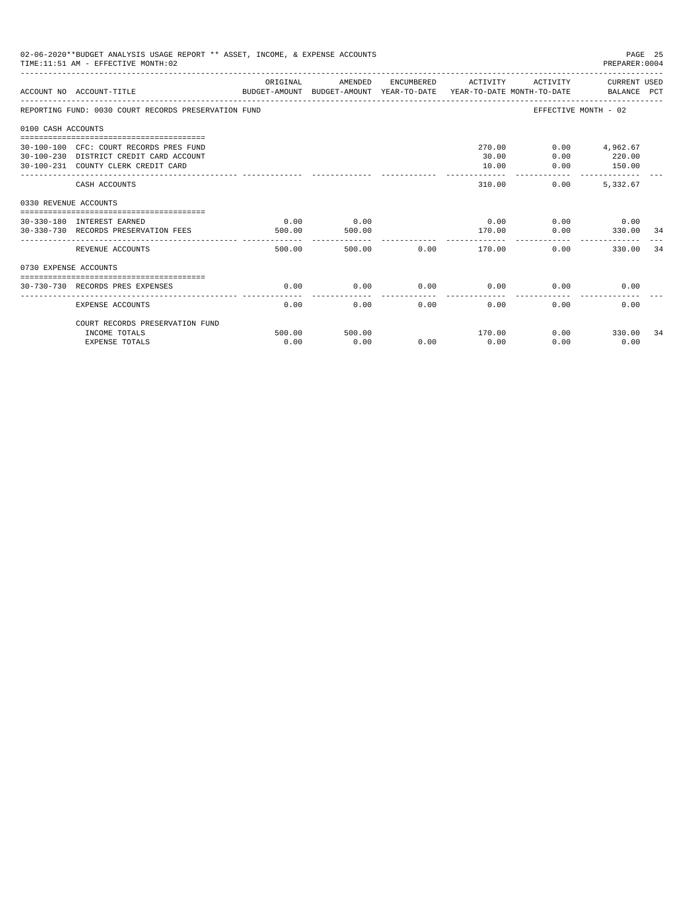02-06-2020**BUDGET ANALYSIS USAGE REPORT ** ASSET, INCOME, & EXPENSE ACCOUNTS
TIME:11:51 AM - EFFECTIVE MONTH:02

PREPARER:0004

| ACCOUNT NO | ACCOUNT-TITLE | ORIGINAL BUDGET-AMOUNT | AMENDED BUDGET-AMOUNT | ENCUMBERED YEAR-TO-DATE | ACTIVITY YEAR-TO-DATE | ACTIVITY MONTH-TO-DATE | CURRENT USED BALANCE | PCT |
|---|---|---|---|---|---|---|---|---|
| REPORTING FUND: 0030 COURT RECORDS PRESERVATION FUND | | | | | | EFFECTIVE MONTH - 02 | | |
| 0100 CASH ACCOUNTS | | | | | | | | |
| 30-100-100 | CFC: COURT RECORDS PRES FUND | | | | 270.00 | 0.00 | 4,962.67 | |
| 30-100-230 | DISTRICT CREDIT CARD ACCOUNT | | | | 30.00 | 0.00 | 220.00 | |
| 30-100-231 | COUNTY CLERK CREDIT CARD | | | | 10.00 | 0.00 | 150.00 | |
| | CASH ACCOUNTS | | | | 310.00 | 0.00 | 5,332.67 | |
| 0330 REVENUE ACCOUNTS | | | | | | | | |
| 30-330-180 | INTEREST EARNED | 0.00 | 0.00 | | 0.00 | 0.00 | 0.00 | |
| 30-330-730 | RECORDS PRESERVATION FEES | 500.00 | 500.00 | | 170.00 | 0.00 | 330.00 | 34 |
| | REVENUE ACCOUNTS | 500.00 | 500.00 | 0.00 | 170.00 | 0.00 | 330.00 | 34 |
| 0730 EXPENSE ACCOUNTS | | | | | | | | |
| 30-730-730 | RECORDS PRES EXPENSES | 0.00 | 0.00 | 0.00 | 0.00 | 0.00 | 0.00 | |
| | EXPENSE ACCOUNTS | 0.00 | 0.00 | 0.00 | 0.00 | 0.00 | 0.00 | |
| | COURT RECORDS PRESERVATION FUND | | | | | | | |
| | INCOME TOTALS | 500.00 | 500.00 | | 170.00 | 0.00 | 330.00 | 34 |
| | EXPENSE TOTALS | 0.00 | 0.00 | 0.00 | 0.00 | 0.00 | 0.00 | |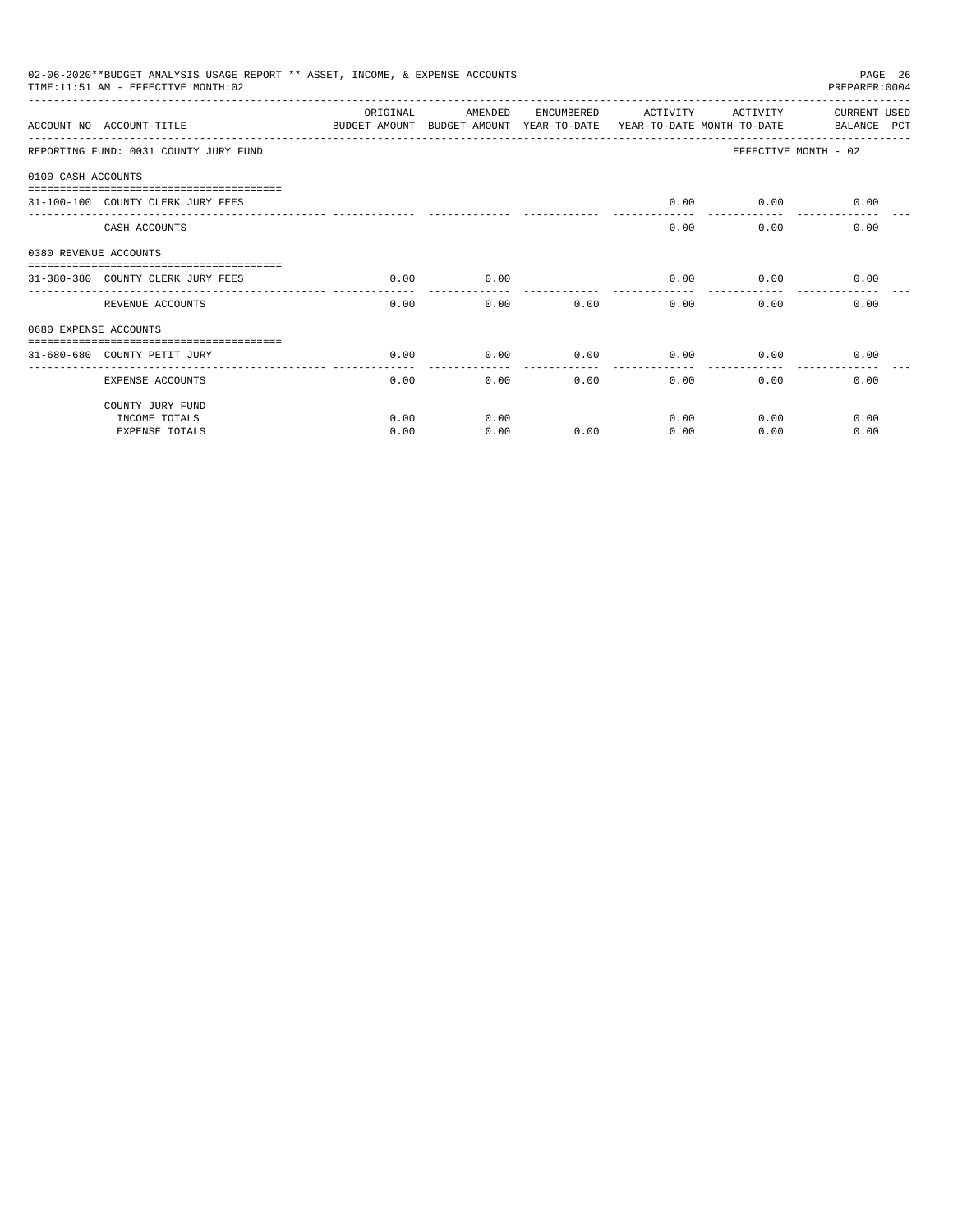02-06-2020**BUDGET ANALYSIS USAGE REPORT ** ASSET, INCOME, & EXPENSE ACCOUNTS

TIME:11:51 AM - EFFECTIVE MONTH:02

PREPARER:0004

| ACCOUNT NO | ACCOUNT-TITLE | ORIGINAL BUDGET-AMOUNT | AMENDED BUDGET-AMOUNT | ENCUMBERED YEAR-TO-DATE | ACTIVITY YEAR-TO-DATE | ACTIVITY MONTH-TO-DATE | CURRENT USED BALANCE | PCT |
|---|---|---|---|---|---|---|---|---|
| REPORTING FUND: 0031 COUNTY JURY FUND | | | | | | EFFECTIVE MONTH - 02 | | |
| 0100 CASH ACCOUNTS | | | | | | | | |
| 31-100-100 | COUNTY CLERK JURY FEES | | | | 0.00 | 0.00 | 0.00 | |
| | CASH ACCOUNTS | | | | 0.00 | 0.00 | 0.00 | |
| 0380 REVENUE ACCOUNTS | | | | | | | | |
| 31-380-380 | COUNTY CLERK JURY FEES | 0.00 | 0.00 | | 0.00 | 0.00 | 0.00 | |
| | REVENUE ACCOUNTS | 0.00 | 0.00 | 0.00 | 0.00 | 0.00 | 0.00 | |
| 0680 EXPENSE ACCOUNTS | | | | | | | | |
| 31-680-680 | COUNTY PETIT JURY | 0.00 | 0.00 | 0.00 | 0.00 | 0.00 | 0.00 | |
| | EXPENSE ACCOUNTS | 0.00 | 0.00 | 0.00 | 0.00 | 0.00 | 0.00 | |
| | COUNTY JURY FUND | | | | | | | |
| | INCOME TOTALS | 0.00 | 0.00 | | 0.00 | 0.00 | 0.00 | |
| | EXPENSE TOTALS | 0.00 | 0.00 | 0.00 | 0.00 | 0.00 | 0.00 | |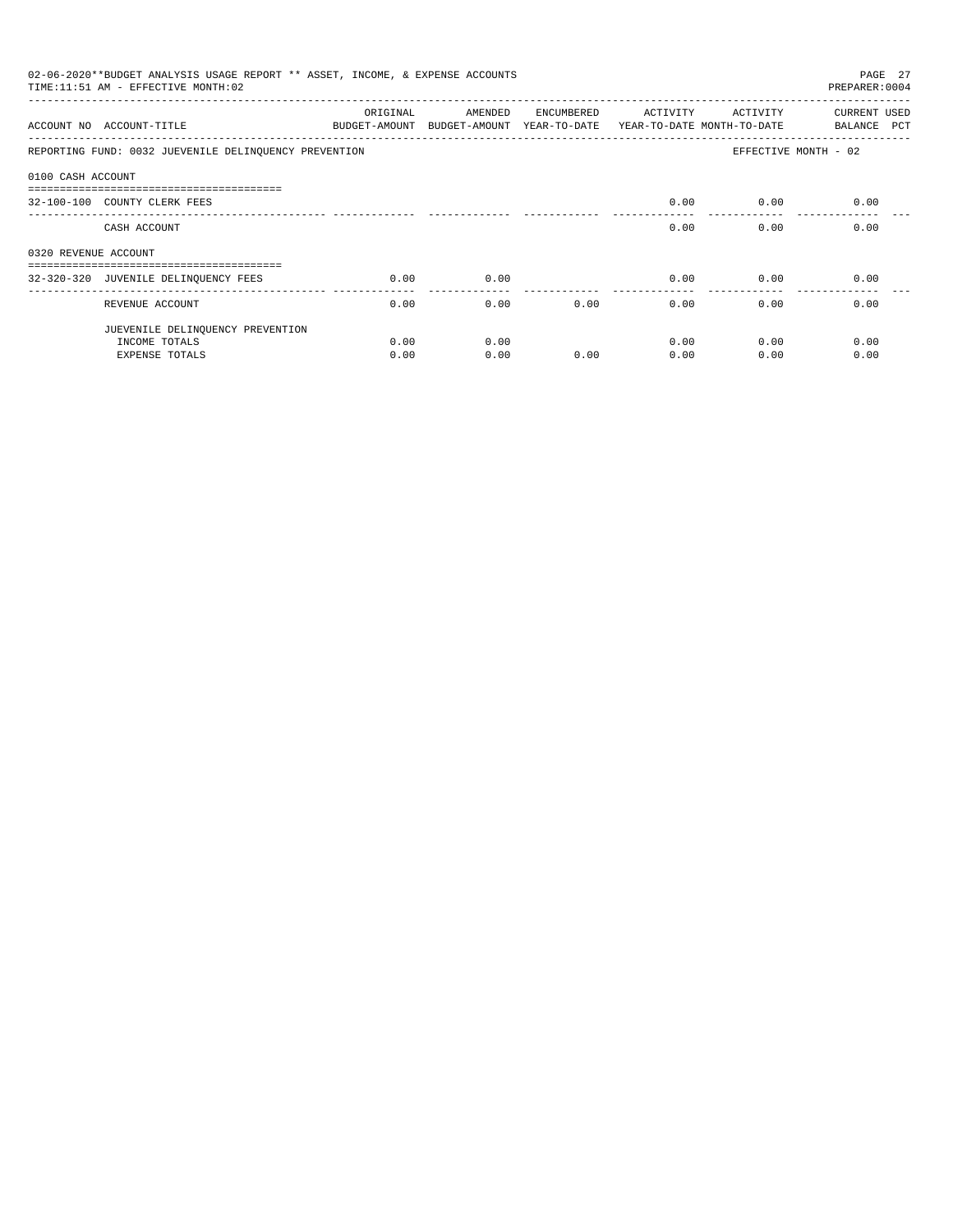02-06-2020**BUDGET ANALYSIS USAGE REPORT ** ASSET, INCOME, & EXPENSE ACCOUNTS
TIME:11:51 AM - EFFECTIVE MONTH:02
PREPARER:0004

| ACCOUNT NO | ACCOUNT-TITLE | ORIGINAL BUDGET-AMOUNT | AMENDED BUDGET-AMOUNT | ENCUMBERED YEAR-TO-DATE | ACTIVITY YEAR-TO-DATE | ACTIVITY MONTH-TO-DATE | CURRENT BALANCE | USED PCT |
|---|---|---|---|---|---|---|---|---|
| REPORTING FUND: 0032 JUEVENILE DELINQUENCY PREVENTION | | | | | | EFFECTIVE MONTH - 02 | | |
| 0100 CASH ACCOUNT | | | | | | | | |
| 32-100-100 | COUNTY CLERK FEES | | | | 0.00 | 0.00 | 0.00 | |
| | CASH ACCOUNT | | | | 0.00 | 0.00 | 0.00 | |
| 0320 REVENUE ACCOUNT | | | | | | | | |
| 32-320-320 | JUVENILE DELINQUENCY FEES | 0.00 | 0.00 | | 0.00 | 0.00 | 0.00 | |
| | REVENUE ACCOUNT | 0.00 | 0.00 | 0.00 | 0.00 | 0.00 | 0.00 | |
| | JUEVENILE DELINQUENCY PREVENTION | | | | | | | |
| | INCOME TOTALS | 0.00 | 0.00 | | 0.00 | 0.00 | 0.00 | |
| | EXPENSE TOTALS | 0.00 | 0.00 | 0.00 | 0.00 | 0.00 | 0.00 | |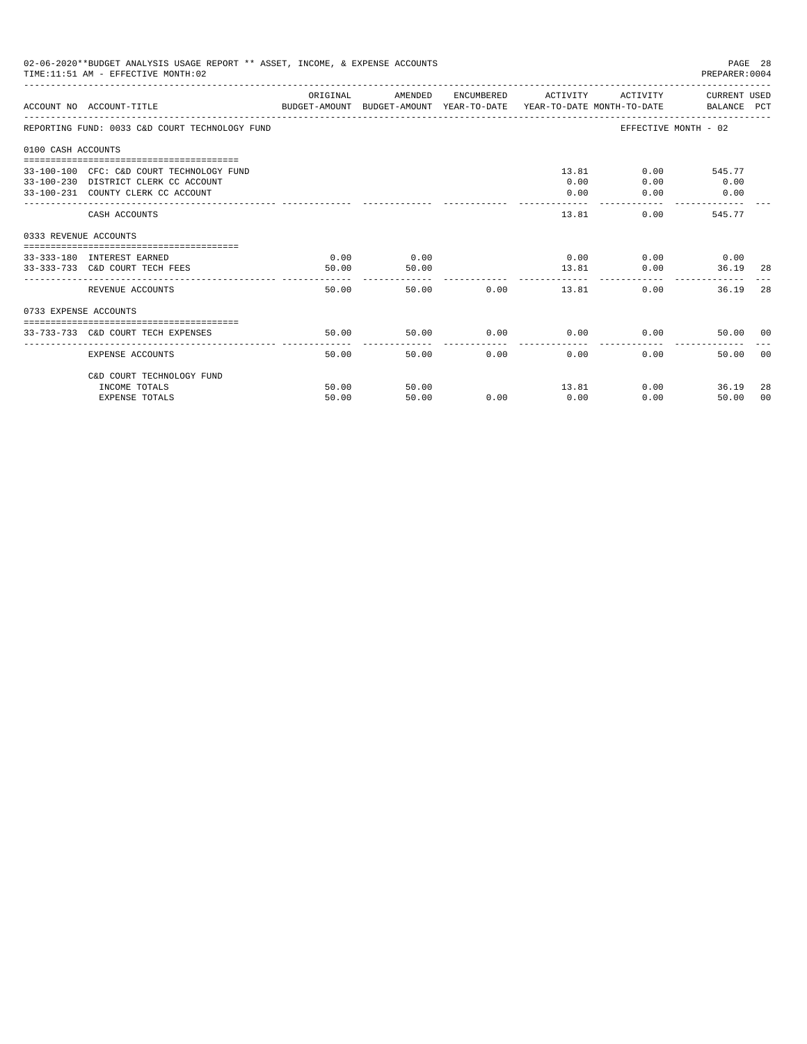02-06-2020**BUDGET ANALYSIS USAGE REPORT ** ASSET, INCOME, & EXPENSE ACCOUNTS
TIME:11:51 AM - EFFECTIVE MONTH:02

PREPARER:0004

| ACCOUNT NO | ACCOUNT-TITLE | ORIGINAL BUDGET-AMOUNT | AMENDED BUDGET-AMOUNT | ENCUMBERED YEAR-TO-DATE | ACTIVITY YEAR-TO-DATE | ACTIVITY MONTH-TO-DATE | CURRENT BALANCE | USED PCT |
|---|---|---|---|---|---|---|---|---|
| REPORTING FUND: 0033 C&D COURT TECHNOLOGY FUND | | | | | | EFFECTIVE MONTH - 02 | | |
| 0100 CASH ACCOUNTS | | | | | | | | |
| 33-100-100 | CFC: C&D COURT TECHNOLOGY FUND | | | | 13.81 | 0.00 | 545.77 | |
| 33-100-230 | DISTRICT CLERK CC ACCOUNT | | | | 0.00 | 0.00 | 0.00 | |
| 33-100-231 | COUNTY CLERK CC ACCOUNT | | | | 0.00 | 0.00 | 0.00 | |
| | CASH ACCOUNTS | | | | 13.81 | 0.00 | 545.77 | |
| 0333 REVENUE ACCOUNTS | | | | | | | | |
| 33-333-180 | INTEREST EARNED | 0.00 | 0.00 | | 0.00 | 0.00 | 0.00 | |
| 33-333-733 | C&D COURT TECH FEES | 50.00 | 50.00 | | 13.81 | 0.00 | 36.19 | 28 |
| | REVENUE ACCOUNTS | 50.00 | 50.00 | 0.00 | 13.81 | 0.00 | 36.19 | 28 |
| 0733 EXPENSE ACCOUNTS | | | | | | | | |
| 33-733-733 | C&D COURT TECH EXPENSES | 50.00 | 50.00 | 0.00 | 0.00 | 0.00 | 50.00 | 00 |
| | EXPENSE ACCOUNTS | 50.00 | 50.00 | 0.00 | 0.00 | 0.00 | 50.00 | 00 |
| | C&D COURT TECHNOLOGY FUND | | | | | | | |
| | INCOME TOTALS | 50.00 | 50.00 | | 13.81 | 0.00 | 36.19 | 28 |
| | EXPENSE TOTALS | 50.00 | 50.00 | 0.00 | 0.00 | 0.00 | 50.00 | 00 |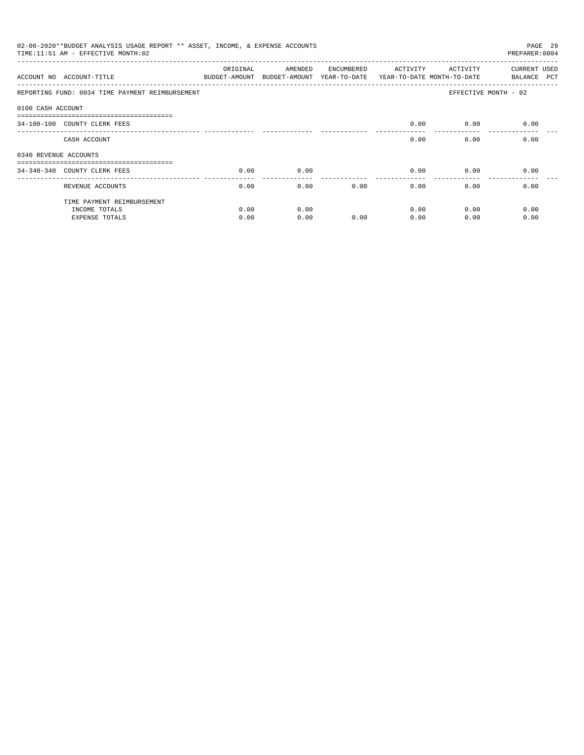02-06-2020**BUDGET ANALYSIS USAGE REPORT ** ASSET, INCOME, & EXPENSE ACCOUNTS

TIME:11:51 AM - EFFECTIVE MONTH:02

PREPARER:0004

| ACCOUNT NO | ACCOUNT-TITLE | ORIGINAL BUDGET-AMOUNT | AMENDED BUDGET-AMOUNT | ENCUMBERED YEAR-TO-DATE | ACTIVITY YEAR-TO-DATE | ACTIVITY MONTH-TO-DATE | CURRENT USED BALANCE | PCT |
|---|---|---|---|---|---|---|---|---|
| REPORTING FUND: 0034 TIME PAYMENT REIMBURSEMENT | | | | | | EFFECTIVE MONTH - 02 | | |
| 0100 CASH ACCOUNT | | | | | | | | |
| 34-100-100 | COUNTY CLERK FEES | | | | 0.00 | 0.00 | 0.00 | |
| | CASH ACCOUNT | | | | 0.00 | 0.00 | 0.00 | |
| 0340 REVENUE ACCOUNTS | | | | | | | | |
| 34-340-340 | COUNTY CLERK FEES | 0.00 | 0.00 | | 0.00 | 0.00 | 0.00 | |
| | REVENUE ACCOUNTS | 0.00 | 0.00 | 0.00 | 0.00 | 0.00 | 0.00 | |
| | TIME PAYMENT REIMBURSEMENT | | | | | | | |
| | INCOME TOTALS | 0.00 | 0.00 | | 0.00 | 0.00 | 0.00 | |
| | EXPENSE TOTALS | 0.00 | 0.00 | 0.00 | 0.00 | 0.00 | 0.00 | |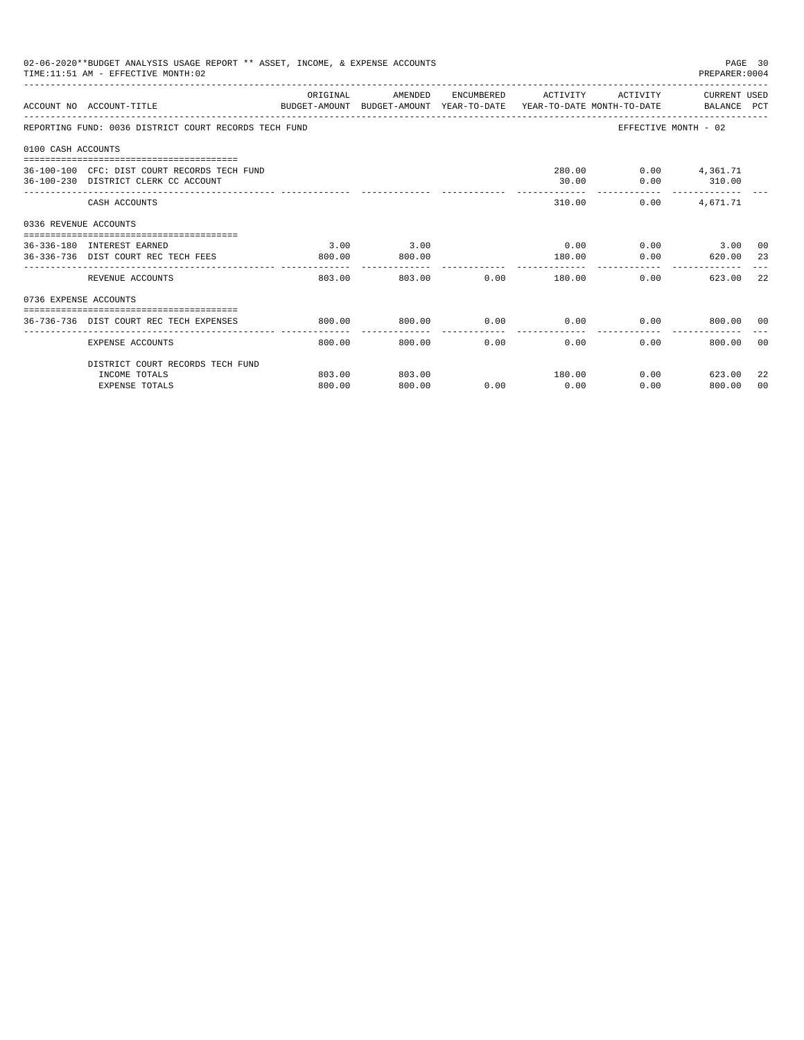02-06-2020**BUDGET ANALYSIS USAGE REPORT ** ASSET, INCOME, & EXPENSE ACCOUNTS
TIME:11:51 AM - EFFECTIVE MONTH:02

PREPARER:0004

| ACCOUNT NO | ACCOUNT-TITLE | ORIGINAL BUDGET-AMOUNT | AMENDED BUDGET-AMOUNT | ENCUMBERED YEAR-TO-DATE | ACTIVITY YEAR-TO-DATE | ACTIVITY MONTH-TO-DATE | CURRENT USED BALANCE | PCT |
|---|---|---|---|---|---|---|---|---|
| REPORTING FUND: 0036 DISTRICT COURT RECORDS TECH FUND | | | | | | | EFFECTIVE MONTH - 02 | |
| 0100 CASH ACCOUNTS | | | | | | | | |
| 36-100-100 | CFC: DIST COURT RECORDS TECH FUND | | | | 280.00 | 0.00 | 4,361.71 | |
| 36-100-230 | DISTRICT CLERK CC ACCOUNT | | | | 30.00 | 0.00 | 310.00 | |
| | CASH ACCOUNTS | | | | 310.00 | 0.00 | 4,671.71 | |
| 0336 REVENUE ACCOUNTS | | | | | | | | |
| 36-336-180 | INTEREST EARNED | 3.00 | 3.00 | | 0.00 | 0.00 | 3.00 | 00 |
| 36-336-736 | DIST COURT REC TECH FEES | 800.00 | 800.00 | | 180.00 | 0.00 | 620.00 | 23 |
| | REVENUE ACCOUNTS | 803.00 | 803.00 | 0.00 | 180.00 | 0.00 | 623.00 | 22 |
| 0736 EXPENSE ACCOUNTS | | | | | | | | |
| 36-736-736 | DIST COURT REC TECH EXPENSES | 800.00 | 800.00 | 0.00 | 0.00 | 0.00 | 800.00 | 00 |
| | EXPENSE ACCOUNTS | 800.00 | 800.00 | 0.00 | 0.00 | 0.00 | 800.00 | 00 |
| | DISTRICT COURT RECORDS TECH FUND | | | | | | | |
| | INCOME TOTALS | 803.00 | 803.00 | | 180.00 | 0.00 | 623.00 | 22 |
| | EXPENSE TOTALS | 800.00 | 800.00 | 0.00 | 0.00 | 0.00 | 800.00 | 00 |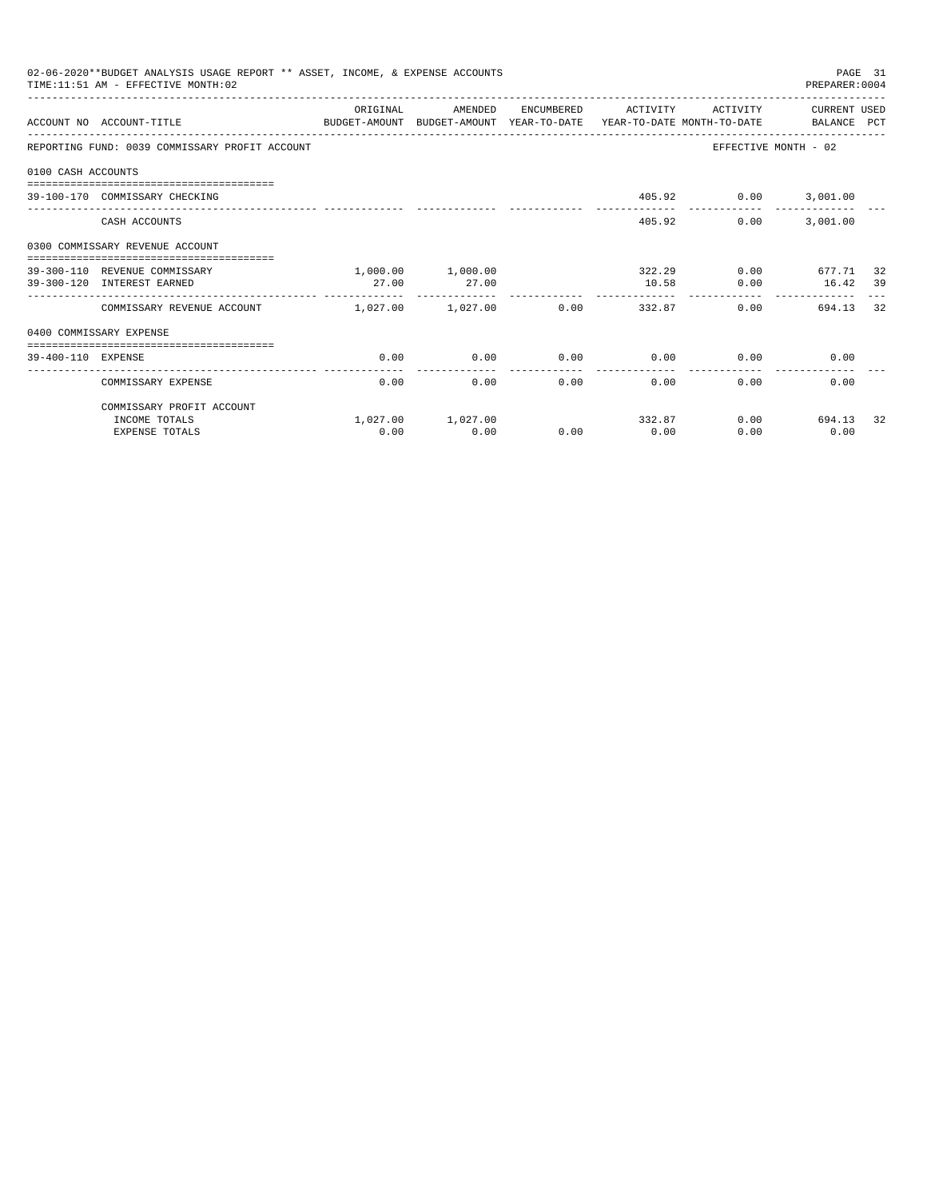02-06-2020**BUDGET ANALYSIS USAGE REPORT ** ASSET, INCOME, & EXPENSE ACCOUNTS

TIME:11:51 AM - EFFECTIVE MONTH:02

PREPARER:0004

REPORTING FUND: 0039 COMMISSARY PROFIT ACCOUNT — EFFECTIVE MONTH - 02

| ACCOUNT NO | ACCOUNT-TITLE | ORIGINAL BUDGET-AMOUNT | AMENDED BUDGET-AMOUNT | ENCUMBERED YEAR-TO-DATE | ACTIVITY YEAR-TO-DATE | ACTIVITY MONTH-TO-DATE | CURRENT BALANCE | USED PCT |
|---|---|---|---|---|---|---|---|---|
| **0100 CASH ACCOUNTS** | | | | | | | | |
| 39-100-170 | COMMISSARY CHECKING | | | | 405.92 | 0.00 | 3,001.00 | |
| | CASH ACCOUNTS | | | | 405.92 | 0.00 | 3,001.00 | |
| **0300 COMMISSARY REVENUE ACCOUNT** | | | | | | | | |
| 39-300-110 | REVENUE COMMISSARY | 1,000.00 | 1,000.00 | | 322.29 | 0.00 | 677.71 | 32 |
| 39-300-120 | INTEREST EARNED | 27.00 | 27.00 | | 10.58 | 0.00 | 16.42 | 39 |
| | COMMISSARY REVENUE ACCOUNT | 1,027.00 | 1,027.00 | 0.00 | 332.87 | 0.00 | 694.13 | 32 |
| **0400 COMMISSARY EXPENSE** | | | | | | | | |
| 39-400-110 | EXPENSE | 0.00 | 0.00 | 0.00 | 0.00 | 0.00 | 0.00 | |
| | COMMISSARY EXPENSE | 0.00 | 0.00 | 0.00 | 0.00 | 0.00 | 0.00 | |
| | COMMISSARY PROFIT ACCOUNT | | | | | | | |
| | INCOME TOTALS | 1,027.00 | 1,027.00 | | 332.87 | 0.00 | 694.13 | 32 |
| | EXPENSE TOTALS | 0.00 | 0.00 | 0.00 | 0.00 | 0.00 | 0.00 | |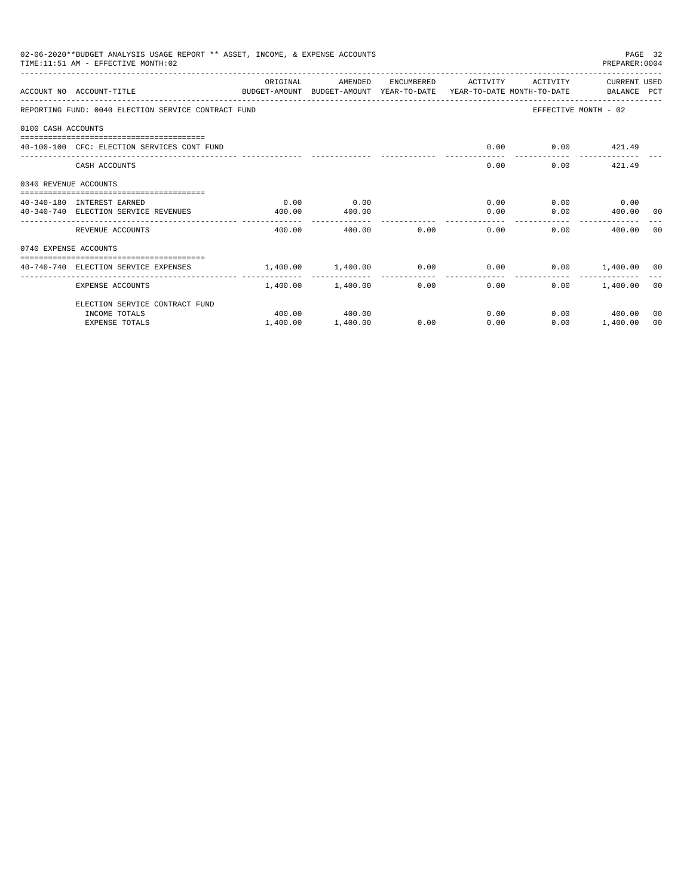02-06-2020**BUDGET ANALYSIS USAGE REPORT ** ASSET, INCOME, & EXPENSE ACCOUNTS

TIME:11:51 AM - EFFECTIVE MONTH:02

PREPARER:0004

| ACCOUNT NO | ACCOUNT-TITLE | ORIGINAL BUDGET-AMOUNT | AMENDED BUDGET-AMOUNT | ENCUMBERED YEAR-TO-DATE | ACTIVITY YEAR-TO-DATE | ACTIVITY MONTH-TO-DATE | CURRENT BALANCE | USED PCT |
|---|---|---|---|---|---|---|---|---|
| REPORTING FUND: 0040 ELECTION SERVICE CONTRACT FUND | | | | | | EFFECTIVE MONTH - 02 | | |
| 0100 CASH ACCOUNTS | | | | | | | | |
| 40-100-100 | CFC: ELECTION SERVICES CONT FUND | | | | 0.00 | 0.00 | 421.49 | |
| | CASH ACCOUNTS | | | | 0.00 | 0.00 | 421.49 | |
| 0340 REVENUE ACCOUNTS | | | | | | | | |
| 40-340-180 | INTEREST EARNED | 0.00 | 0.00 | | 0.00 | 0.00 | 0.00 | |
| 40-340-740 | ELECTION SERVICE REVENUES | 400.00 | 400.00 | | 0.00 | 0.00 | 400.00 | 00 |
| | REVENUE ACCOUNTS | 400.00 | 400.00 | 0.00 | 0.00 | 0.00 | 400.00 | 00 |
| 0740 EXPENSE ACCOUNTS | | | | | | | | |
| 40-740-740 | ELECTION SERVICE EXPENSES | 1,400.00 | 1,400.00 | 0.00 | 0.00 | 0.00 | 1,400.00 | 00 |
| | EXPENSE ACCOUNTS | 1,400.00 | 1,400.00 | 0.00 | 0.00 | 0.00 | 1,400.00 | 00 |
| | ELECTION SERVICE CONTRACT FUND | | | | | | | |
| | INCOME TOTALS | 400.00 | 400.00 | | 0.00 | 0.00 | 400.00 | 00 |
| | EXPENSE TOTALS | 1,400.00 | 1,400.00 | 0.00 | 0.00 | 0.00 | 1,400.00 | 00 |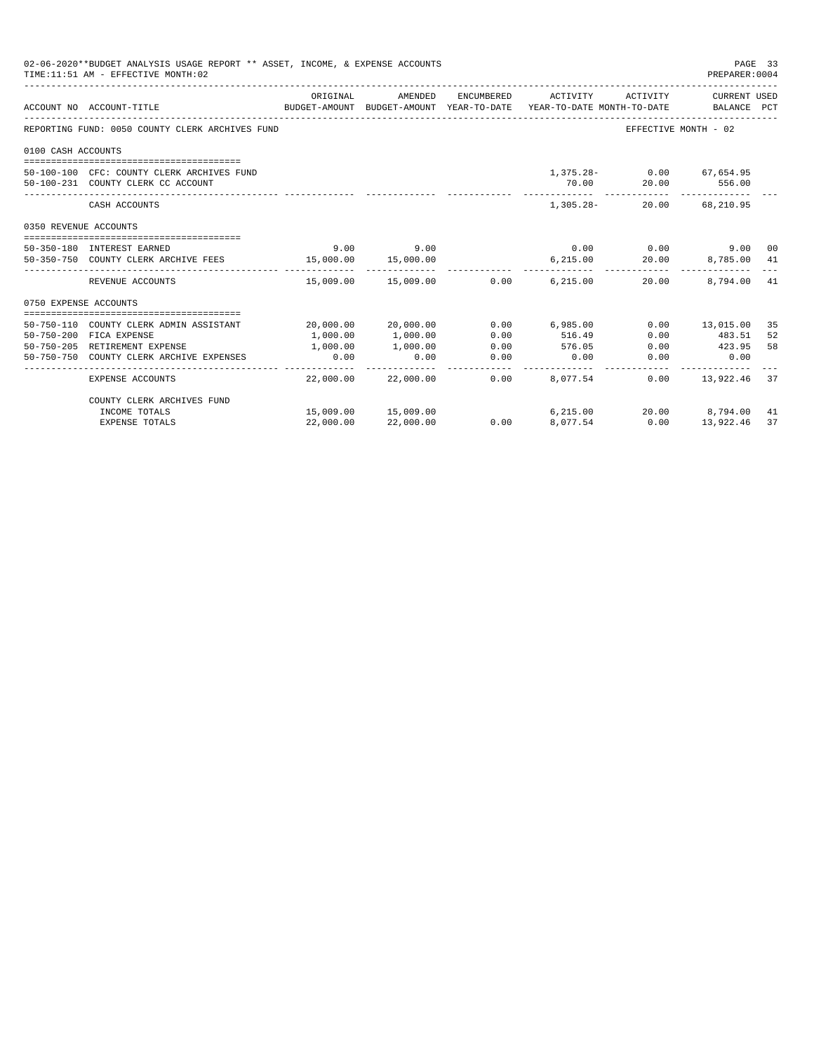02-06-2020**BUDGET ANALYSIS USAGE REPORT ** ASSET, INCOME, & EXPENSE ACCOUNTS

TIME:11:51 AM - EFFECTIVE MONTH:02

PREPARER:0004

| ACCOUNT NO | ACCOUNT-TITLE | ORIGINAL BUDGET-AMOUNT | AMENDED BUDGET-AMOUNT | ENCUMBERED YEAR-TO-DATE | ACTIVITY YEAR-TO-DATE | ACTIVITY MONTH-TO-DATE | CURRENT USED BALANCE | PCT |
|---|---|---|---|---|---|---|---|---|
| REPORTING FUND: 0050 COUNTY CLERK ARCHIVES FUND | | | | | | EFFECTIVE MONTH - 02 | | |
| 0100 CASH ACCOUNTS | | | | | | | | |
| 50-100-100 | CFC: COUNTY CLERK ARCHIVES FUND | | | | 1,375.28- | 0.00 | 67,654.95 | |
| 50-100-231 | COUNTY CLERK CC ACCOUNT | | | | 70.00 | 20.00 | 556.00 | |
| | CASH ACCOUNTS | | | | 1,305.28- | 20.00 | 68,210.95 | |
| 0350 REVENUE ACCOUNTS | | | | | | | | |
| 50-350-180 | INTEREST EARNED | 9.00 | 9.00 | | 0.00 | 0.00 | 9.00 | 00 |
| 50-350-750 | COUNTY CLERK ARCHIVE FEES | 15,000.00 | 15,000.00 | | 6,215.00 | 20.00 | 8,785.00 | 41 |
| | REVENUE ACCOUNTS | 15,009.00 | 15,009.00 | 0.00 | 6,215.00 | 20.00 | 8,794.00 | 41 |
| 0750 EXPENSE ACCOUNTS | | | | | | | | |
| 50-750-110 | COUNTY CLERK ADMIN ASSISTANT | 20,000.00 | 20,000.00 | 0.00 | 6,985.00 | 0.00 | 13,015.00 | 35 |
| 50-750-200 | FICA EXPENSE | 1,000.00 | 1,000.00 | 0.00 | 516.49 | 0.00 | 483.51 | 52 |
| 50-750-205 | RETIREMENT EXPENSE | 1,000.00 | 1,000.00 | 0.00 | 576.05 | 0.00 | 423.95 | 58 |
| 50-750-750 | COUNTY CLERK ARCHIVE EXPENSES | 0.00 | 0.00 | 0.00 | 0.00 | 0.00 | 0.00 | |
| | EXPENSE ACCOUNTS | 22,000.00 | 22,000.00 | 0.00 | 8,077.54 | 0.00 | 13,922.46 | 37 |
| | COUNTY CLERK ARCHIVES FUND | | | | | | | |
| | INCOME TOTALS | 15,009.00 | 15,009.00 | | 6,215.00 | 20.00 | 8,794.00 | 41 |
| | EXPENSE TOTALS | 22,000.00 | 22,000.00 | 0.00 | 8,077.54 | 0.00 | 13,922.46 | 37 |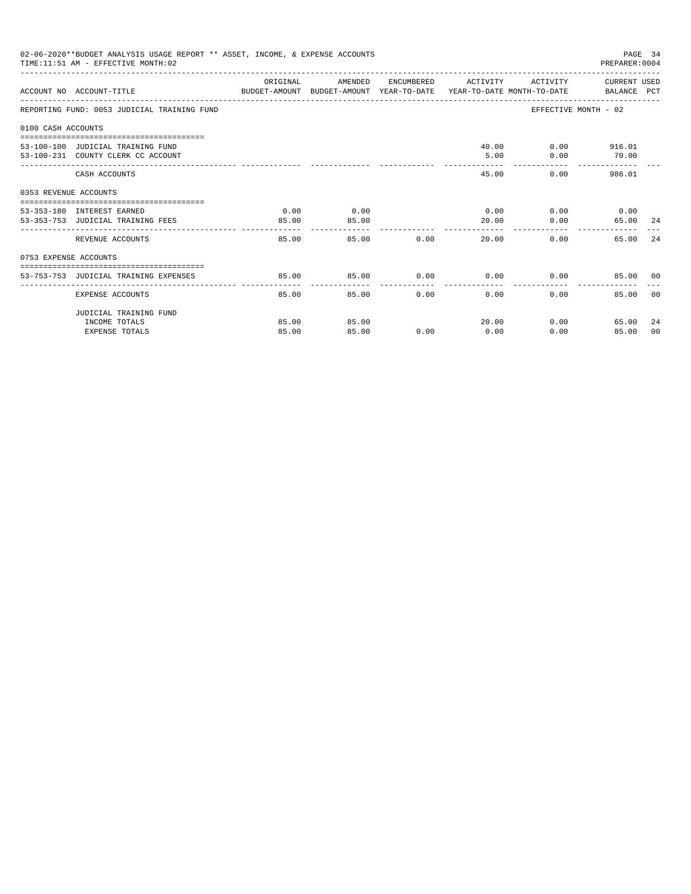02-06-2020**BUDGET ANALYSIS USAGE REPORT ** ASSET, INCOME, & EXPENSE ACCOUNTS
TIME:11:51 AM - EFFECTIVE MONTH:02
PREPARER:0004

REPORTING FUND: 0053 JUDICIAL TRAINING FUND — EFFECTIVE MONTH - 02

| ACCOUNT NO | ACCOUNT-TITLE | ORIGINAL BUDGET-AMOUNT | AMENDED BUDGET-AMOUNT | ENCUMBERED YEAR-TO-DATE | ACTIVITY YEAR-TO-DATE | ACTIVITY MONTH-TO-DATE | CURRENT USED BALANCE | PCT |
|---|---|---|---|---|---|---|---|---|
| **0100 CASH ACCOUNTS** | | | | | | | | |
| 53-100-100 | JUDICIAL TRAINING FUND | | | | 40.00 | 0.00 | 916.01 | |
| 53-100-231 | COUNTY CLERK CC ACCOUNT | | | | 5.00 | 0.00 | 70.00 | |
| | CASH ACCOUNTS | | | | 45.00 | 0.00 | 986.01 | |
| **0353 REVENUE ACCOUNTS** | | | | | | | | |
| 53-353-180 | INTEREST EARNED | 0.00 | 0.00 | | 0.00 | 0.00 | 0.00 | |
| 53-353-753 | JUDICIAL TRAINING FEES | 85.00 | 85.00 | | 20.00 | 0.00 | 65.00 | 24 |
| | REVENUE ACCOUNTS | 85.00 | 85.00 | 0.00 | 20.00 | 0.00 | 65.00 | 24 |
| **0753 EXPENSE ACCOUNTS** | | | | | | | | |
| 53-753-753 | JUDICIAL TRAINING EXPENSES | 85.00 | 85.00 | 0.00 | 0.00 | 0.00 | 85.00 | 00 |
| | EXPENSE ACCOUNTS | 85.00 | 85.00 | 0.00 | 0.00 | 0.00 | 85.00 | 00 |
| | JUDICIAL TRAINING FUND | | | | | | | |
| | INCOME TOTALS | 85.00 | 85.00 | | 20.00 | 0.00 | 65.00 | 24 |
| | EXPENSE TOTALS | 85.00 | 85.00 | 0.00 | 0.00 | 0.00 | 85.00 | 00 |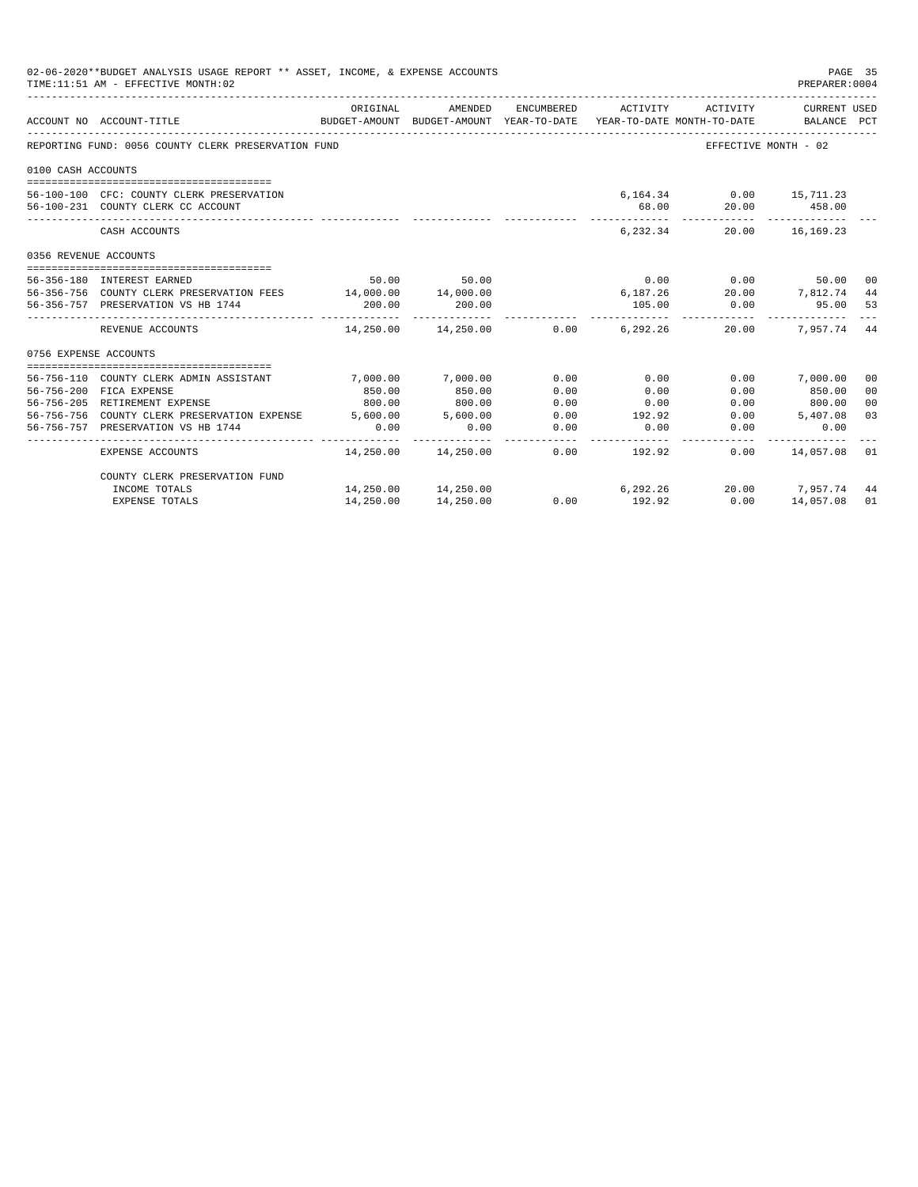02-06-2020**BUDGET ANALYSIS USAGE REPORT ** ASSET, INCOME, & EXPENSE ACCOUNTS
TIME:11:51 AM - EFFECTIVE MONTH:02

PREPARER:0004

| ACCOUNT NO | ACCOUNT-TITLE | ORIGINAL BUDGET-AMOUNT | AMENDED BUDGET-AMOUNT | ENCUMBERED YEAR-TO-DATE | ACTIVITY YEAR-TO-DATE | ACTIVITY MONTH-TO-DATE | CURRENT USED BALANCE | PCT |
|---|---|---|---|---|---|---|---|---|
| REPORTING FUND: 0056 COUNTY CLERK PRESERVATION FUND | | | | | | EFFECTIVE MONTH - 02 | | |
| 0100 CASH ACCOUNTS | | | | | | | | |
| 56-100-100 | CFC: COUNTY CLERK PRESERVATION | | | | 6,164.34 | 0.00 | 15,711.23 | |
| 56-100-231 | COUNTY CLERK CC ACCOUNT | | | | 68.00 | 20.00 | 458.00 | |
| | CASH ACCOUNTS | | | | 6,232.34 | 20.00 | 16,169.23 | |
| 0356 REVENUE ACCOUNTS | | | | | | | | |
| 56-356-180 | INTEREST EARNED | 50.00 | 50.00 | | 0.00 | 0.00 | 50.00 | 00 |
| 56-356-756 | COUNTY CLERK PRESERVATION FEES | 14,000.00 | 14,000.00 | | 6,187.26 | 20.00 | 7,812.74 | 44 |
| 56-356-757 | PRESERVATION VS HB 1744 | 200.00 | 200.00 | | 105.00 | 0.00 | 95.00 | 53 |
| | REVENUE ACCOUNTS | 14,250.00 | 14,250.00 | 0.00 | 6,292.26 | 20.00 | 7,957.74 | 44 |
| 0756 EXPENSE ACCOUNTS | | | | | | | | |
| 56-756-110 | COUNTY CLERK ADMIN ASSISTANT | 7,000.00 | 7,000.00 | 0.00 | 0.00 | 0.00 | 7,000.00 | 00 |
| 56-756-200 | FICA EXPENSE | 850.00 | 850.00 | 0.00 | 0.00 | 0.00 | 850.00 | 00 |
| 56-756-205 | RETIREMENT EXPENSE | 800.00 | 800.00 | 0.00 | 0.00 | 0.00 | 800.00 | 00 |
| 56-756-756 | COUNTY CLERK PRESERVATION EXPENSE | 5,600.00 | 5,600.00 | 0.00 | 192.92 | 0.00 | 5,407.08 | 03 |
| 56-756-757 | PRESERVATION VS HB 1744 | 0.00 | 0.00 | 0.00 | 0.00 | 0.00 | 0.00 | |
| | EXPENSE ACCOUNTS | 14,250.00 | 14,250.00 | 0.00 | 192.92 | 0.00 | 14,057.08 | 01 |
| | COUNTY CLERK PRESERVATION FUND | | | | | | | |
| | INCOME TOTALS | 14,250.00 | 14,250.00 | | 6,292.26 | 20.00 | 7,957.74 | 44 |
| | EXPENSE TOTALS | 14,250.00 | 14,250.00 | 0.00 | 192.92 | 0.00 | 14,057.08 | 01 |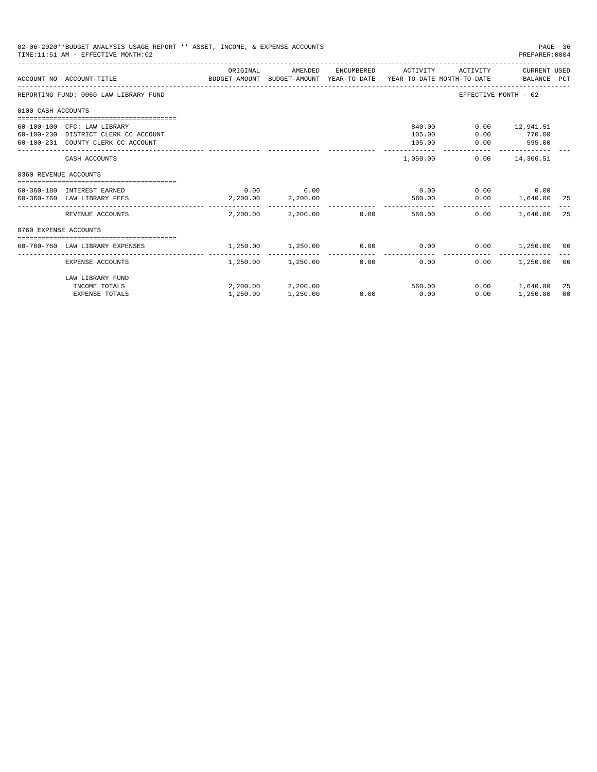02-06-2020**BUDGET ANALYSIS USAGE REPORT ** ASSET, INCOME, & EXPENSE ACCOUNTS

TIME:11:51 AM - EFFECTIVE MONTH:02

PREPARER:0004

| ACCOUNT NO | ACCOUNT-TITLE | ORIGINAL BUDGET-AMOUNT | AMENDED BUDGET-AMOUNT | ENCUMBERED YEAR-TO-DATE | ACTIVITY YEAR-TO-DATE | ACTIVITY MONTH-TO-DATE | CURRENT BALANCE | USED PCT |
|---|---|---|---|---|---|---|---|---|
| REPORTING FUND: 0060 LAW LIBRARY FUND | | | | | | EFFECTIVE MONTH - 02 | | |
| 0100 CASH ACCOUNTS | | | | | | | | |
| 60-100-100 | CFC: LAW LIBRARY | | | | 840.00 | 0.00 | 12,941.51 | |
| 60-100-230 | DISTRICT CLERK CC ACCOUNT | | | | 105.00 | 0.00 | 770.00 | |
| 60-100-231 | COUNTY CLERK CC ACCOUNT | | | | 105.00 | 0.00 | 595.00 | |
| | CASH ACCOUNTS | | | | 1,050.00 | 0.00 | 14,306.51 | |
| 0360 REVENUE ACCOUNTS | | | | | | | | |
| 60-360-180 | INTEREST EARNED | 0.00 | 0.00 | | 0.00 | 0.00 | 0.00 | |
| 60-360-760 | LAW LIBRARY FEES | 2,200.00 | 2,200.00 | | 560.00 | 0.00 | 1,640.00 | 25 |
| | REVENUE ACCOUNTS | 2,200.00 | 2,200.00 | 0.00 | 560.00 | 0.00 | 1,640.00 | 25 |
| 0760 EXPENSE ACCOUNTS | | | | | | | | |
| 60-760-760 | LAW LIBRARY EXPENSES | 1,250.00 | 1,250.00 | 0.00 | 0.00 | 0.00 | 1,250.00 | 00 |
| | EXPENSE ACCOUNTS | 1,250.00 | 1,250.00 | 0.00 | 0.00 | 0.00 | 1,250.00 | 00 |
| | LAW LIBRARY FUND | | | | | | | |
| | INCOME TOTALS | 2,200.00 | 2,200.00 | | 560.00 | 0.00 | 1,640.00 | 25 |
| | EXPENSE TOTALS | 1,250.00 | 1,250.00 | 0.00 | 0.00 | 0.00 | 1,250.00 | 00 |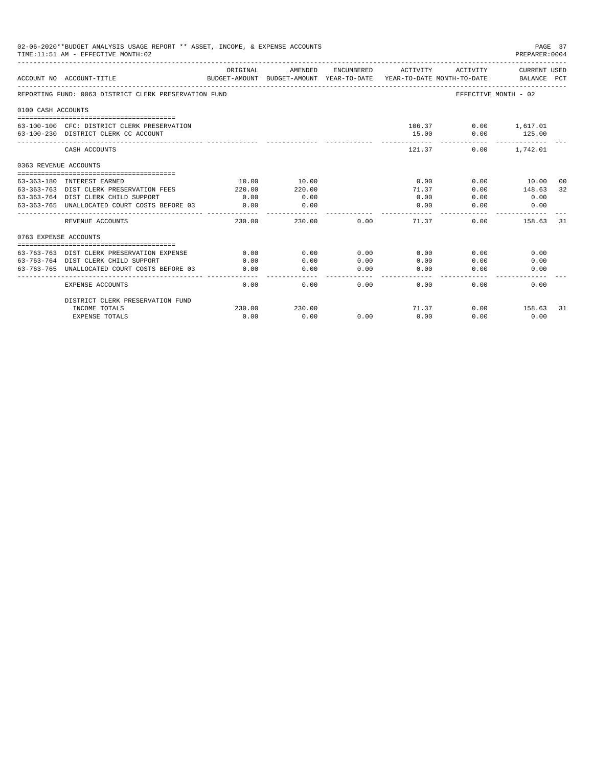02-06-2020**BUDGET ANALYSIS USAGE REPORT ** ASSET, INCOME, & EXPENSE ACCOUNTS
TIME:11:51 AM - EFFECTIVE MONTH:02

PREPARER:0004

| ACCOUNT NO | ACCOUNT-TITLE | ORIGINAL BUDGET-AMOUNT | AMENDED BUDGET-AMOUNT | ENCUMBERED YEAR-TO-DATE | ACTIVITY YEAR-TO-DATE | ACTIVITY MONTH-TO-DATE | CURRENT USED BALANCE | PCT |
|---|---|---|---|---|---|---|---|---|
| REPORTING FUND: 0063 DISTRICT CLERK PRESERVATION FUND | | | | | | EFFECTIVE MONTH - 02 | | |
| 0100 CASH ACCOUNTS | | | | | | | | |
| 63-100-100 | CFC: DISTRICT CLERK PRESERVATION | | | | 106.37 | 0.00 | 1,617.01 | |
| 63-100-230 | DISTRICT CLERK CC ACCOUNT | | | | 15.00 | 0.00 | 125.00 | |
| | CASH ACCOUNTS | | | | 121.37 | 0.00 | 1,742.01 | |
| 0363 REVENUE ACCOUNTS | | | | | | | | |
| 63-363-180 | INTEREST EARNED | 10.00 | 10.00 | | 0.00 | 0.00 | 10.00 | 00 |
| 63-363-763 | DIST CLERK PRESERVATION FEES | 220.00 | 220.00 | | 71.37 | 0.00 | 148.63 | 32 |
| 63-363-764 | DIST CLERK CHILD SUPPORT | 0.00 | 0.00 | | 0.00 | 0.00 | 0.00 | |
| 63-363-765 | UNALLOCATED COURT COSTS BEFORE 03 | 0.00 | 0.00 | | 0.00 | 0.00 | 0.00 | |
| | REVENUE ACCOUNTS | 230.00 | 230.00 | 0.00 | 71.37 | 0.00 | 158.63 | 31 |
| 0763 EXPENSE ACCOUNTS | | | | | | | | |
| 63-763-763 | DIST CLERK PRESERVATION EXPENSE | 0.00 | 0.00 | 0.00 | 0.00 | 0.00 | 0.00 | |
| 63-763-764 | DIST CLERK CHILD SUPPORT | 0.00 | 0.00 | 0.00 | 0.00 | 0.00 | 0.00 | |
| 63-763-765 | UNALLOCATED COURT COSTS BEFORE 03 | 0.00 | 0.00 | 0.00 | 0.00 | 0.00 | 0.00 | |
| | EXPENSE ACCOUNTS | 0.00 | 0.00 | 0.00 | 0.00 | 0.00 | 0.00 | |
| | DISTRICT CLERK PRESERVATION FUND | | | | | | | |
| | INCOME TOTALS | 230.00 | 230.00 | | 71.37 | 0.00 | 158.63 | 31 |
| | EXPENSE TOTALS | 0.00 | 0.00 | 0.00 | 0.00 | 0.00 | 0.00 | |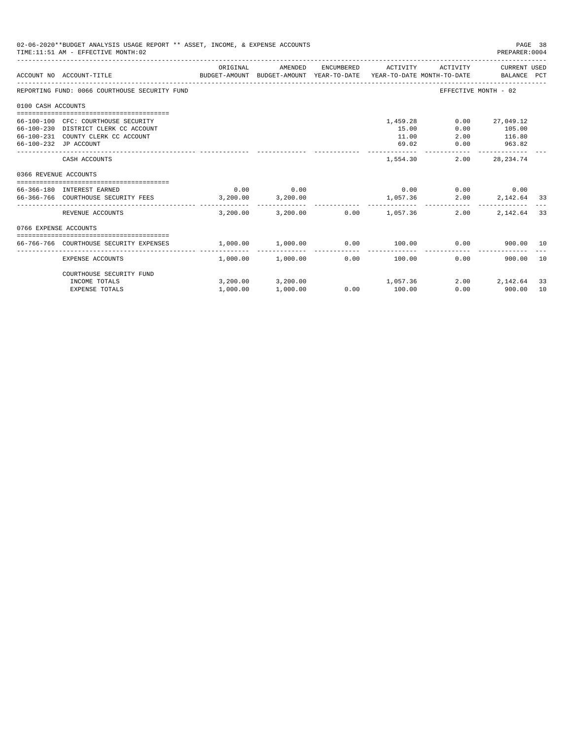02-06-2020**BUDGET ANALYSIS USAGE REPORT ** ASSET, INCOME, & EXPENSE ACCOUNTS

TIME:11:51 AM - EFFECTIVE MONTH:02

REPORTING FUND: 0066 COURTHOUSE SECURITY FUND — EFFECTIVE MONTH - 02

| ACCOUNT NO | ACCOUNT-TITLE | ORIGINAL BUDGET-AMOUNT | AMENDED BUDGET-AMOUNT | ENCUMBERED YEAR-TO-DATE | ACTIVITY YEAR-TO-DATE | ACTIVITY MONTH-TO-DATE | CURRENT BALANCE | USED PCT |
|---|---|---|---|---|---|---|---|---|
| **0100 CASH ACCOUNTS** | | | | | | | | |
| 66-100-100 | CFC: COURTHOUSE SECURITY | | | | 1,459.28 | 0.00 | 27,049.12 | |
| 66-100-230 | DISTRICT CLERK CC ACCOUNT | | | | 15.00 | 0.00 | 105.00 | |
| 66-100-231 | COUNTY CLERK CC ACCOUNT | | | | 11.00 | 2.00 | 116.80 | |
| 66-100-232 | JP ACCOUNT | | | | 69.02 | 0.00 | 963.82 | |
| | CASH ACCOUNTS | | | | 1,554.30 | 2.00 | 28,234.74 | |
| **0366 REVENUE ACCOUNTS** | | | | | | | | |
| 66-366-180 | INTEREST EARNED | 0.00 | 0.00 | | 0.00 | 0.00 | 0.00 | |
| 66-366-766 | COURTHOUSE SECURITY FEES | 3,200.00 | 3,200.00 | | 1,057.36 | 2.00 | 2,142.64 | 33 |
| | REVENUE ACCOUNTS | 3,200.00 | 3,200.00 | 0.00 | 1,057.36 | 2.00 | 2,142.64 | 33 |
| **0766 EXPENSE ACCOUNTS** | | | | | | | | |
| 66-766-766 | COURTHOUSE SECURITY EXPENSES | 1,000.00 | 1,000.00 | 0.00 | 100.00 | 0.00 | 900.00 | 10 |
| | EXPENSE ACCOUNTS | 1,000.00 | 1,000.00 | 0.00 | 100.00 | 0.00 | 900.00 | 10 |
| | COURTHOUSE SECURITY FUND | | | | | | | |
| | INCOME TOTALS | 3,200.00 | 3,200.00 | | 1,057.36 | 2.00 | 2,142.64 | 33 |
| | EXPENSE TOTALS | 1,000.00 | 1,000.00 | 0.00 | 100.00 | 0.00 | 900.00 | 10 |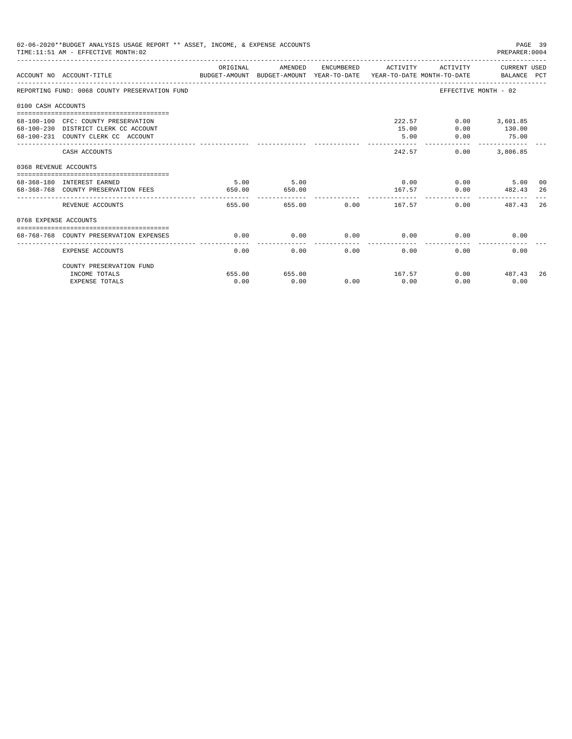02-06-2020**BUDGET ANALYSIS USAGE REPORT ** ASSET, INCOME, & EXPENSE ACCOUNTS

TIME:11:51 AM - EFFECTIVE MONTH:02

PREPARER:0004

| ACCOUNT NO | ACCOUNT-TITLE | ORIGINAL BUDGET-AMOUNT | AMENDED BUDGET-AMOUNT | ENCUMBERED YEAR-TO-DATE | ACTIVITY YEAR-TO-DATE | ACTIVITY MONTH-TO-DATE | CURRENT USED BALANCE | PCT |
|---|---|---|---|---|---|---|---|---|
| REPORTING FUND: 0068 COUNTY PRESERVATION FUND | | | | | | EFFECTIVE MONTH - 02 | | |
| 0100 CASH ACCOUNTS | | | | | | | | |
| 68-100-100 | CFC: COUNTY PRESERVATION | | | | 222.57 | 0.00 | 3,601.85 | |
| 68-100-230 | DISTRICT CLERK CC ACCOUNT | | | | 15.00 | 0.00 | 130.00 | |
| 68-100-231 | COUNTY CLERK CC ACCOUNT | | | | 5.00 | 0.00 | 75.00 | |
| | CASH ACCOUNTS | | | | 242.57 | 0.00 | 3,806.85 | |
| 0368 REVENUE ACCOUNTS | | | | | | | | |
| 68-368-180 | INTEREST EARNED | 5.00 | 5.00 | | 0.00 | 0.00 | 5.00 | 00 |
| 68-368-768 | COUNTY PRESERVATION FEES | 650.00 | 650.00 | | 167.57 | 0.00 | 482.43 | 26 |
| | REVENUE ACCOUNTS | 655.00 | 655.00 | 0.00 | 167.57 | 0.00 | 487.43 | 26 |
| 0768 EXPENSE ACCOUNTS | | | | | | | | |
| 68-768-768 | COUNTY PRESERVATION EXPENSES | 0.00 | 0.00 | 0.00 | 0.00 | 0.00 | 0.00 | |
| | EXPENSE ACCOUNTS | 0.00 | 0.00 | 0.00 | 0.00 | 0.00 | 0.00 | |
| | COUNTY PRESERVATION FUND | | | | | | | |
| | INCOME TOTALS | 655.00 | 655.00 | | 167.57 | 0.00 | 487.43 | 26 |
| | EXPENSE TOTALS | 0.00 | 0.00 | 0.00 | 0.00 | 0.00 | 0.00 | |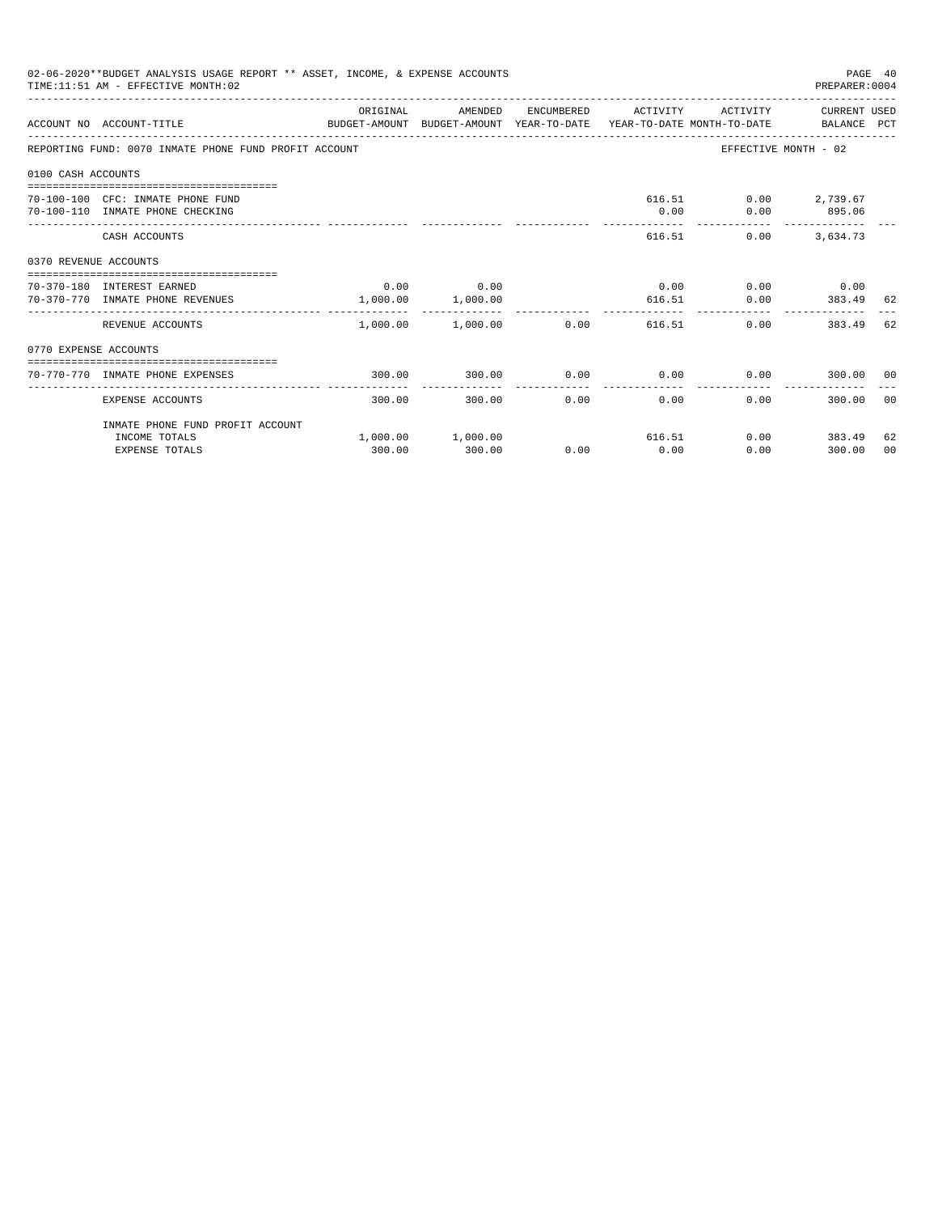02-06-2020**BUDGET ANALYSIS USAGE REPORT ** ASSET, INCOME, & EXPENSE ACCOUNTS

TIME:11:51 AM - EFFECTIVE MONTH:02

PREPARER:0004

| ACCOUNT NO | ACCOUNT-TITLE | ORIGINAL BUDGET-AMOUNT | AMENDED BUDGET-AMOUNT | ENCUMBERED YEAR-TO-DATE | ACTIVITY YEAR-TO-DATE | ACTIVITY MONTH-TO-DATE | CURRENT USED BALANCE | PCT |
|---|---|---|---|---|---|---|---|---|
| REPORTING FUND: 0070 INMATE PHONE FUND PROFIT ACCOUNT | | | | | | EFFECTIVE MONTH - 02 | | |
| 0100 CASH ACCOUNTS | | | | | | | | |
| 70-100-100 | CFC: INMATE PHONE FUND | | | | 616.51 | 0.00 | 2,739.67 | |
| 70-100-110 | INMATE PHONE CHECKING | | | | 0.00 | 0.00 | 895.06 | |
| | CASH ACCOUNTS | | | | 616.51 | 0.00 | 3,634.73 | |
| 0370 REVENUE ACCOUNTS | | | | | | | | |
| 70-370-180 | INTEREST EARNED | 0.00 | 0.00 | | 0.00 | 0.00 | 0.00 | |
| 70-370-770 | INMATE PHONE REVENUES | 1,000.00 | 1,000.00 | | 616.51 | 0.00 | 383.49 | 62 |
| | REVENUE ACCOUNTS | 1,000.00 | 1,000.00 | 0.00 | 616.51 | 0.00 | 383.49 | 62 |
| 0770 EXPENSE ACCOUNTS | | | | | | | | |
| 70-770-770 | INMATE PHONE EXPENSES | 300.00 | 300.00 | 0.00 | 0.00 | 0.00 | 300.00 | 00 |
| | EXPENSE ACCOUNTS | 300.00 | 300.00 | 0.00 | 0.00 | 0.00 | 300.00 | 00 |
| | INMATE PHONE FUND PROFIT ACCOUNT | | | | | | | |
| | INCOME TOTALS | 1,000.00 | 1,000.00 | | 616.51 | 0.00 | 383.49 | 62 |
| | EXPENSE TOTALS | 300.00 | 300.00 | 0.00 | 0.00 | 0.00 | 300.00 | 00 |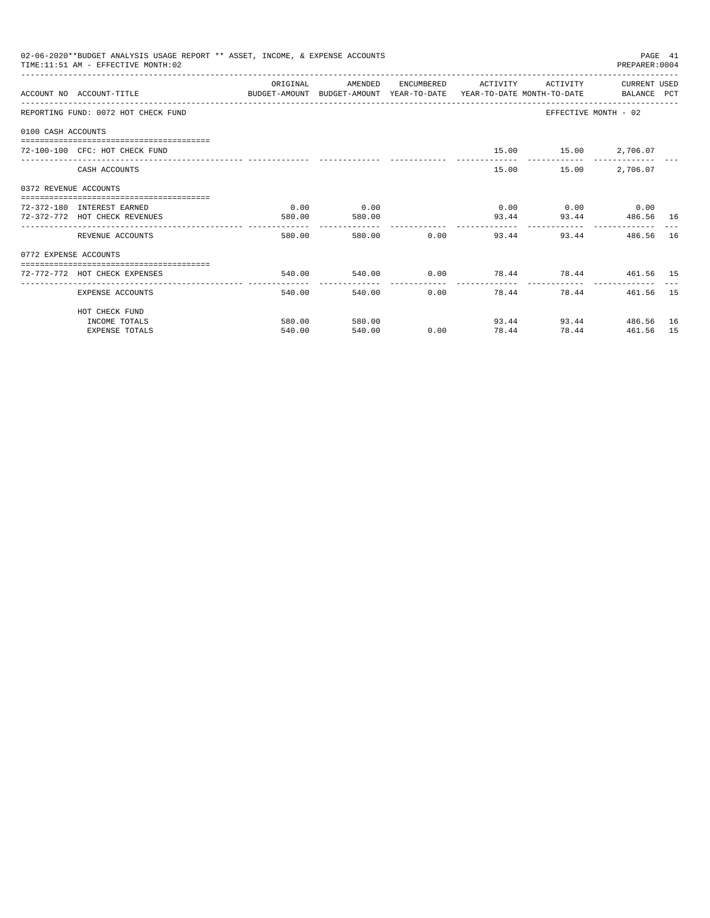02-06-2020**BUDGET ANALYSIS USAGE REPORT ** ASSET, INCOME, & EXPENSE ACCOUNTS

TIME:11:51 AM - EFFECTIVE MONTH:02

PREPARER:0004

| ACCOUNT NO | ACCOUNT-TITLE | ORIGINAL BUDGET-AMOUNT | AMENDED BUDGET-AMOUNT | ENCUMBERED YEAR-TO-DATE | ACTIVITY YEAR-TO-DATE | ACTIVITY MONTH-TO-DATE | CURRENT BALANCE | USED PCT |
|---|---|---|---|---|---|---|---|---|
| REPORTING FUND: 0072 HOT CHECK FUND | | | | | | EFFECTIVE MONTH - 02 | | |
| 0100 CASH ACCOUNTS | | | | | | | | |
| 72-100-100 | CFC: HOT CHECK FUND | | | | 15.00 | 15.00 | 2,706.07 | |
| | CASH ACCOUNTS | | | | 15.00 | 15.00 | 2,706.07 | |
| 0372 REVENUE ACCOUNTS | | | | | | | | |
| 72-372-180 | INTEREST EARNED | 0.00 | 0.00 | | 0.00 | 0.00 | 0.00 | |
| 72-372-772 | HOT CHECK REVENUES | 580.00 | 580.00 | | 93.44 | 93.44 | 486.56 | 16 |
| | REVENUE ACCOUNTS | 580.00 | 580.00 | 0.00 | 93.44 | 93.44 | 486.56 | 16 |
| 0772 EXPENSE ACCOUNTS | | | | | | | | |
| 72-772-772 | HOT CHECK EXPENSES | 540.00 | 540.00 | 0.00 | 78.44 | 78.44 | 461.56 | 15 |
| | EXPENSE ACCOUNTS | 540.00 | 540.00 | 0.00 | 78.44 | 78.44 | 461.56 | 15 |
| | HOT CHECK FUND | | | | | | | |
| | INCOME TOTALS | 580.00 | 580.00 | | 93.44 | 93.44 | 486.56 | 16 |
| | EXPENSE TOTALS | 540.00 | 540.00 | 0.00 | 78.44 | 78.44 | 461.56 | 15 |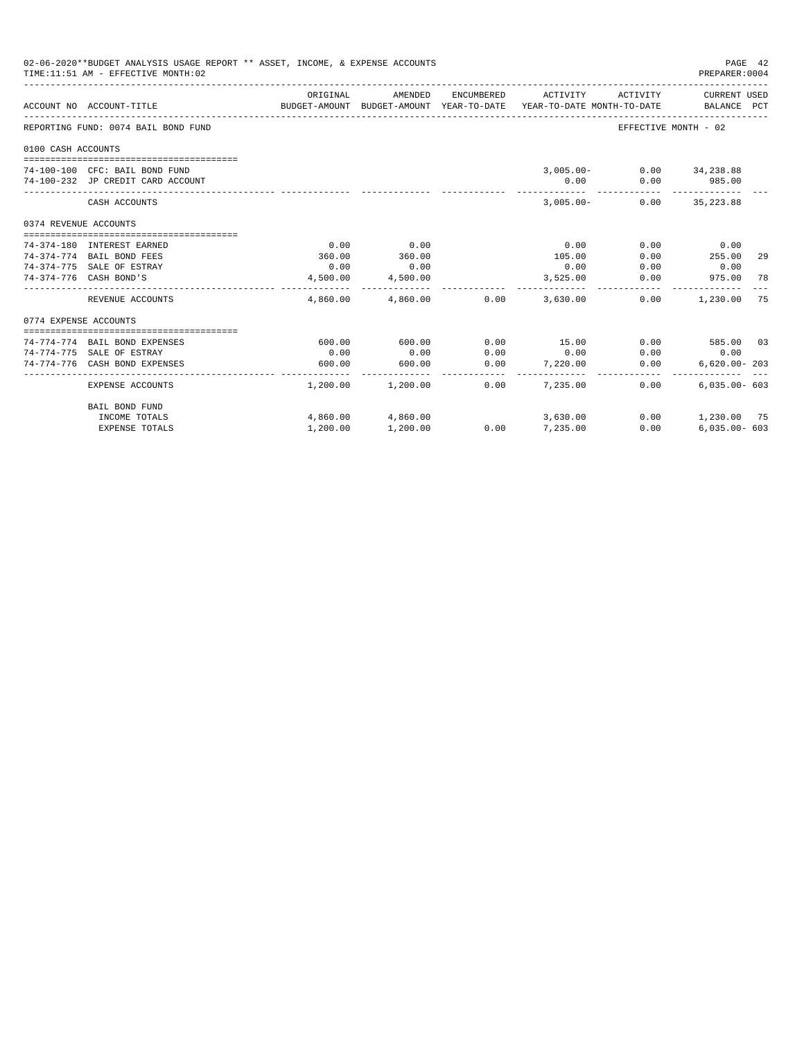02-06-2020**BUDGET ANALYSIS USAGE REPORT ** ASSET, INCOME, & EXPENSE ACCOUNTS

TIME:11:51 AM - EFFECTIVE MONTH:02

PREPARER:0004

| ACCOUNT NO | ACCOUNT-TITLE | ORIGINAL BUDGET-AMOUNT | AMENDED BUDGET-AMOUNT | ENCUMBERED YEAR-TO-DATE | ACTIVITY YEAR-TO-DATE | ACTIVITY MONTH-TO-DATE | CURRENT USED BALANCE | PCT |
|---|---|---|---|---|---|---|---|---|
| REPORTING FUND: 0074 BAIL BOND FUND | | | | | | EFFECTIVE MONTH - 02 | | |
| 0100 CASH ACCOUNTS | | | | | | | | |
| 74-100-100 | CFC: BAIL BOND FUND | | | | 3,005.00- | 0.00 | 34,238.88 | |
| 74-100-232 | JP CREDIT CARD ACCOUNT | | | | 0.00 | 0.00 | 985.00 | |
| | CASH ACCOUNTS | | | | 3,005.00- | 0.00 | 35,223.88 | |
| 0374 REVENUE ACCOUNTS | | | | | | | | |
| 74-374-180 | INTEREST EARNED | 0.00 | 0.00 | | 0.00 | 0.00 | 0.00 | |
| 74-374-774 | BAIL BOND FEES | 360.00 | 360.00 | | 105.00 | 0.00 | 255.00 | 29 |
| 74-374-775 | SALE OF ESTRAY | 0.00 | 0.00 | | 0.00 | 0.00 | 0.00 | |
| 74-374-776 | CASH BOND'S | 4,500.00 | 4,500.00 | | 3,525.00 | 0.00 | 975.00 | 78 |
| | REVENUE ACCOUNTS | 4,860.00 | 4,860.00 | 0.00 | 3,630.00 | 0.00 | 1,230.00 | 75 |
| 0774 EXPENSE ACCOUNTS | | | | | | | | |
| 74-774-774 | BAIL BOND EXPENSES | 600.00 | 600.00 | 0.00 | 15.00 | 0.00 | 585.00 | 03 |
| 74-774-775 | SALE OF ESTRAY | 0.00 | 0.00 | 0.00 | 0.00 | 0.00 | 0.00 | |
| 74-774-776 | CASH BOND EXPENSES | 600.00 | 600.00 | 0.00 | 7,220.00 | 0.00 | 6,620.00- | 203 |
| | EXPENSE ACCOUNTS | 1,200.00 | 1,200.00 | 0.00 | 7,235.00 | 0.00 | 6,035.00- | 603 |
| | BAIL BOND FUND | | | | | | | |
| | INCOME TOTALS | 4,860.00 | 4,860.00 | | 3,630.00 | 0.00 | 1,230.00 | 75 |
| | EXPENSE TOTALS | 1,200.00 | 1,200.00 | 0.00 | 7,235.00 | 0.00 | 6,035.00- | 603 |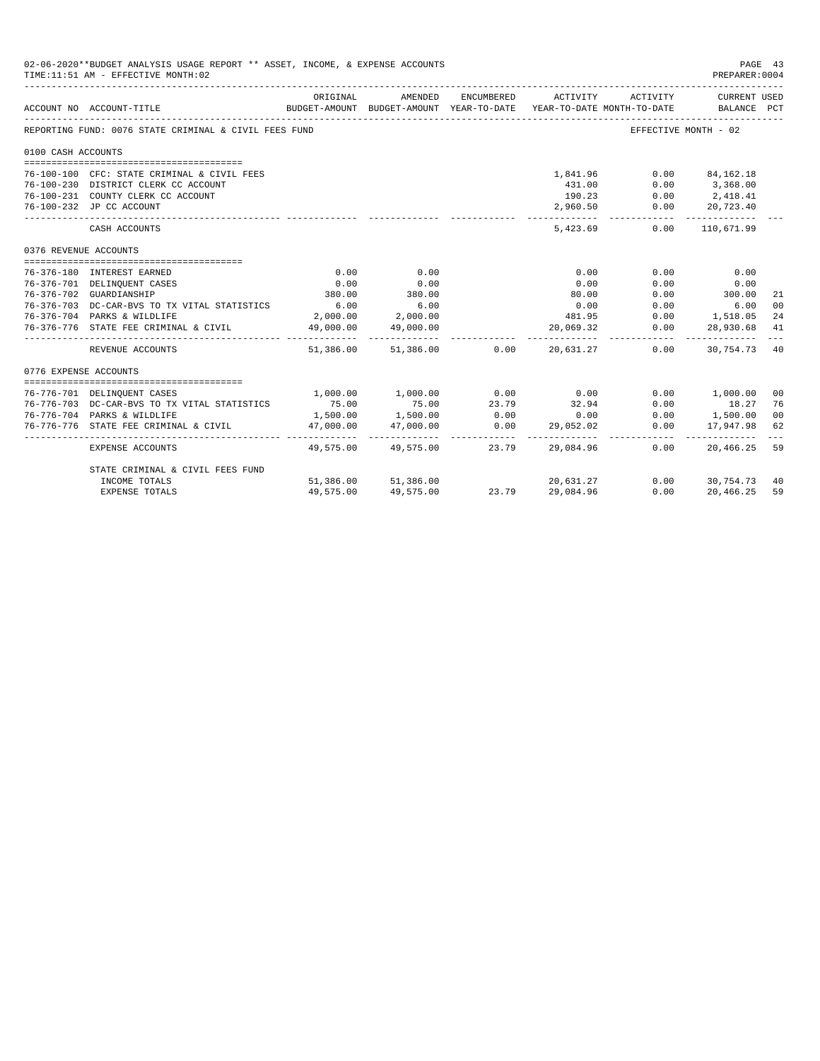02-06-2020**BUDGET ANALYSIS USAGE REPORT ** ASSET, INCOME, & EXPENSE ACCOUNTS

TIME:11:51 AM - EFFECTIVE MONTH:02

PREPARER:0004

| ACCOUNT NO | ACCOUNT-TITLE | ORIGINAL BUDGET-AMOUNT | AMENDED BUDGET-AMOUNT | ENCUMBERED YEAR-TO-DATE | ACTIVITY YEAR-TO-DATE | ACTIVITY MONTH-TO-DATE | CURRENT USED BALANCE | PCT |
|---|---|---|---|---|---|---|---|---|
| REPORTING FUND: 0076 STATE CRIMINAL & CIVIL FEES FUND | | | | | | | EFFECTIVE MONTH - 02 | |
| 0100 CASH ACCOUNTS | | | | | | | | |
| 76-100-100 | CFC: STATE CRIMINAL & CIVIL FEES | | | | 1,841.96 | 0.00 | 84,162.18 | |
| 76-100-230 | DISTRICT CLERK CC ACCOUNT | | | | 431.00 | 0.00 | 3,368.00 | |
| 76-100-231 | COUNTY CLERK CC ACCOUNT | | | | 190.23 | 0.00 | 2,418.41 | |
| 76-100-232 | JP CC ACCOUNT | | | | 2,960.50 | 0.00 | 20,723.40 | |
| | CASH ACCOUNTS | | | | 5,423.69 | 0.00 | 110,671.99 | |
| 0376 REVENUE ACCOUNTS | | | | | | | | |
| 76-376-180 | INTEREST EARNED | 0.00 | 0.00 | | 0.00 | 0.00 | 0.00 | |
| 76-376-701 | DELINQUENT CASES | 0.00 | 0.00 | | 0.00 | 0.00 | 0.00 | |
| 76-376-702 | GUARDIANSHIP | 380.00 | 380.00 | | 80.00 | 0.00 | 300.00 | 21 |
| 76-376-703 | DC-CAR-BVS TO TX VITAL STATISTICS | 6.00 | 6.00 | | 0.00 | 0.00 | 6.00 | 00 |
| 76-376-704 | PARKS & WILDLIFE | 2,000.00 | 2,000.00 | | 481.95 | 0.00 | 1,518.05 | 24 |
| 76-376-776 | STATE FEE CRIMINAL & CIVIL | 49,000.00 | 49,000.00 | | 20,069.32 | 0.00 | 28,930.68 | 41 |
| | REVENUE ACCOUNTS | 51,386.00 | 51,386.00 | 0.00 | 20,631.27 | 0.00 | 30,754.73 | 40 |
| 0776 EXPENSE ACCOUNTS | | | | | | | | |
| 76-776-701 | DELINQUENT CASES | 1,000.00 | 1,000.00 | 0.00 | 0.00 | 0.00 | 1,000.00 | 00 |
| 76-776-703 | DC-CAR-BVS TO TX VITAL STATISTICS | 75.00 | 75.00 | 23.79 | 32.94 | 0.00 | 18.27 | 76 |
| 76-776-704 | PARKS & WILDLIFE | 1,500.00 | 1,500.00 | 0.00 | 0.00 | 0.00 | 1,500.00 | 00 |
| 76-776-776 | STATE FEE CRIMINAL & CIVIL | 47,000.00 | 47,000.00 | 0.00 | 29,052.02 | 0.00 | 17,947.98 | 62 |
| | EXPENSE ACCOUNTS | 49,575.00 | 49,575.00 | 23.79 | 29,084.96 | 0.00 | 20,466.25 | 59 |
| | STATE CRIMINAL & CIVIL FEES FUND | | | | | | | |
| | INCOME TOTALS | 51,386.00 | 51,386.00 | | 20,631.27 | 0.00 | 30,754.73 | 40 |
| | EXPENSE TOTALS | 49,575.00 | 49,575.00 | 23.79 | 29,084.96 | 0.00 | 20,466.25 | 59 |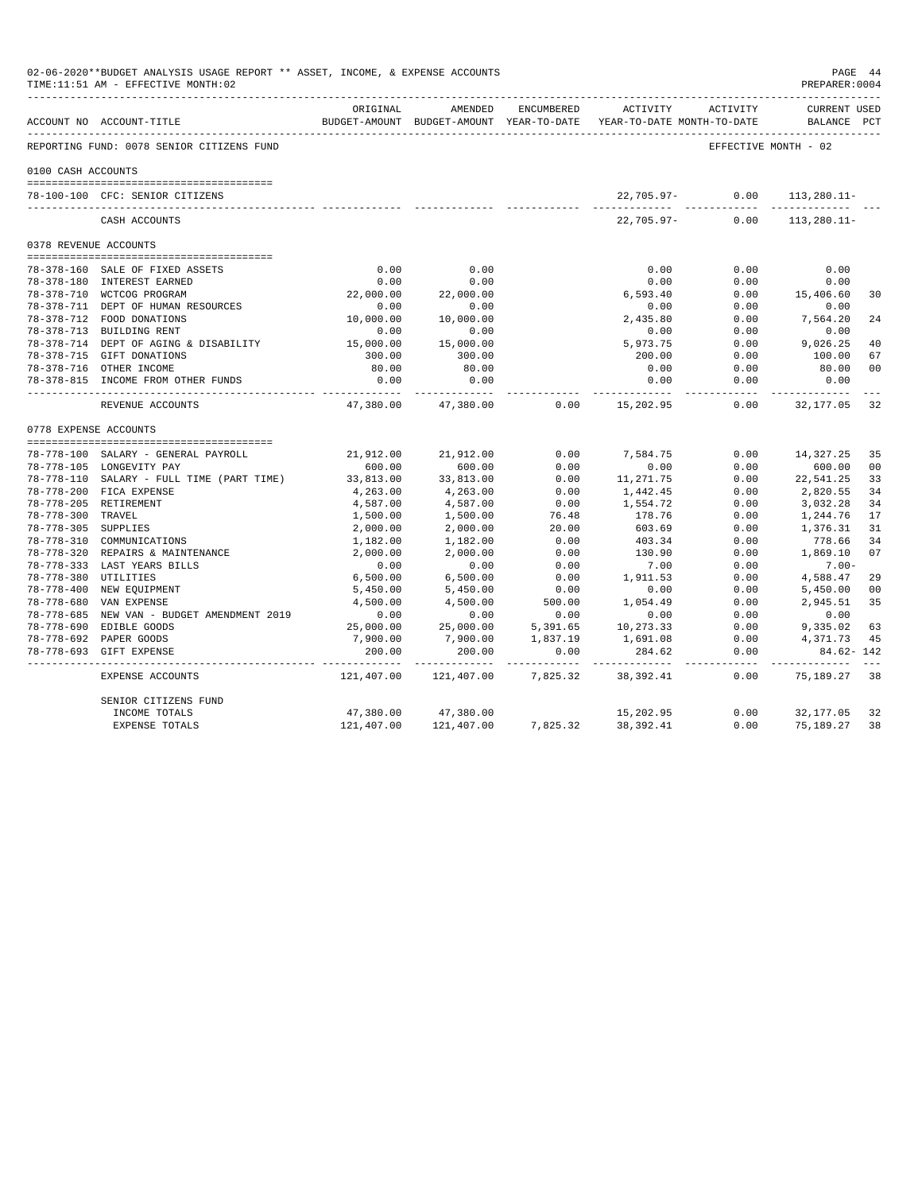02-06-2020**BUDGET ANALYSIS USAGE REPORT ** ASSET, INCOME, & EXPENSE ACCOUNTS

TIME:11:51 AM - EFFECTIVE MONTH:02

PREPARER:0004

| ACCOUNT NO | ACCOUNT-TITLE | ORIGINAL BUDGET-AMOUNT | AMENDED BUDGET-AMOUNT | ENCUMBERED YEAR-TO-DATE | ACTIVITY YEAR-TO-DATE | ACTIVITY MONTH-TO-DATE | CURRENT USED BALANCE | PCT |
|---|---|---|---|---|---|---|---|---|
| REPORTING FUND: 0078 SENIOR CITIZENS FUND | | | | | | EFFECTIVE MONTH - 02 | | |
| 0100 CASH ACCOUNTS | | | | | | | | |
| 78-100-100 | CFC: SENIOR CITIZENS | | | | 22,705.97- | 0.00 | 113,280.11- | |
| | CASH ACCOUNTS | | | | 22,705.97- | 0.00 | 113,280.11- | |
| 0378 REVENUE ACCOUNTS | | | | | | | | |
| 78-378-160 | SALE OF FIXED ASSETS | 0.00 | 0.00 | | 0.00 | 0.00 | 0.00 | |
| 78-378-180 | INTEREST EARNED | 0.00 | 0.00 | | 0.00 | 0.00 | 0.00 | |
| 78-378-710 | WCTCOG PROGRAM | 22,000.00 | 22,000.00 | | 6,593.40 | 0.00 | 15,406.60 | 30 |
| 78-378-711 | DEPT OF HUMAN RESOURCES | 0.00 | 0.00 | | 0.00 | 0.00 | 0.00 | |
| 78-378-712 | FOOD DONATIONS | 10,000.00 | 10,000.00 | | 2,435.80 | 0.00 | 7,564.20 | 24 |
| 78-378-713 | BUILDING RENT | 0.00 | 0.00 | | 0.00 | 0.00 | 0.00 | |
| 78-378-714 | DEPT OF AGING & DISABILITY | 15,000.00 | 15,000.00 | | 5,973.75 | 0.00 | 9,026.25 | 40 |
| 78-378-715 | GIFT DONATIONS | 300.00 | 300.00 | | 200.00 | 0.00 | 100.00 | 67 |
| 78-378-716 | OTHER INCOME | 80.00 | 80.00 | | 0.00 | 0.00 | 80.00 | 00 |
| 78-378-815 | INCOME FROM OTHER FUNDS | 0.00 | 0.00 | | 0.00 | 0.00 | 0.00 | |
| | REVENUE ACCOUNTS | 47,380.00 | 47,380.00 | 0.00 | 15,202.95 | 0.00 | 32,177.05 | 32 |
| 0778 EXPENSE ACCOUNTS | | | | | | | | |
| 78-778-100 | SALARY - GENERAL PAYROLL | 21,912.00 | 21,912.00 | 0.00 | 7,584.75 | 0.00 | 14,327.25 | 35 |
| 78-778-105 | LONGEVITY PAY | 600.00 | 600.00 | 0.00 | 0.00 | 0.00 | 600.00 | 00 |
| 78-778-110 | SALARY - FULL TIME (PART TIME) | 33,813.00 | 33,813.00 | 0.00 | 11,271.75 | 0.00 | 22,541.25 | 33 |
| 78-778-200 | FICA EXPENSE | 4,263.00 | 4,263.00 | 0.00 | 1,442.45 | 0.00 | 2,820.55 | 34 |
| 78-778-205 | RETIREMENT | 4,587.00 | 4,587.00 | 0.00 | 1,554.72 | 0.00 | 3,032.28 | 34 |
| 78-778-300 | TRAVEL | 1,500.00 | 1,500.00 | 76.48 | 178.76 | 0.00 | 1,244.76 | 17 |
| 78-778-305 | SUPPLIES | 2,000.00 | 2,000.00 | 20.00 | 603.69 | 0.00 | 1,376.31 | 31 |
| 78-778-310 | COMMUNICATIONS | 1,182.00 | 1,182.00 | 0.00 | 403.34 | 0.00 | 778.66 | 34 |
| 78-778-320 | REPAIRS & MAINTENANCE | 2,000.00 | 2,000.00 | 0.00 | 130.90 | 0.00 | 1,869.10 | 07 |
| 78-778-333 | LAST YEARS BILLS | 0.00 | 0.00 | 0.00 | 7.00 | 0.00 | 7.00- | |
| 78-778-380 | UTILITIES | 6,500.00 | 6,500.00 | 0.00 | 1,911.53 | 0.00 | 4,588.47 | 29 |
| 78-778-400 | NEW EQUIPMENT | 5,450.00 | 5,450.00 | 0.00 | 0.00 | 0.00 | 5,450.00 | 00 |
| 78-778-680 | VAN EXPENSE | 4,500.00 | 4,500.00 | 500.00 | 1,054.49 | 0.00 | 2,945.51 | 35 |
| 78-778-685 | NEW VAN - BUDGET AMENDMENT 2019 | 0.00 | 0.00 | 0.00 | 0.00 | 0.00 | 0.00 | |
| 78-778-690 | EDIBLE GOODS | 25,000.00 | 25,000.00 | 5,391.65 | 10,273.33 | 0.00 | 9,335.02 | 63 |
| 78-778-692 | PAPER GOODS | 7,900.00 | 7,900.00 | 1,837.19 | 1,691.08 | 0.00 | 4,371.73 | 45 |
| 78-778-693 | GIFT EXPENSE | 200.00 | 200.00 | 0.00 | 284.62 | 0.00 | 84.62- | 142 |
| | EXPENSE ACCOUNTS | 121,407.00 | 121,407.00 | 7,825.32 | 38,392.41 | 0.00 | 75,189.27 | 38 |
| | SENIOR CITIZENS FUND | | | | | | | |
| | INCOME TOTALS | 47,380.00 | 47,380.00 | | 15,202.95 | 0.00 | 32,177.05 | 32 |
| | EXPENSE TOTALS | 121,407.00 | 121,407.00 | 7,825.32 | 38,392.41 | 0.00 | 75,189.27 | 38 |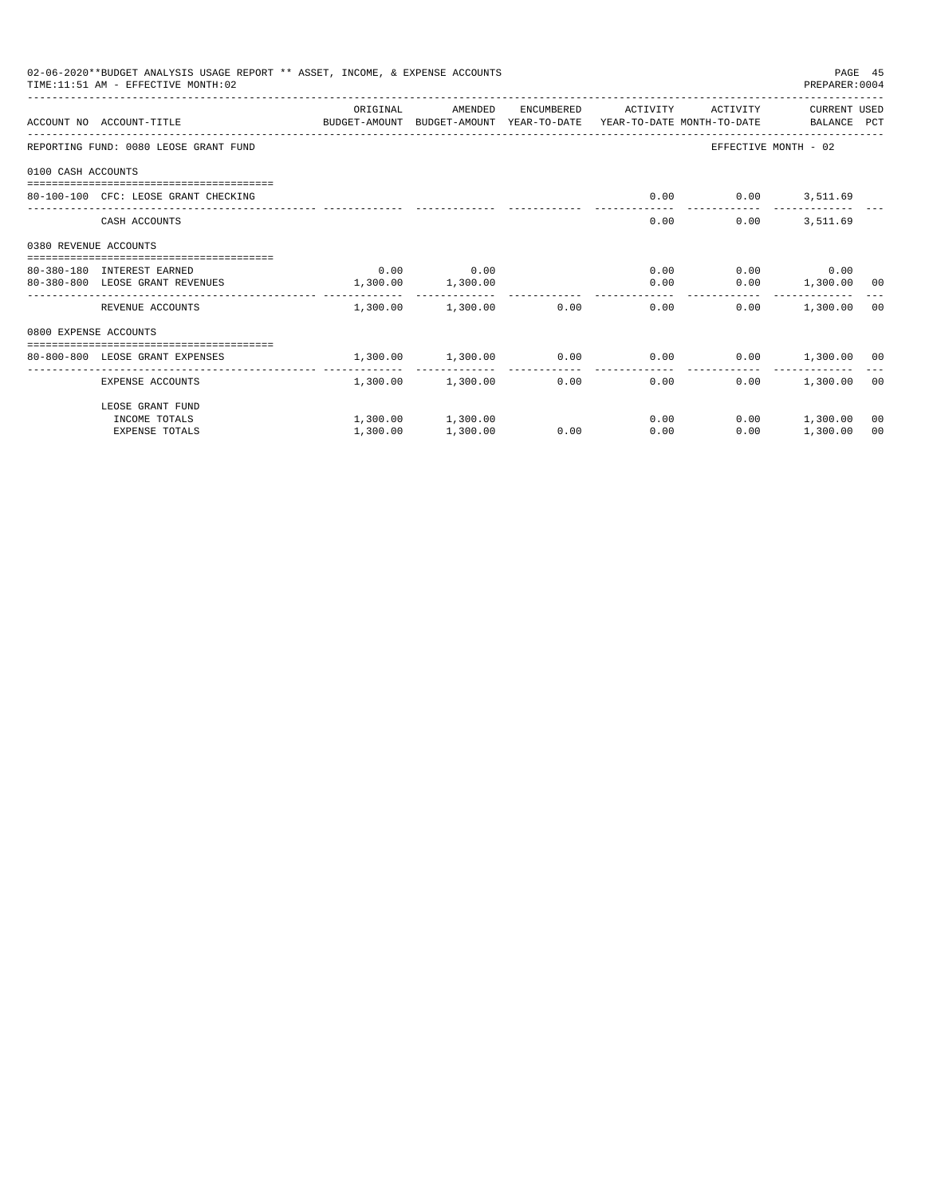02-06-2020**BUDGET ANALYSIS USAGE REPORT ** ASSET, INCOME, & EXPENSE ACCOUNTS
TIME:11:51 AM - EFFECTIVE MONTH:02

PREPARER:0004

| ACCOUNT NO | ACCOUNT-TITLE | ORIGINAL BUDGET-AMOUNT | AMENDED BUDGET-AMOUNT | ENCUMBERED YEAR-TO-DATE | ACTIVITY YEAR-TO-DATE | ACTIVITY MONTH-TO-DATE | CURRENT BALANCE | USED PCT |
|---|---|---|---|---|---|---|---|---|
| REPORTING FUND: 0080 LEOSE GRANT FUND | | | | | | EFFECTIVE MONTH - 02 | | |
| 0100 CASH ACCOUNTS | | | | | | | | |
| 80-100-100 | CFC: LEOSE GRANT CHECKING | | | | 0.00 | 0.00 | 3,511.69 | |
| | CASH ACCOUNTS | | | | 0.00 | 0.00 | 3,511.69 | |
| 0380 REVENUE ACCOUNTS | | | | | | | | |
| 80-380-180 | INTEREST EARNED | 0.00 | 0.00 | | 0.00 | 0.00 | 0.00 | |
| 80-380-800 | LEOSE GRANT REVENUES | 1,300.00 | 1,300.00 | | 0.00 | 0.00 | 1,300.00 | 00 |
| | REVENUE ACCOUNTS | 1,300.00 | 1,300.00 | 0.00 | 0.00 | 0.00 | 1,300.00 | 00 |
| 0800 EXPENSE ACCOUNTS | | | | | | | | |
| 80-800-800 | LEOSE GRANT EXPENSES | 1,300.00 | 1,300.00 | 0.00 | 0.00 | 0.00 | 1,300.00 | 00 |
| | EXPENSE ACCOUNTS | 1,300.00 | 1,300.00 | 0.00 | 0.00 | 0.00 | 1,300.00 | 00 |
| | LEOSE GRANT FUND | | | | | | | |
| | INCOME TOTALS | 1,300.00 | 1,300.00 | | 0.00 | 0.00 | 1,300.00 | 00 |
| | EXPENSE TOTALS | 1,300.00 | 1,300.00 | 0.00 | 0.00 | 0.00 | 1,300.00 | 00 |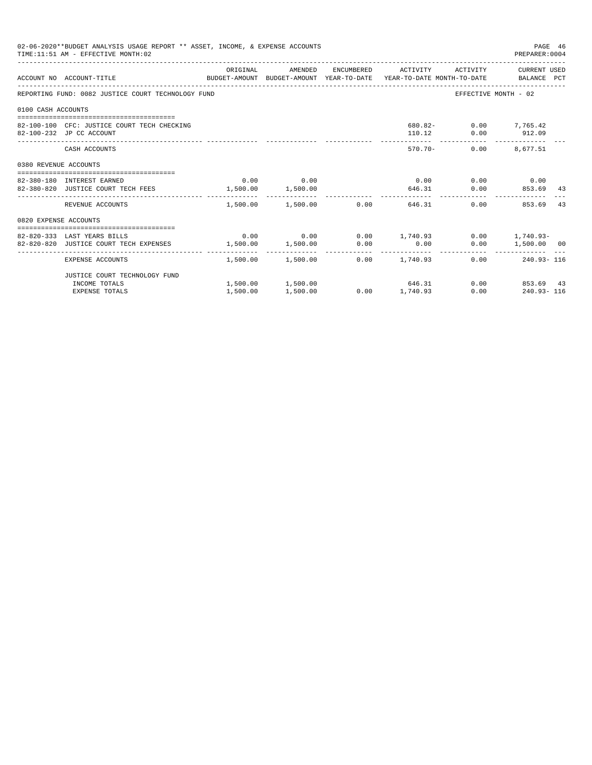02-06-2020**BUDGET ANALYSIS USAGE REPORT ** ASSET, INCOME, & EXPENSE ACCOUNTS

TIME:11:51 AM - EFFECTIVE MONTH:02

PREPARER:0004

| ACCOUNT NO | ACCOUNT-TITLE | ORIGINAL BUDGET-AMOUNT | AMENDED BUDGET-AMOUNT | ENCUMBERED YEAR-TO-DATE | ACTIVITY YEAR-TO-DATE | ACTIVITY MONTH-TO-DATE | CURRENT USED BALANCE | PCT |
|---|---|---|---|---|---|---|---|---|
| REPORTING FUND: 0082 JUSTICE COURT TECHNOLOGY FUND | | | | | | EFFECTIVE MONTH - 02 | | |
| 0100 CASH ACCOUNTS | | | | | | | | |
| 82-100-100 | CFC: JUSTICE COURT TECH CHECKING | | | | 680.82- | 0.00 | 7,765.42 | |
| 82-100-232 | JP CC ACCOUNT | | | | 110.12 | 0.00 | 912.09 | |
| | CASH ACCOUNTS | | | | 570.70- | 0.00 | 8,677.51 | |
| 0380 REVENUE ACCOUNTS | | | | | | | | |
| 82-380-180 | INTEREST EARNED | 0.00 | 0.00 | | 0.00 | 0.00 | 0.00 | |
| 82-380-820 | JUSTICE COURT TECH FEES | 1,500.00 | 1,500.00 | | 646.31 | 0.00 | 853.69 | 43 |
| | REVENUE ACCOUNTS | 1,500.00 | 1,500.00 | 0.00 | 646.31 | 0.00 | 853.69 | 43 |
| 0820 EXPENSE ACCOUNTS | | | | | | | | |
| 82-820-333 | LAST YEARS BILLS | 0.00 | 0.00 | 0.00 | 1,740.93 | 0.00 | 1,740.93- | |
| 82-820-820 | JUSTICE COURT TECH EXPENSES | 1,500.00 | 1,500.00 | 0.00 | 0.00 | 0.00 | 1,500.00 | 00 |
| | EXPENSE ACCOUNTS | 1,500.00 | 1,500.00 | 0.00 | 1,740.93 | 0.00 | 240.93- | 116 |
| | JUSTICE COURT TECHNOLOGY FUND | | | | | | | |
| | INCOME TOTALS | 1,500.00 | 1,500.00 | | 646.31 | 0.00 | 853.69 | 43 |
| | EXPENSE TOTALS | 1,500.00 | 1,500.00 | 0.00 | 1,740.93 | 0.00 | 240.93- | 116 |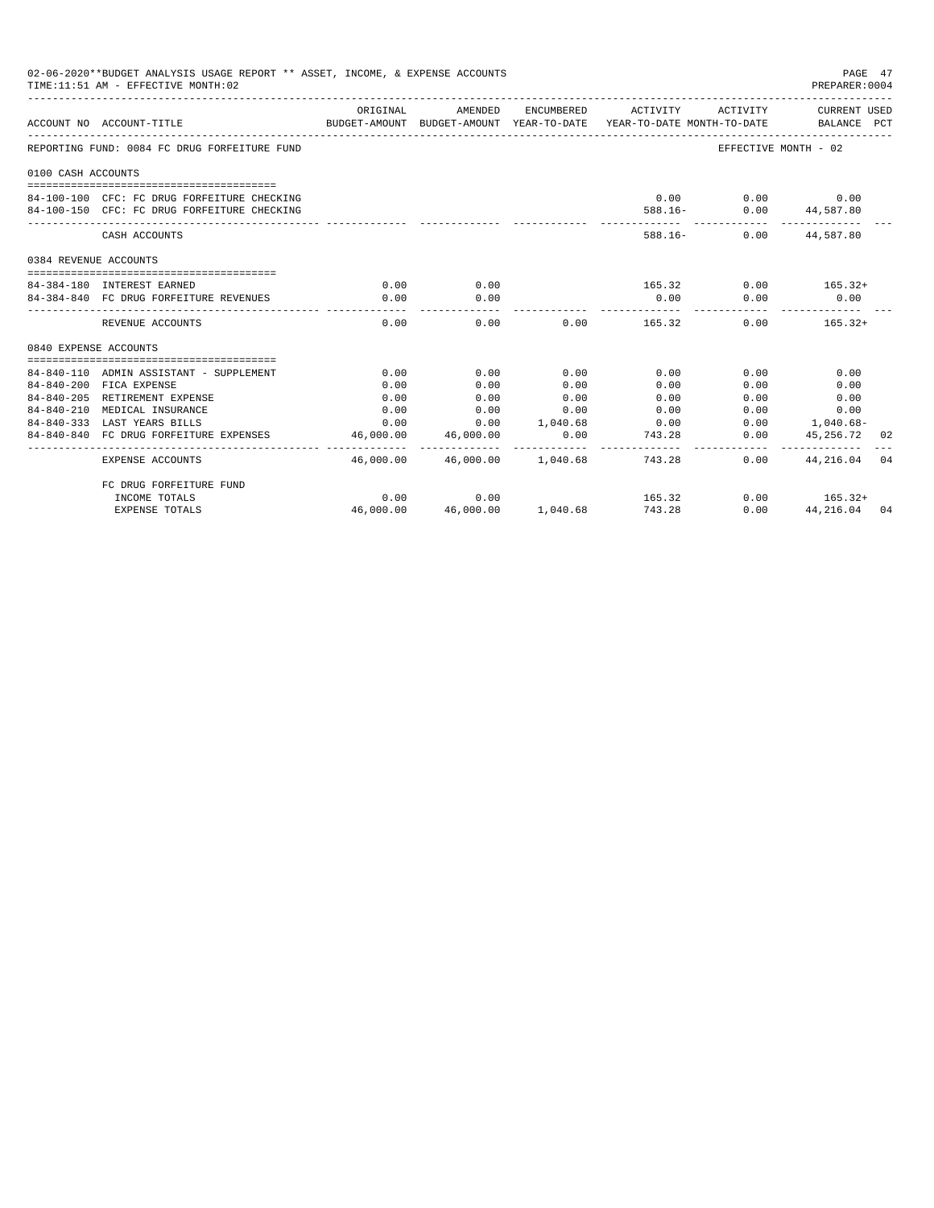02-06-2020**BUDGET ANALYSIS USAGE REPORT ** ASSET, INCOME, & EXPENSE ACCOUNTS
TIME:11:51 AM - EFFECTIVE MONTH:02

PREPARER:0004

| ACCOUNT NO | ACCOUNT-TITLE | ORIGINAL BUDGET-AMOUNT | AMENDED BUDGET-AMOUNT | ENCUMBERED YEAR-TO-DATE | ACTIVITY YEAR-TO-DATE | ACTIVITY MONTH-TO-DATE | CURRENT USED BALANCE | PCT |
|---|---|---|---|---|---|---|---|---|
| REPORTING FUND: 0084 FC DRUG FORFEITURE FUND | | | | | | | EFFECTIVE MONTH - 02 | |
| 0100 CASH ACCOUNTS | | | | | | | | |
| 84-100-100 | CFC: FC DRUG FORFEITURE CHECKING | | | | 0.00 | 0.00 | 0.00 | |
| 84-100-150 | CFC: FC DRUG FORFEITURE CHECKING | | | | 588.16- | 0.00 | 44,587.80 | |
| | CASH ACCOUNTS | | | | 588.16- | 0.00 | 44,587.80 | |
| 0384 REVENUE ACCOUNTS | | | | | | | | |
| 84-384-180 | INTEREST EARNED | 0.00 | 0.00 | | 165.32 | 0.00 | 165.32+ | |
| 84-384-840 | FC DRUG FORFEITURE REVENUES | 0.00 | 0.00 | | 0.00 | 0.00 | 0.00 | |
| | REVENUE ACCOUNTS | 0.00 | 0.00 | 0.00 | 165.32 | 0.00 | 165.32+ | |
| 0840 EXPENSE ACCOUNTS | | | | | | | | |
| 84-840-110 | ADMIN ASSISTANT - SUPPLEMENT | 0.00 | 0.00 | 0.00 | 0.00 | 0.00 | 0.00 | |
| 84-840-200 | FICA EXPENSE | 0.00 | 0.00 | 0.00 | 0.00 | 0.00 | 0.00 | |
| 84-840-205 | RETIREMENT EXPENSE | 0.00 | 0.00 | 0.00 | 0.00 | 0.00 | 0.00 | |
| 84-840-210 | MEDICAL INSURANCE | 0.00 | 0.00 | 0.00 | 0.00 | 0.00 | 0.00 | |
| 84-840-333 | LAST YEARS BILLS | 0.00 | 0.00 | 1,040.68 | 0.00 | 0.00 | 1,040.68- | |
| 84-840-840 | FC DRUG FORFEITURE EXPENSES | 46,000.00 | 46,000.00 | 0.00 | 743.28 | 0.00 | 45,256.72 | 02 |
| | EXPENSE ACCOUNTS | 46,000.00 | 46,000.00 | 1,040.68 | 743.28 | 0.00 | 44,216.04 | 04 |
| | FC DRUG FORFEITURE FUND | | | | | | | |
| | INCOME TOTALS | 0.00 | 0.00 | | 165.32 | 0.00 | 165.32+ | |
| | EXPENSE TOTALS | 46,000.00 | 46,000.00 | 1,040.68 | 743.28 | 0.00 | 44,216.04 | 04 |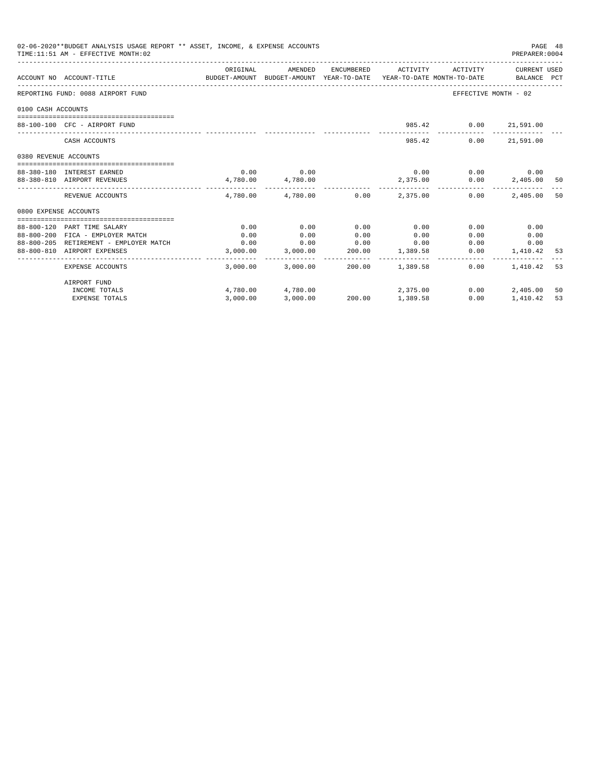02-06-2020**BUDGET ANALYSIS USAGE REPORT ** ASSET, INCOME, & EXPENSE ACCOUNTS

TIME:11:51 AM - EFFECTIVE MONTH:02

REPORTING FUND: 0088 AIRPORT FUND — EFFECTIVE MONTH - 02

| ACCOUNT NO | ACCOUNT-TITLE | ORIGINAL BUDGET-AMOUNT | AMENDED BUDGET-AMOUNT | ENCUMBERED YEAR-TO-DATE | ACTIVITY YEAR-TO-DATE | ACTIVITY MONTH-TO-DATE | CURRENT BALANCE | USED PCT |
|---|---|---|---|---|---|---|---|---|
| **0100 CASH ACCOUNTS** | | | | | | | | |
| 88-100-100 | CFC - AIRPORT FUND | | | | 985.42 | 0.00 | 21,591.00 | |
| | CASH ACCOUNTS | | | | 985.42 | 0.00 | 21,591.00 | |
| **0380 REVENUE ACCOUNTS** | | | | | | | | |
| 88-380-180 | INTEREST EARNED | 0.00 | 0.00 | | 0.00 | 0.00 | 0.00 | |
| 88-380-810 | AIRPORT REVENUES | 4,780.00 | 4,780.00 | | 2,375.00 | 0.00 | 2,405.00 | 50 |
| | REVENUE ACCOUNTS | 4,780.00 | 4,780.00 | 0.00 | 2,375.00 | 0.00 | 2,405.00 | 50 |
| **0800 EXPENSE ACCOUNTS** | | | | | | | | |
| 88-800-120 | PART TIME SALARY | 0.00 | 0.00 | 0.00 | 0.00 | 0.00 | 0.00 | |
| 88-800-200 | FICA - EMPLOYER MATCH | 0.00 | 0.00 | 0.00 | 0.00 | 0.00 | 0.00 | |
| 88-800-205 | RETIREMENT - EMPLOYER MATCH | 0.00 | 0.00 | 0.00 | 0.00 | 0.00 | 0.00 | |
| 88-800-810 | AIRPORT EXPENSES | 3,000.00 | 3,000.00 | 200.00 | 1,389.58 | 0.00 | 1,410.42 | 53 |
| | EXPENSE ACCOUNTS | 3,000.00 | 3,000.00 | 200.00 | 1,389.58 | 0.00 | 1,410.42 | 53 |
| | AIRPORT FUND | | | | | | | |
| | INCOME TOTALS | 4,780.00 | 4,780.00 | | 2,375.00 | 0.00 | 2,405.00 | 50 |
| | EXPENSE TOTALS | 3,000.00 | 3,000.00 | 200.00 | 1,389.58 | 0.00 | 1,410.42 | 53 |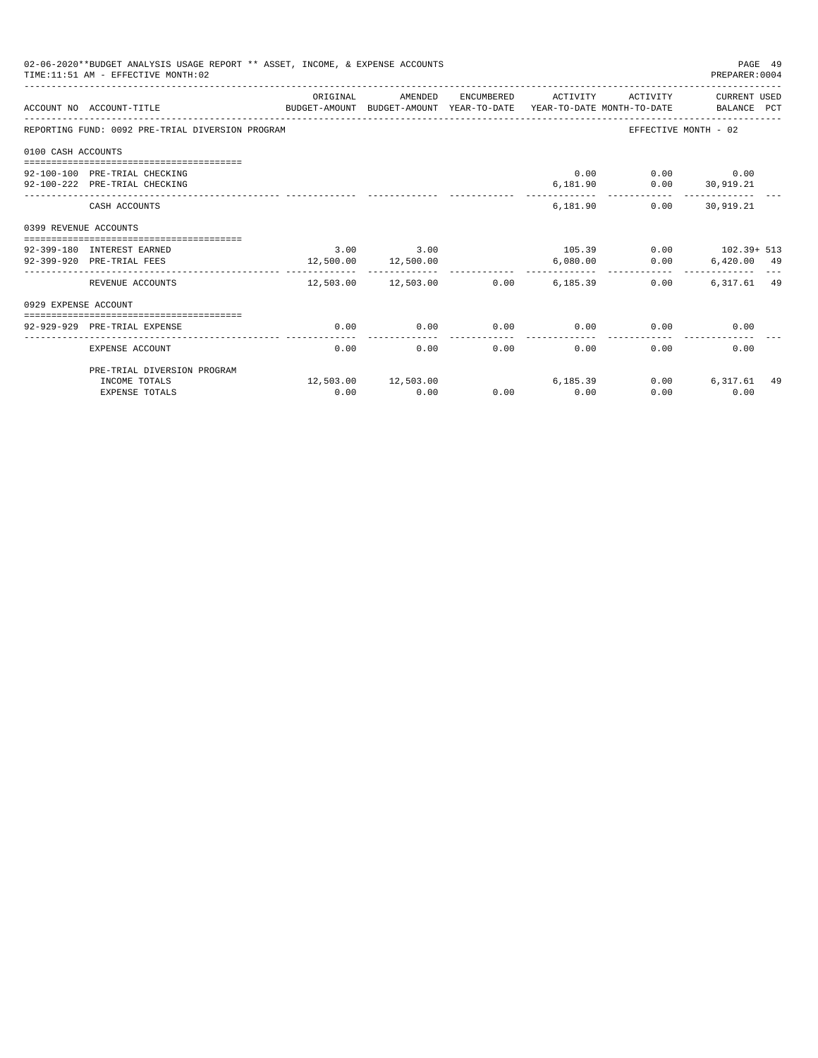02-06-2020**BUDGET ANALYSIS USAGE REPORT ** ASSET, INCOME, & EXPENSE ACCOUNTS

TIME:11:51 AM - EFFECTIVE MONTH:02

PREPARER:0004

| ACCOUNT NO | ACCOUNT-TITLE | ORIGINAL BUDGET-AMOUNT | AMENDED BUDGET-AMOUNT | ENCUMBERED YEAR-TO-DATE | ACTIVITY YEAR-TO-DATE | ACTIVITY MONTH-TO-DATE | CURRENT USED BALANCE | PCT |
|---|---|---|---|---|---|---|---|---|
| REPORTING FUND: 0092 PRE-TRIAL DIVERSION PROGRAM | | | | | | | EFFECTIVE MONTH - 02 | |
| 0100 CASH ACCOUNTS | | | | | | | | |
| 92-100-100 | PRE-TRIAL CHECKING | | | | 0.00 | 0.00 | 0.00 | |
| 92-100-222 | PRE-TRIAL CHECKING | | | | 6,181.90 | 0.00 | 30,919.21 | |
| | CASH ACCOUNTS | | | | 6,181.90 | 0.00 | 30,919.21 | |
| 0399 REVENUE ACCOUNTS | | | | | | | | |
| 92-399-180 | INTEREST EARNED | 3.00 | 3.00 | | 105.39 | 0.00 | 102.39+ | 513 |
| 92-399-920 | PRE-TRIAL FEES | 12,500.00 | 12,500.00 | | 6,080.00 | 0.00 | 6,420.00 | 49 |
| | REVENUE ACCOUNTS | 12,503.00 | 12,503.00 | 0.00 | 6,185.39 | 0.00 | 6,317.61 | 49 |
| 0929 EXPENSE ACCOUNT | | | | | | | | |
| 92-929-929 | PRE-TRIAL EXPENSE | 0.00 | 0.00 | 0.00 | 0.00 | 0.00 | 0.00 | |
| | EXPENSE ACCOUNT | 0.00 | 0.00 | 0.00 | 0.00 | 0.00 | 0.00 | |
| | PRE-TRIAL DIVERSION PROGRAM | | | | | | | |
| | INCOME TOTALS | 12,503.00 | 12,503.00 | | 6,185.39 | 0.00 | 6,317.61 | 49 |
| | EXPENSE TOTALS | 0.00 | 0.00 | 0.00 | 0.00 | 0.00 | 0.00 | |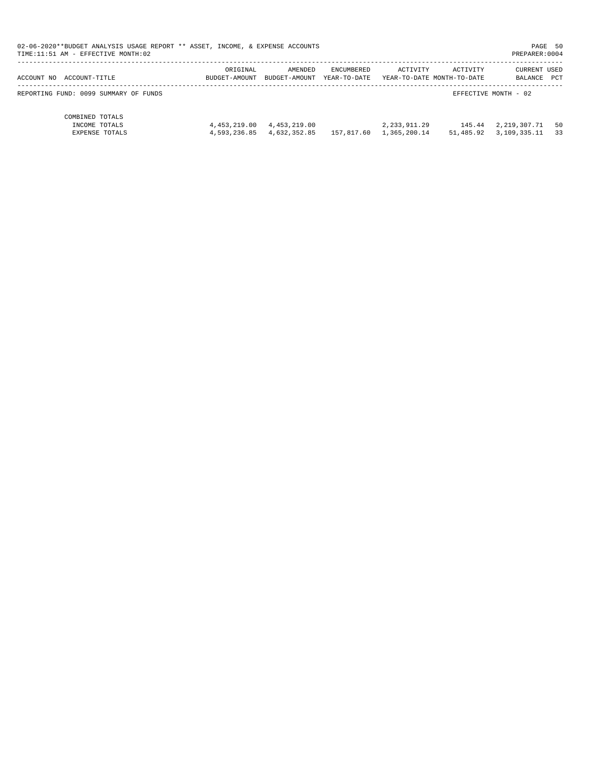| ACCOUNT NO | ACCOUNT-TITLE | ORIGINAL BUDGET-AMOUNT | AMENDED BUDGET-AMOUNT | ENCUMBERED YEAR-TO-DATE | ACTIVITY YEAR-TO-DATE | ACTIVITY MONTH-TO-DATE | CURRENT BALANCE | USED PCT |
|---|---|---|---|---|---|---|---|---|
| REPORTING FUND: 0099 SUMMARY OF FUNDS | | | | | | | EFFECTIVE MONTH - 02 | |
| | COMBINED TOTALS | | | | | | | |
| | INCOME TOTALS | 4,453,219.00 | 4,453,219.00 | | 2,233,911.29 | 145.44 | 2,219,307.71 | 50 |
| | EXPENSE TOTALS | 4,593,236.85 | 4,632,352.85 | 157,817.60 | 1,365,200.14 | 51,485.92 | 3,109,335.11 | 33 |